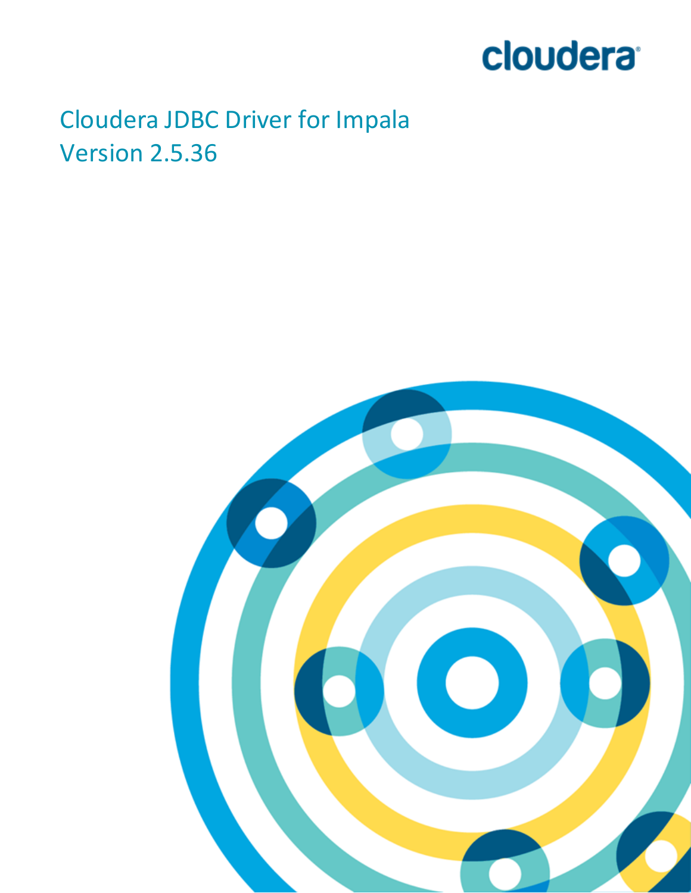cloudera

# Cloudera JDBC Driver for Impala

# Version 2.5.36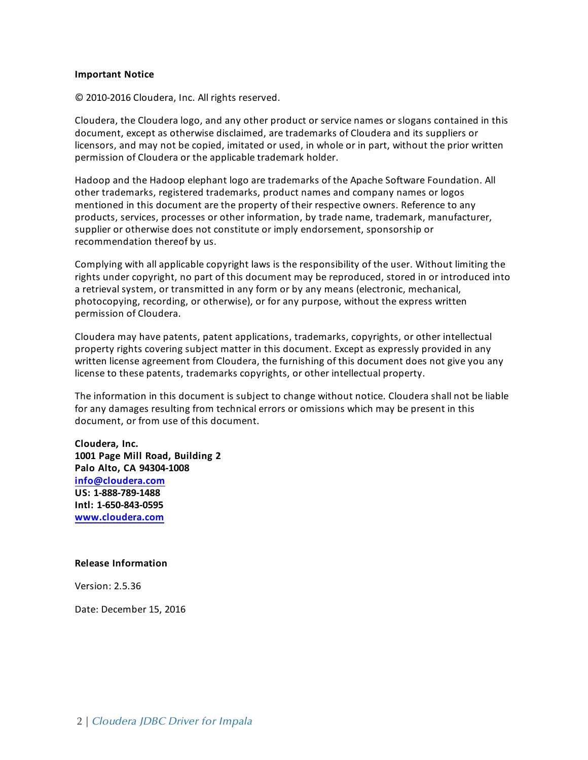**Important Notice**

© 2010-2016 Cloudera, Inc. All rights reserved.

Cloudera, the Cloudera logo, and any other product or service names or slogans contained in this document, except as otherwise disclaimed, are trademarks of Cloudera and its suppliers or licensors, and may not be copied, imitated or used, in whole or in part, without the prior written permission of Cloudera or the applicable trademark holder.

Hadoop and the Hadoop elephant logo are trademarks of the Apache Software Foundation. All other trademarks, registered trademarks, product names and company names or logos mentioned in this document are the property of their respective owners. Reference to any products, services, processes or other information, by trade name, trademark, manufacturer, supplier or otherwise does not constitute or imply endorsement, sponsorship or recommendation thereof by us.

Complying with all applicable copyright laws is the responsibility of the user. Without limiting the rights under copyright, no part of this document may be reproduced, stored in or introduced into a retrieval system, or transmitted in any form or by any means (electronic, mechanical, photocopying, recording, or otherwise), or for any purpose, without the express written permission of Cloudera.

Cloudera may have patents, patent applications, trademarks, copyrights, or other intellectual property rights covering subject matter in this document. Except as expressly provided in any written license agreement from Cloudera, the furnishing of this document does not give you any license to these patents, trademarks copyrights, or other intellectual property.

The information in this document is subject to change without notice. Cloudera shall not be liable for any damages resulting from technical errors or omissions which may be present in this document, or from use of this document.

**Cloudera, Inc.**
**1001 Page Mill Road, Building 2**
**Palo Alto, CA 94304-1008**
**info@cloudera.com**
**US: 1-888-789-1488**
**Intl: 1-650-843-0595**
**www.cloudera.com**

**Release Information**

Version: 2.5.36

Date: December 15, 2016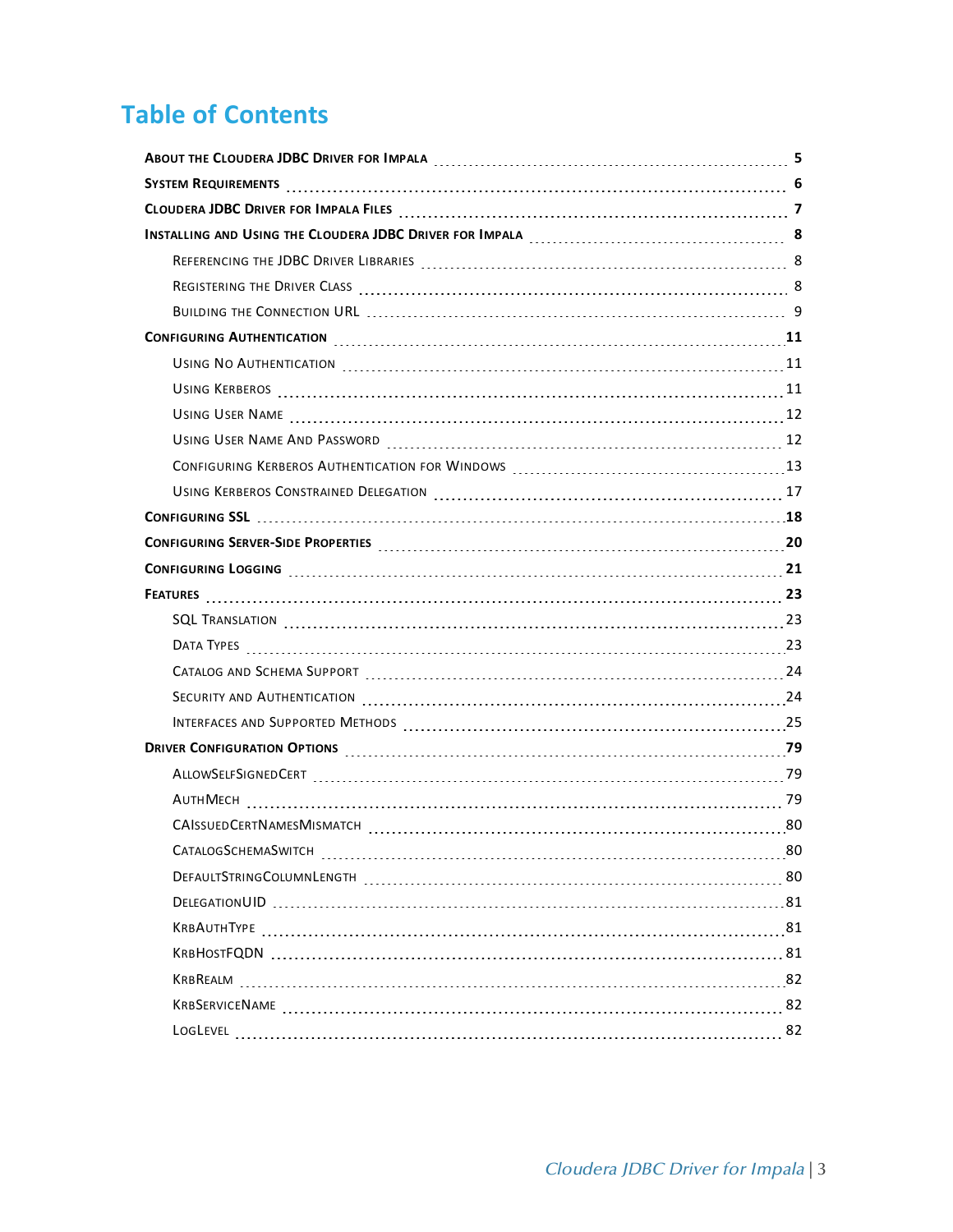# Table of Contents

- **About the Cloudera JDBC Driver for Impala** 5
- **System Requirements** 6
- **Cloudera JDBC Driver for Impala Files** 7
- **Installing and Using the Cloudera JDBC Driver for Impala** 8
  - Referencing the JDBC Driver Libraries 8
  - Registering the Driver Class 8
  - Building the Connection URL 9
- **Configuring Authentication** 11
  - Using No Authentication 11
  - Using Kerberos 11
  - Using User Name 12
  - Using User Name And Password 12
  - Configuring Kerberos Authentication for Windows 13
  - Using Kerberos Constrained Delegation 17
- **Configuring SSL** 18
- **Configuring Server-Side Properties** 20
- **Configuring Logging** 21
- **Features** 23
  - SQL Translation 23
  - Data Types 23
  - Catalog and Schema Support 24
  - Security and Authentication 24
  - Interfaces and Supported Methods 25
- **Driver Configuration Options** 79
  - AllowSelfSignedCert 79
  - AuthMech 79
  - CAIssuedCertNamesMismatch 80
  - CatalogSchemaSwitch 80
  - DefaultStringColumnLength 80
  - DelegationUID 81
  - KrbAuthType 81
  - KrbHostFQDN 81
  - KrbRealm 82
  - KrbServiceName 82
  - LogLevel 82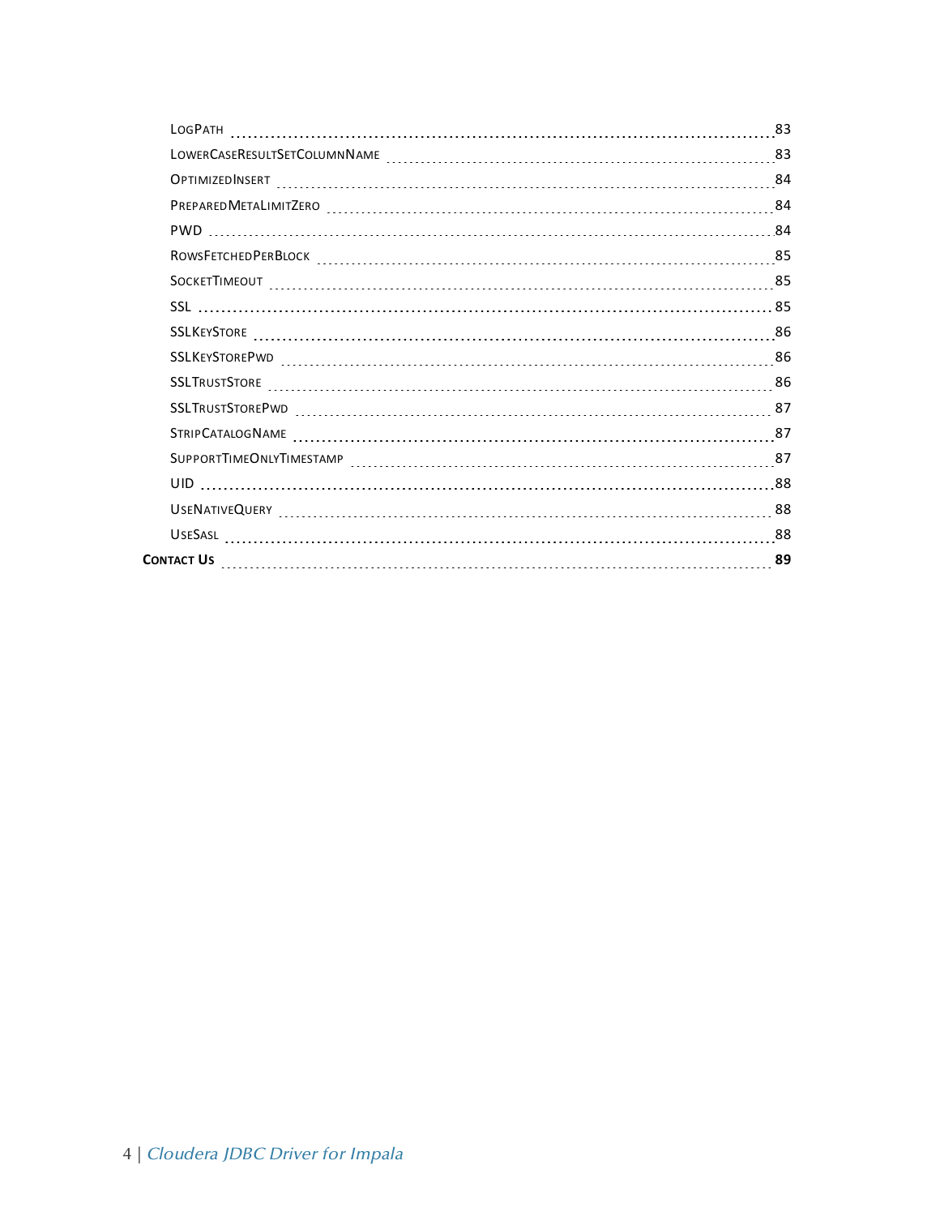- LogPath ... 83
- LowerCaseResultSetColumnName ... 83
- OptimizedInsert ... 84
- PreparedMetaLimitZero ... 84
- PWD ... 84
- RowsFetchedPerBlock ... 85
- SocketTimeout ... 85
- SSL ... 85
- SSLKeyStore ... 86
- SSLKeyStorePwd ... 86
- SSLTrustStore ... 86
- SSLTrustStorePwd ... 87
- StripCatalogName ... 87
- SupportTimeOnlyTimestamp ... 87
- UID ... 88
- UseNativeQuery ... 88
- UseSasl ... 88

**Contact Us ... 89**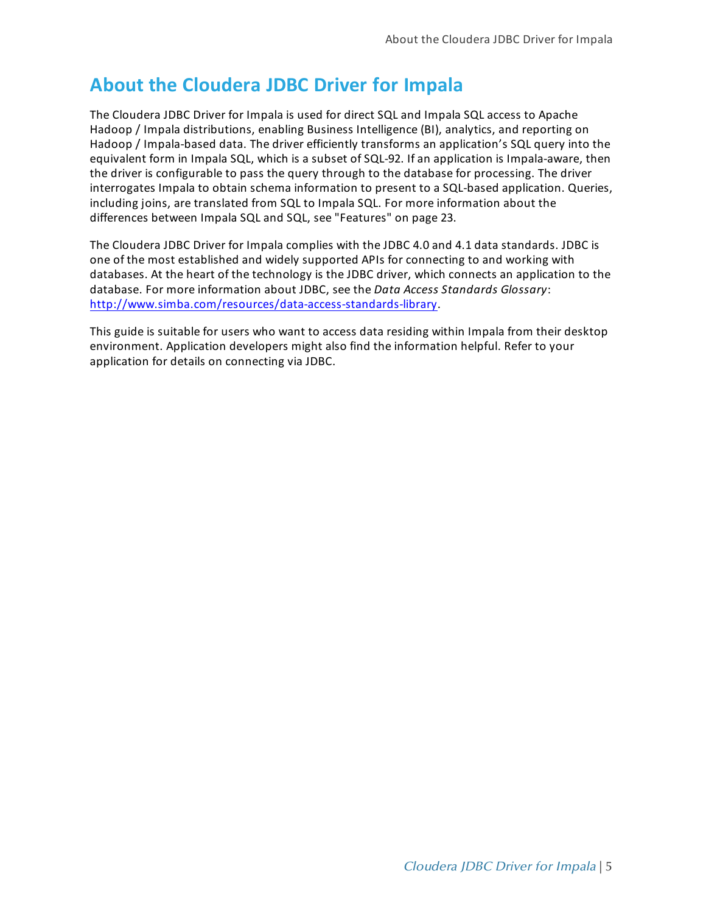# About the Cloudera JDBC Driver for Impala

The Cloudera JDBC Driver for Impala is used for direct SQL and Impala SQL access to Apache Hadoop / Impala distributions, enabling Business Intelligence (BI), analytics, and reporting on Hadoop / Impala-based data. The driver efficiently transforms an application's SQL query into the equivalent form in Impala SQL, which is a subset of SQL-92. If an application is Impala-aware, then the driver is configurable to pass the query through to the database for processing. The driver interrogates Impala to obtain schema information to present to a SQL-based application. Queries, including joins, are translated from SQL to Impala SQL. For more information about the differences between Impala SQL and SQL, see "Features" on page 23.

The Cloudera JDBC Driver for Impala complies with the JDBC 4.0 and 4.1 data standards. JDBC is one of the most established and widely supported APIs for connecting to and working with databases. At the heart of the technology is the JDBC driver, which connects an application to the database. For more information about JDBC, see the *Data Access Standards Glossary*: [http://www.simba.com/resources/data-access-standards-library](http://www.simba.com/resources/data-access-standards-library).

This guide is suitable for users who want to access data residing within Impala from their desktop environment. Application developers might also find the information helpful. Refer to your application for details on connecting via JDBC.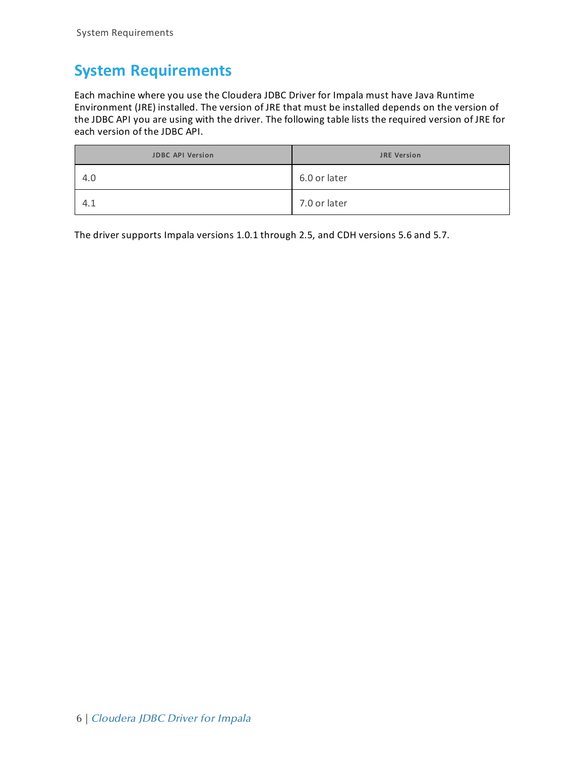# System Requirements

Each machine where you use the Cloudera JDBC Driver for Impala must have Java Runtime Environment (JRE) installed. The version of JRE that must be installed depends on the version of the JDBC API you are using with the driver. The following table lists the required version of JRE for each version of the JDBC API.

| JDBC API Version | JRE Version |
|---|---|
| 4.0 | 6.0 or later |
| 4.1 | 7.0 or later |

The driver supports Impala versions 1.0.1 through 2.5, and CDH versions 5.6 and 5.7.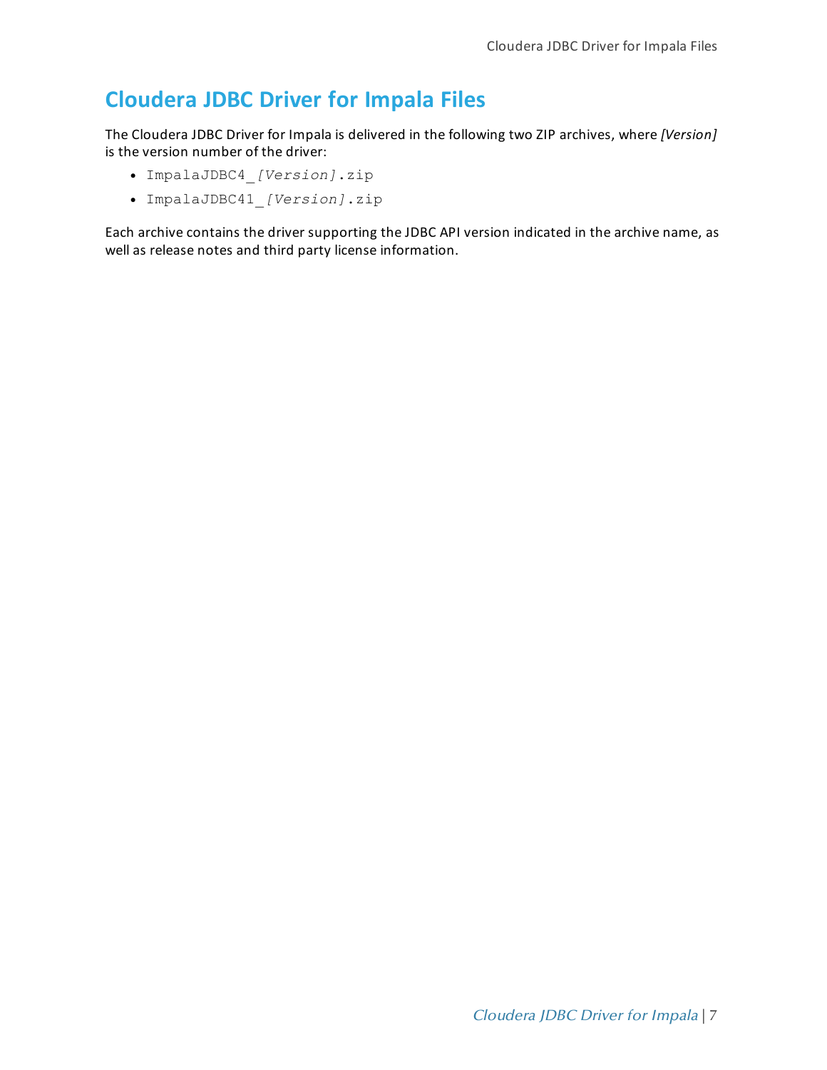# Cloudera JDBC Driver for Impala Files

The Cloudera JDBC Driver for Impala is delivered in the following two ZIP archives, where *[Version]* is the version number of the driver:

- `ImpalaJDBC4_`*`[Version]`*`.zip`
- `ImpalaJDBC41_`*`[Version]`*`.zip`

Each archive contains the driver supporting the JDBC API version indicated in the archive name, as well as release notes and third party license information.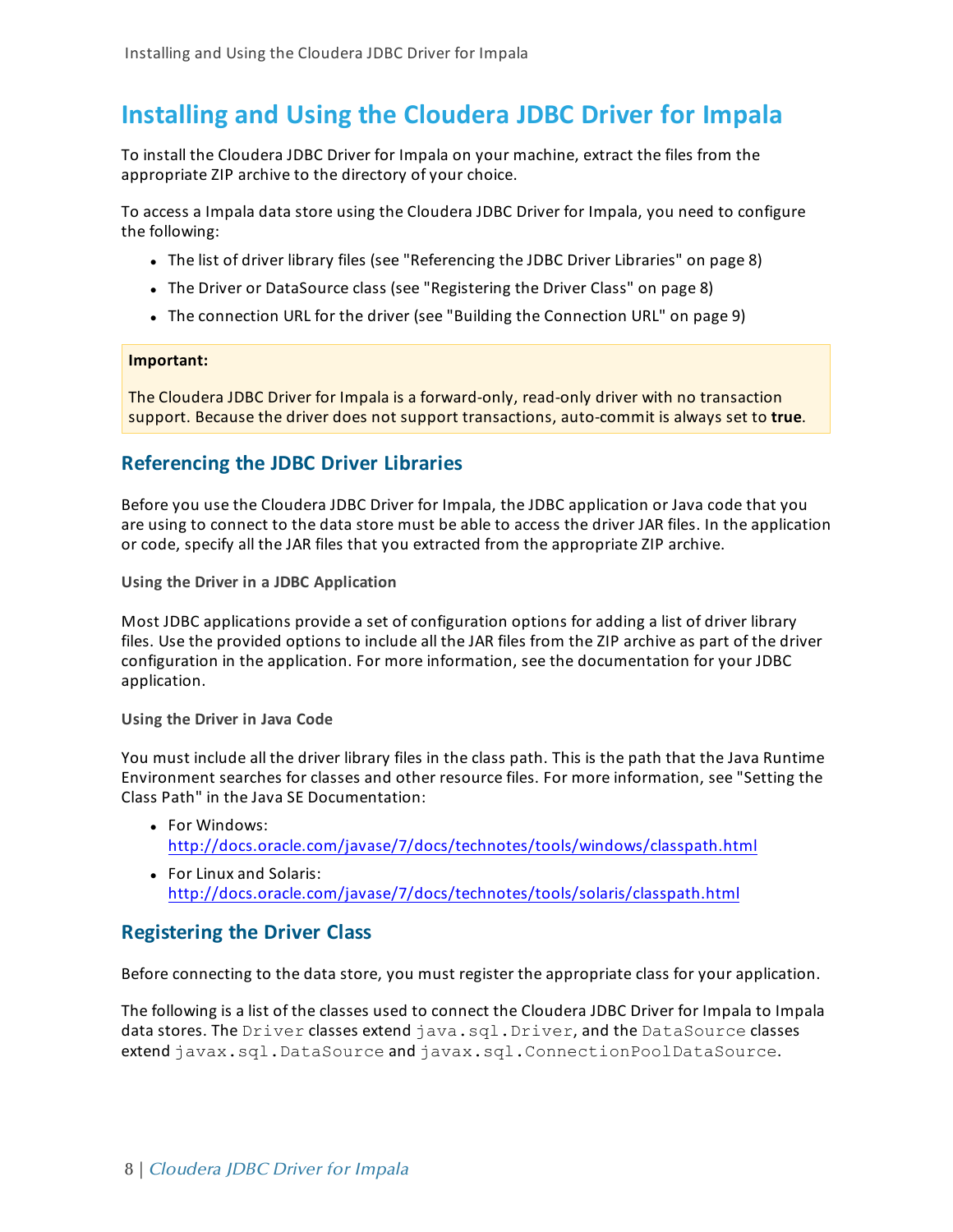# Installing and Using the Cloudera JDBC Driver for Impala

To install the Cloudera JDBC Driver for Impala on your machine, extract the files from the appropriate ZIP archive to the directory of your choice.

To access a Impala data store using the Cloudera JDBC Driver for Impala, you need to configure the following:

- The list of driver library files (see "Referencing the JDBC Driver Libraries" on page 8)
- The Driver or DataSource class (see "Registering the Driver Class" on page 8)
- The connection URL for the driver (see "Building the Connection URL" on page 9)

> **Important:**
>
> The Cloudera JDBC Driver for Impala is a forward-only, read-only driver with no transaction support. Because the driver does not support transactions, auto-commit is always set to **true**.

## Referencing the JDBC Driver Libraries

Before you use the Cloudera JDBC Driver for Impala, the JDBC application or Java code that you are using to connect to the data store must be able to access the driver JAR files. In the application or code, specify all the JAR files that you extracted from the appropriate ZIP archive.

#### Using the Driver in a JDBC Application

Most JDBC applications provide a set of configuration options for adding a list of driver library files. Use the provided options to include all the JAR files from the ZIP archive as part of the driver configuration in the application. For more information, see the documentation for your JDBC application.

#### Using the Driver in Java Code

You must include all the driver library files in the class path. This is the path that the Java Runtime Environment searches for classes and other resource files. For more information, see "Setting the Class Path" in the Java SE Documentation:

- For Windows:
  http://docs.oracle.com/javase/7/docs/technotes/tools/windows/classpath.html
- For Linux and Solaris:
  http://docs.oracle.com/javase/7/docs/technotes/tools/solaris/classpath.html

## Registering the Driver Class

Before connecting to the data store, you must register the appropriate class for your application.

The following is a list of the classes used to connect the Cloudera JDBC Driver for Impala to Impala data stores. The `Driver` classes extend `java.sql.Driver`, and the `DataSource` classes extend `javax.sql.DataSource` and `javax.sql.ConnectionPoolDataSource`.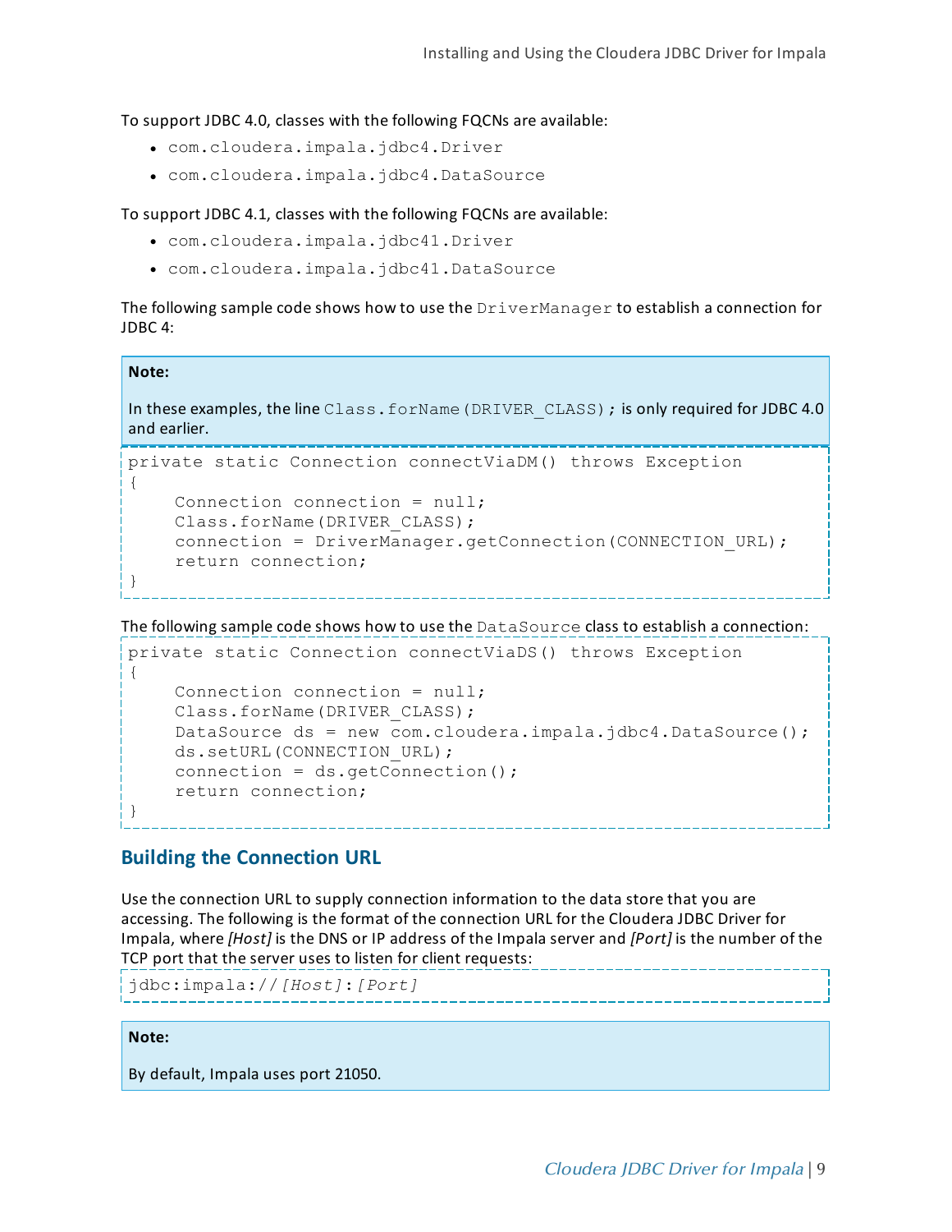To support JDBC 4.0, classes with the following FQCNs are available:

- `com.cloudera.impala.jdbc4.Driver`
- `com.cloudera.impala.jdbc4.DataSource`

To support JDBC 4.1, classes with the following FQCNs are available:

- `com.cloudera.impala.jdbc41.Driver`
- `com.cloudera.impala.jdbc41.DataSource`

The following sample code shows how to use the `DriverManager` to establish a connection for JDBC 4:

> **Note:**
>
> In these examples, the line `Class.forName(DRIVER_CLASS);` is only required for JDBC 4.0 and earlier.

```
private static Connection connectViaDM() throws Exception
{
     Connection connection = null;
     Class.forName(DRIVER_CLASS);
     connection = DriverManager.getConnection(CONNECTION_URL);
     return connection;
}
```

The following sample code shows how to use the `DataSource` class to establish a connection:

```
private static Connection connectViaDS() throws Exception
{
     Connection connection = null;
     Class.forName(DRIVER_CLASS);
     DataSource ds = new com.cloudera.impala.jdbc4.DataSource();
     ds.setURL(CONNECTION_URL);
     connection = ds.getConnection();
     return connection;
}
```

## Building the Connection URL

Use the connection URL to supply connection information to the data store that you are accessing. The following is the format of the connection URL for the Cloudera JDBC Driver for Impala, where *[Host]* is the DNS or IP address of the Impala server and *[Port]* is the number of the TCP port that the server uses to listen for client requests:

```
jdbc:impala://[Host]:[Port]
```

> **Note:**
>
> By default, Impala uses port 21050.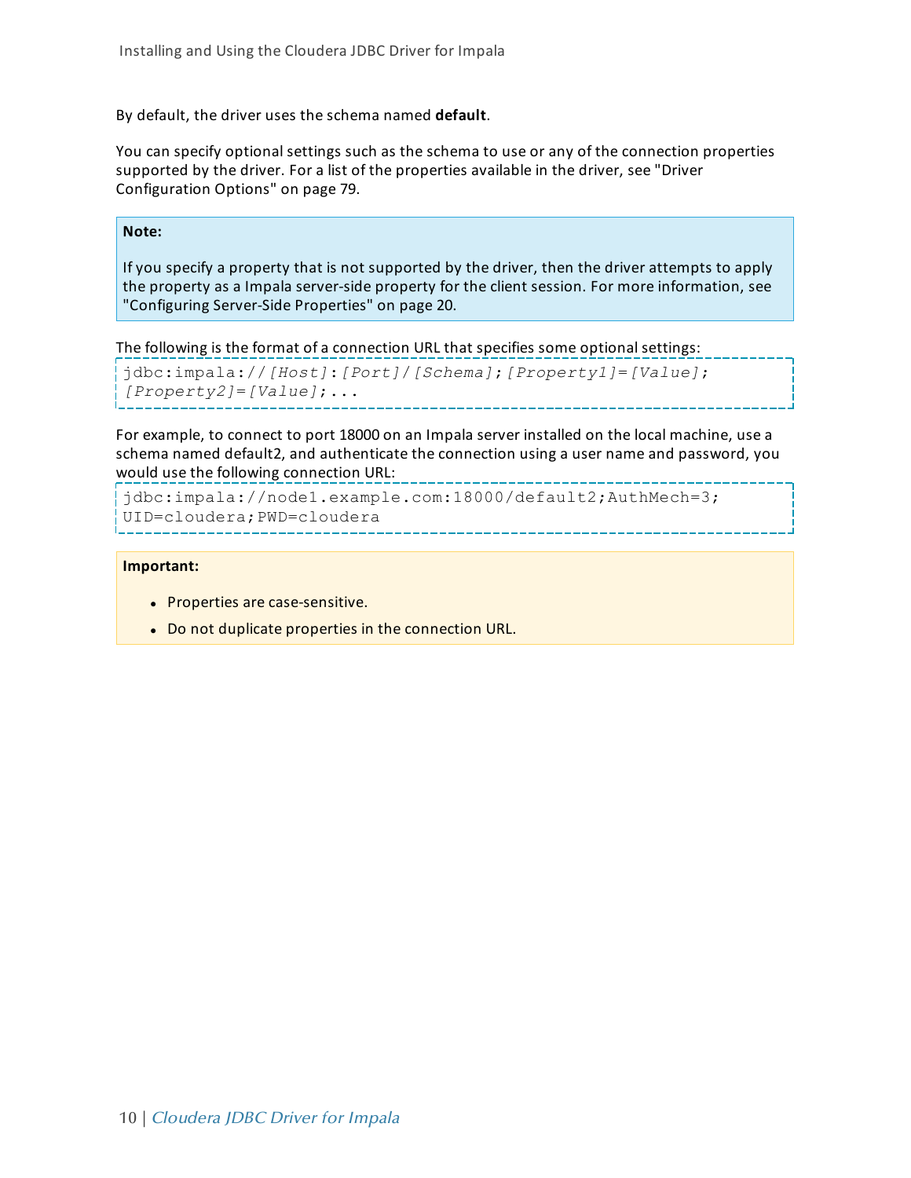By default, the driver uses the schema named **default**.

You can specify optional settings such as the schema to use or any of the connection properties supported by the driver. For a list of the properties available in the driver, see "Driver Configuration Options" on page 79.

> **Note:**
>
> If you specify a property that is not supported by the driver, then the driver attempts to apply the property as a Impala server-side property for the client session. For more information, see "Configuring Server-Side Properties" on page 20.

The following is the format of a connection URL that specifies some optional settings:

```
jdbc:impala://[Host]:[Port]/[Schema];[Property1]=[Value];
[Property2]=[Value];...
```

For example, to connect to port 18000 on an Impala server installed on the local machine, use a schema named default2, and authenticate the connection using a user name and password, you would use the following connection URL:

```
jdbc:impala://node1.example.com:18000/default2;AuthMech=3;
UID=cloudera;PWD=cloudera
```

> **Important:**
>
> - Properties are case-sensitive.
> - Do not duplicate properties in the connection URL.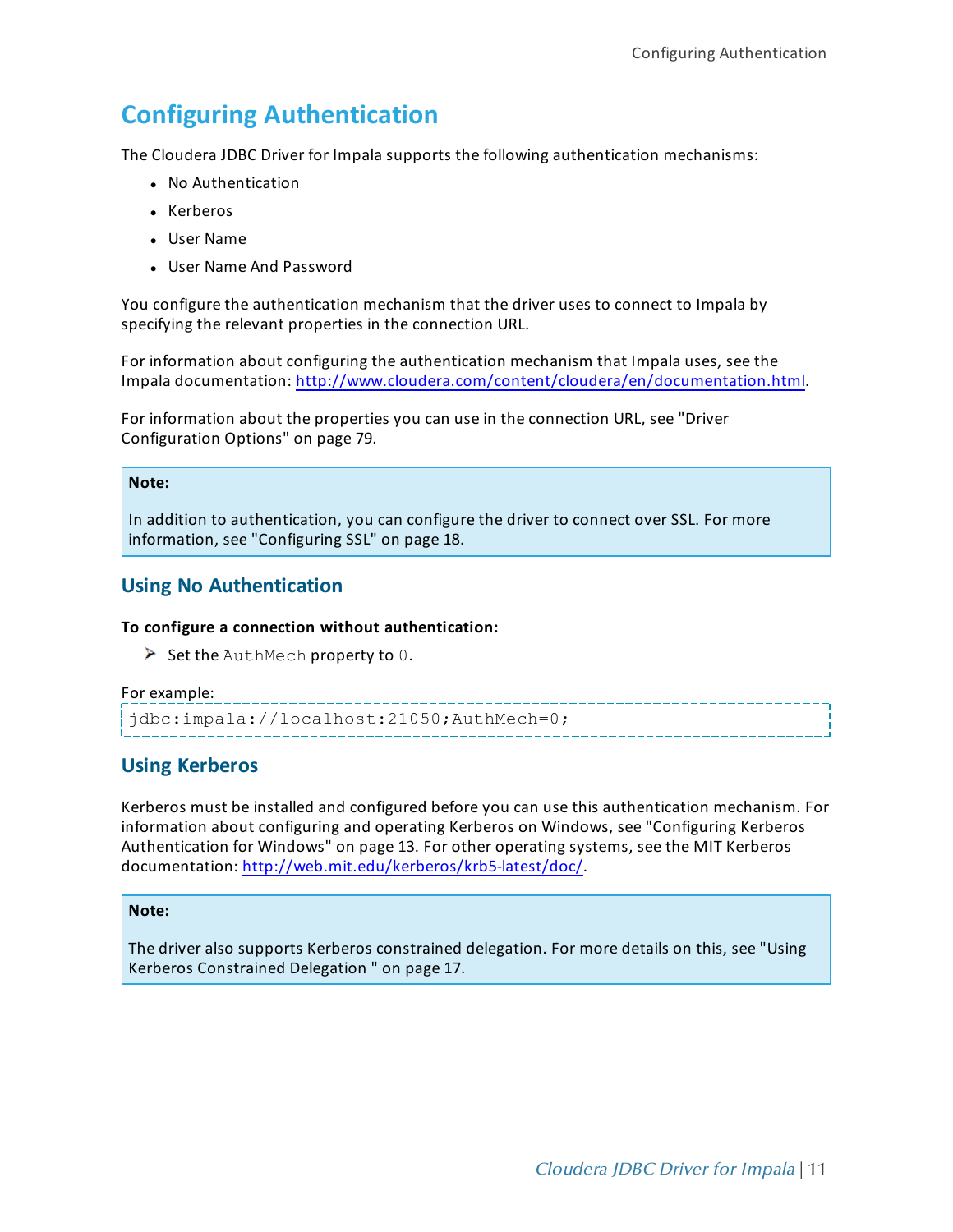# Configuring Authentication

The Cloudera JDBC Driver for Impala supports the following authentication mechanisms:

- No Authentication
- Kerberos
- User Name
- User Name And Password

You configure the authentication mechanism that the driver uses to connect to Impala by specifying the relevant properties in the connection URL.

For information about configuring the authentication mechanism that Impala uses, see the Impala documentation: http://www.cloudera.com/content/cloudera/en/documentation.html.

For information about the properties you can use in the connection URL, see "Driver Configuration Options" on page 79.

> **Note:**
>
> In addition to authentication, you can configure the driver to connect over SSL. For more information, see "Configuring SSL" on page 18.

## Using No Authentication

**To configure a connection without authentication:**

- Set the `AuthMech` property to `0`.

For example:

```
jdbc:impala://localhost:21050;AuthMech=0;
```

## Using Kerberos

Kerberos must be installed and configured before you can use this authentication mechanism. For information about configuring and operating Kerberos on Windows, see "Configuring Kerberos Authentication for Windows" on page 13. For other operating systems, see the MIT Kerberos documentation: http://web.mit.edu/kerberos/krb5-latest/doc/.

> **Note:**
>
> The driver also supports Kerberos constrained delegation. For more details on this, see "Using Kerberos Constrained Delegation " on page 17.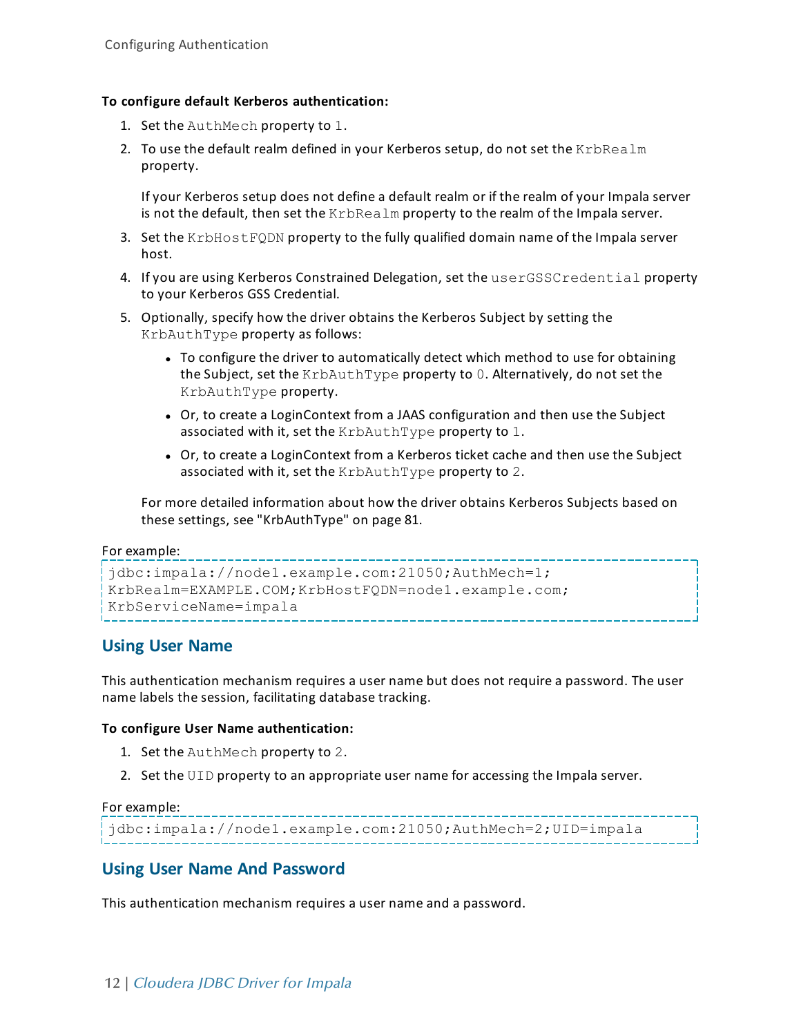**To configure default Kerberos authentication:**

1. Set the `AuthMech` property to `1`.
2. To use the default realm defined in your Kerberos setup, do not set the `KrbRealm` property.

   If your Kerberos setup does not define a default realm or if the realm of your Impala server is not the default, then set the `KrbRealm` property to the realm of the Impala server.
3. Set the `KrbHostFQDN` property to the fully qualified domain name of the Impala server host.
4. If you are using Kerberos Constrained Delegation, set the `userGSSCredential` property to your Kerberos GSS Credential.
5. Optionally, specify how the driver obtains the Kerberos Subject by setting the `KrbAuthType` property as follows:
   - To configure the driver to automatically detect which method to use for obtaining the Subject, set the `KrbAuthType` property to `0`. Alternatively, do not set the `KrbAuthType` property.
   - Or, to create a LoginContext from a JAAS configuration and then use the Subject associated with it, set the `KrbAuthType` property to `1`.
   - Or, to create a LoginContext from a Kerberos ticket cache and then use the Subject associated with it, set the `KrbAuthType` property to `2`.

   For more detailed information about how the driver obtains Kerberos Subjects based on these settings, see "KrbAuthType" on page 81.

For example:

```
jdbc:impala://node1.example.com:21050;AuthMech=1;
KrbRealm=EXAMPLE.COM;KrbHostFQDN=node1.example.com;
KrbServiceName=impala
```

## Using User Name

This authentication mechanism requires a user name but does not require a password. The user name labels the session, facilitating database tracking.

**To configure User Name authentication:**

1. Set the `AuthMech` property to `2`.
2. Set the `UID` property to an appropriate user name for accessing the Impala server.

For example:

```
jdbc:impala://node1.example.com:21050;AuthMech=2;UID=impala
```

## Using User Name And Password

This authentication mechanism requires a user name and a password.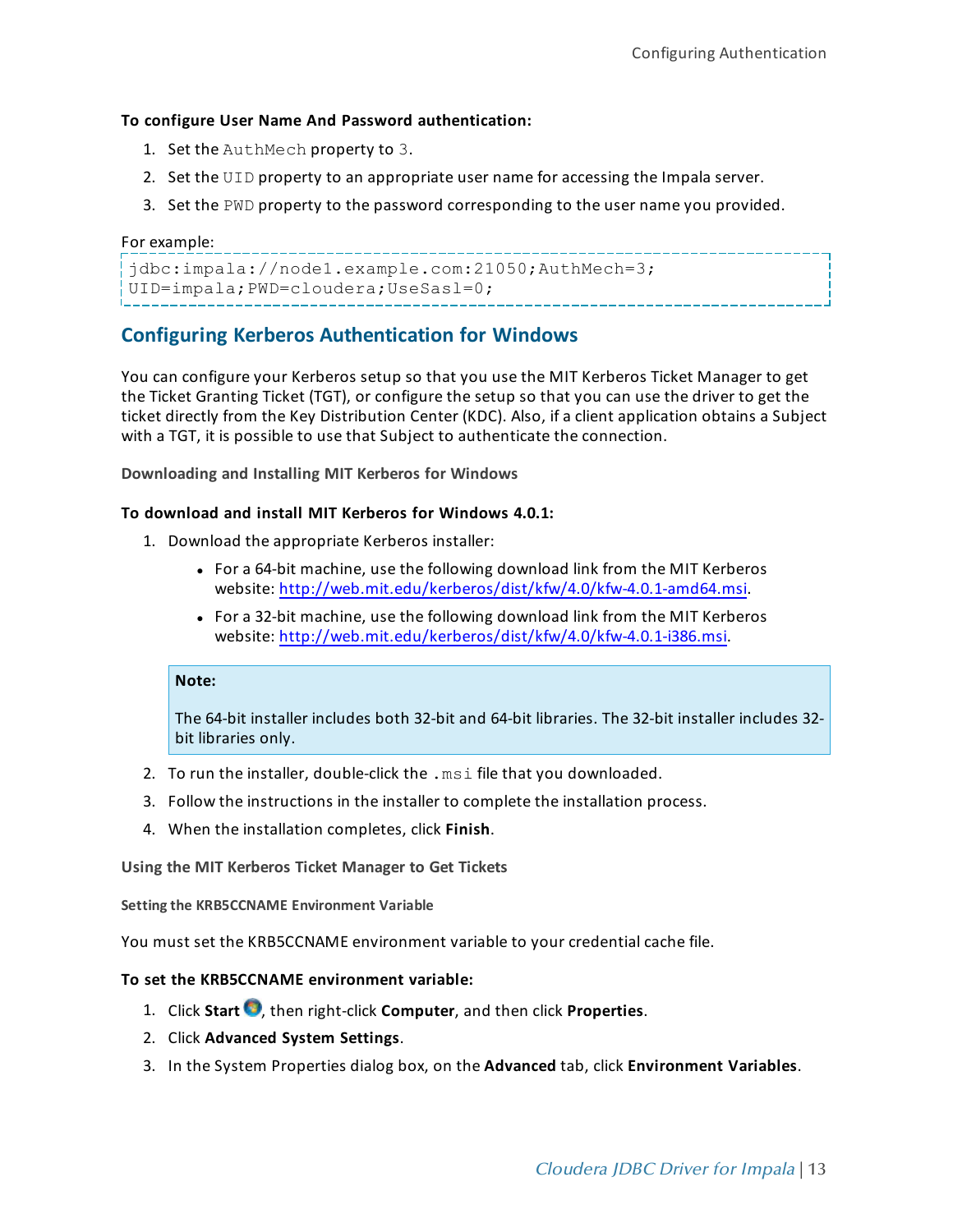**To configure User Name And Password authentication:**

1. Set the `AuthMech` property to `3`.
2. Set the `UID` property to an appropriate user name for accessing the Impala server.
3. Set the `PWD` property to the password corresponding to the user name you provided.

For example:

```
jdbc:impala://node1.example.com:21050;AuthMech=3;
UID=impala;PWD=cloudera;UseSasl=0;
```

## Configuring Kerberos Authentication for Windows

You can configure your Kerberos setup so that you use the MIT Kerberos Ticket Manager to get the Ticket Granting Ticket (TGT), or configure the setup so that you can use the driver to get the ticket directly from the Key Distribution Center (KDC). Also, if a client application obtains a Subject with a TGT, it is possible to use that Subject to authenticate the connection.

### Downloading and Installing MIT Kerberos for Windows

**To download and install MIT Kerberos for Windows 4.0.1:**

1. Download the appropriate Kerberos installer:
   - For a 64-bit machine, use the following download link from the MIT Kerberos website: http://web.mit.edu/kerberos/dist/kfw/4.0/kfw-4.0.1-amd64.msi.
   - For a 32-bit machine, use the following download link from the MIT Kerberos website: http://web.mit.edu/kerberos/dist/kfw/4.0/kfw-4.0.1-i386.msi.

   > **Note:**
   >
   > The 64-bit installer includes both 32-bit and 64-bit libraries. The 32-bit installer includes 32-bit libraries only.

2. To run the installer, double-click the `.msi` file that you downloaded.
3. Follow the instructions in the installer to complete the installation process.
4. When the installation completes, click **Finish**.

### Using the MIT Kerberos Ticket Manager to Get Tickets

#### Setting the KRB5CCNAME Environment Variable

You must set the KRB5CCNAME environment variable to your credential cache file.

**To set the KRB5CCNAME environment variable:**

1. Click **Start**, then right-click **Computer**, and then click **Properties**.
2. Click **Advanced System Settings**.
3. In the System Properties dialog box, on the **Advanced** tab, click **Environment Variables**.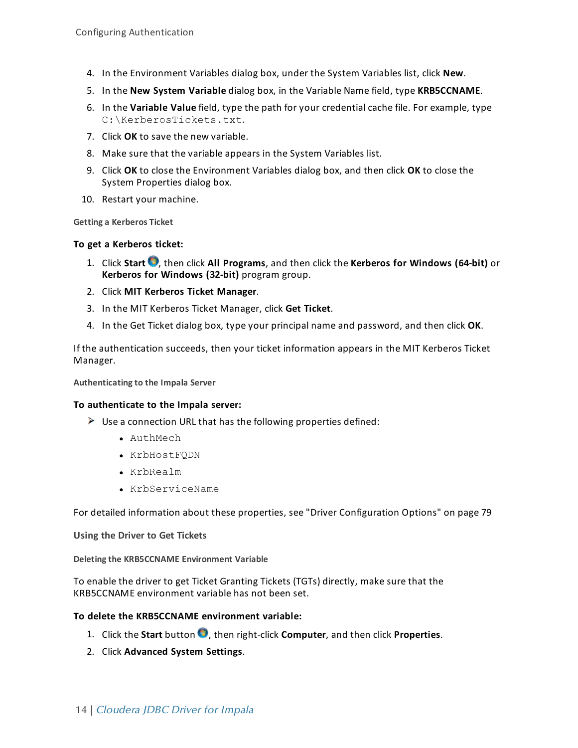4. In the Environment Variables dialog box, under the System Variables list, click **New**.
5. In the **New System Variable** dialog box, in the Variable Name field, type **KRB5CCNAME**.
6. In the **Variable Value** field, type the path for your credential cache file. For example, type `C:\KerberosTickets.txt`.
7. Click **OK** to save the new variable.
8. Make sure that the variable appears in the System Variables list.
9. Click **OK** to close the Environment Variables dialog box, and then click **OK** to close the System Properties dialog box.
10. Restart your machine.

##### Getting a Kerberos Ticket

**To get a Kerberos ticket:**

1. Click **Start**, then click **All Programs**, and then click the **Kerberos for Windows (64-bit)** or **Kerberos for Windows (32-bit)** program group.
2. Click **MIT Kerberos Ticket Manager**.
3. In the MIT Kerberos Ticket Manager, click **Get Ticket**.
4. In the Get Ticket dialog box, type your principal name and password, and then click **OK**.

If the authentication succeeds, then your ticket information appears in the MIT Kerberos Ticket Manager.

##### Authenticating to the Impala Server

**To authenticate to the Impala server:**

- Use a connection URL that has the following properties defined:
  - `AuthMech`
  - `KrbHostFQDN`
  - `KrbRealm`
  - `KrbServiceName`

For detailed information about these properties, see "Driver Configuration Options" on page 79

#### Using the Driver to Get Tickets

##### Deleting the KRB5CCNAME Environment Variable

To enable the driver to get Ticket Granting Tickets (TGTs) directly, make sure that the KRB5CCNAME environment variable has not been set.

**To delete the KRB5CCNAME environment variable:**

1. Click the **Start** button, then right-click **Computer**, and then click **Properties**.
2. Click **Advanced System Settings**.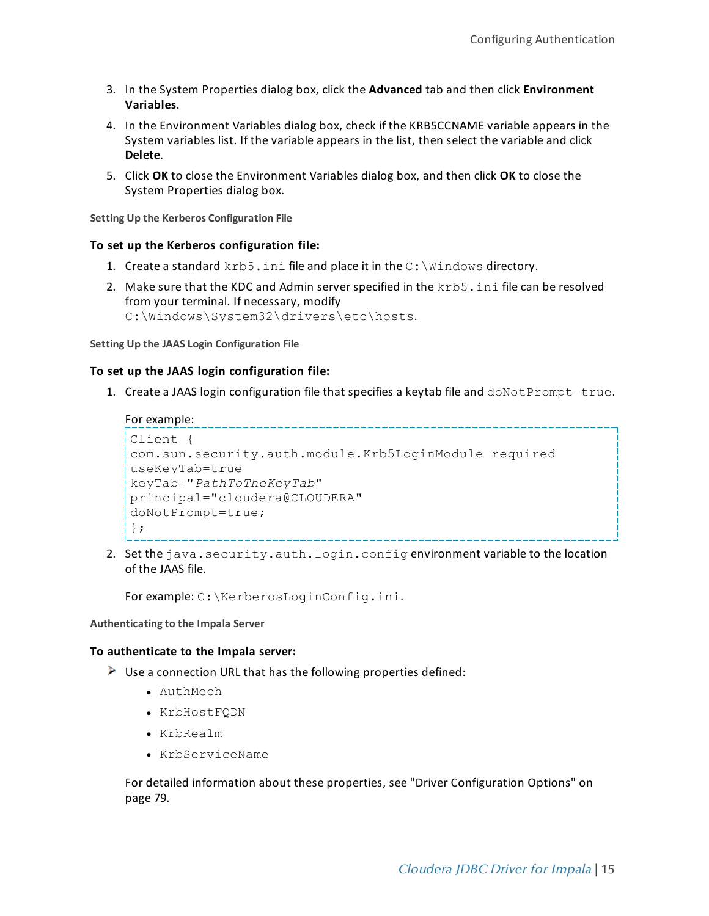3. In the System Properties dialog box, click the **Advanced** tab and then click **Environment Variables**.
4. In the Environment Variables dialog box, check if the KRB5CCNAME variable appears in the System variables list. If the variable appears in the list, then select the variable and click **Delete**.
5. Click **OK** to close the Environment Variables dialog box, and then click **OK** to close the System Properties dialog box.

#### Setting Up the Kerberos Configuration File

**To set up the Kerberos configuration file:**

1. Create a standard `krb5.ini` file and place it in the `C:\Windows` directory.
2. Make sure that the KDC and Admin server specified in the `krb5.ini` file can be resolved from your terminal. If necessary, modify `C:\Windows\System32\drivers\etc\hosts`.

#### Setting Up the JAAS Login Configuration File

**To set up the JAAS login configuration file:**

1. Create a JAAS login configuration file that specifies a keytab file and `doNotPrompt=true`.

   For example:

   ```
   Client {
   com.sun.security.auth.module.Krb5LoginModule required
   useKeyTab=true
   keyTab="PathToTheKeyTab"
   principal="cloudera@CLOUDERA"
   doNotPrompt=true;
   };
   ```

2. Set the `java.security.auth.login.config` environment variable to the location of the JAAS file.

   For example: `C:\KerberosLoginConfig.ini`.

#### Authenticating to the Impala Server

**To authenticate to the Impala server:**

- Use a connection URL that has the following properties defined:
  - `AuthMech`
  - `KrbHostFQDN`
  - `KrbRealm`
  - `KrbServiceName`

  For detailed information about these properties, see "Driver Configuration Options" on page 79.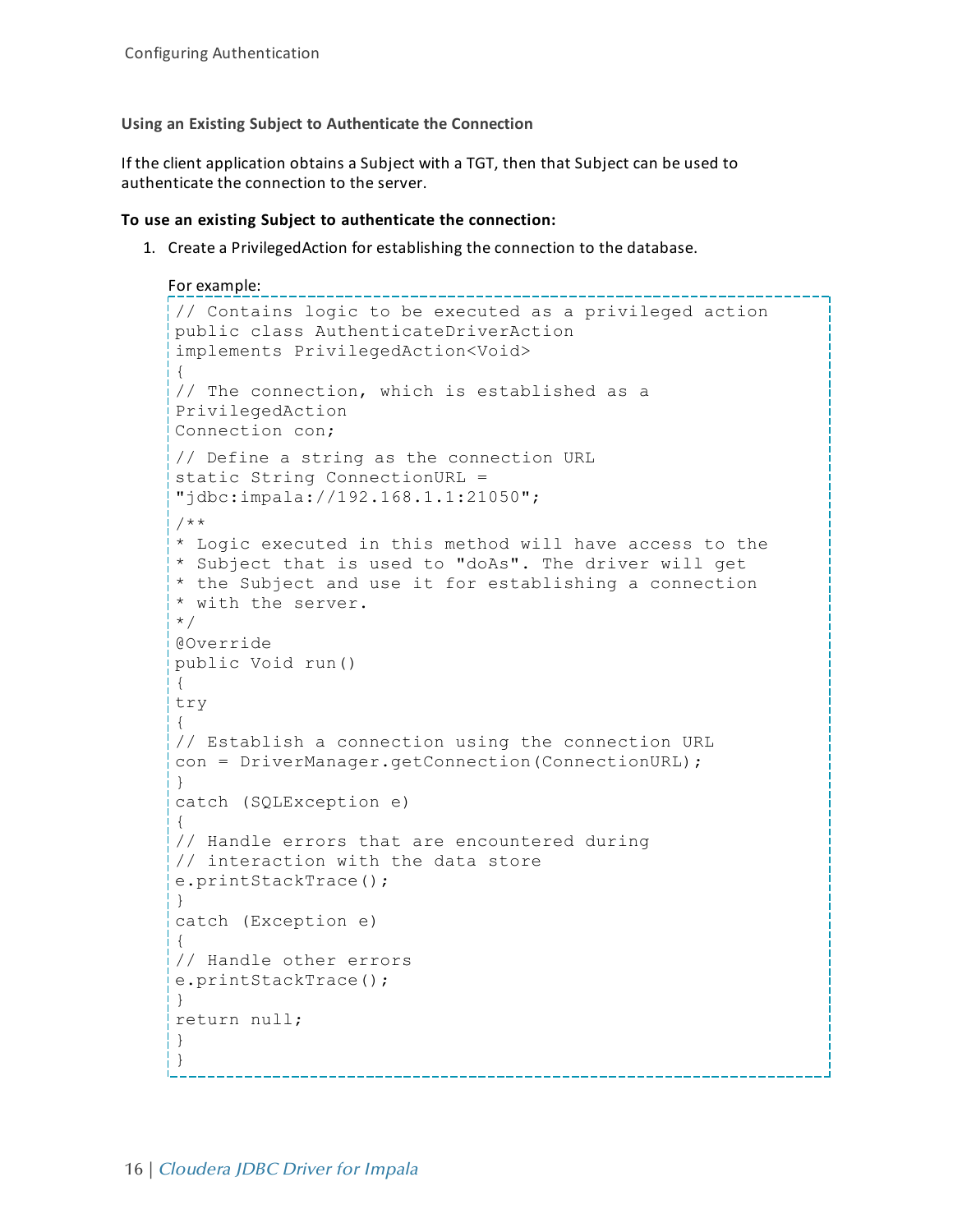#### Using an Existing Subject to Authenticate the Connection

If the client application obtains a Subject with a TGT, then that Subject can be used to authenticate the connection to the server.

**To use an existing Subject to authenticate the connection:**

1. Create a PrivilegedAction for establishing the connection to the database.

   For example:

```
// Contains logic to be executed as a privileged action
public class AuthenticateDriverAction
implements PrivilegedAction<Void>
{
// The connection, which is established as a
PrivilegedAction
Connection con;
// Define a string as the connection URL
static String ConnectionURL =
"jdbc:impala://192.168.1.1:21050";
/**
* Logic executed in this method will have access to the
* Subject that is used to "doAs". The driver will get
* the Subject and use it for establishing a connection
* with the server.
*/
@Override
public Void run()
{
try
{
// Establish a connection using the connection URL
con = DriverManager.getConnection(ConnectionURL);
}
catch (SQLException e)
{
// Handle errors that are encountered during
// interaction with the data store
e.printStackTrace();
}
catch (Exception e)
{
// Handle other errors
e.printStackTrace();
}
return null;
}
}
```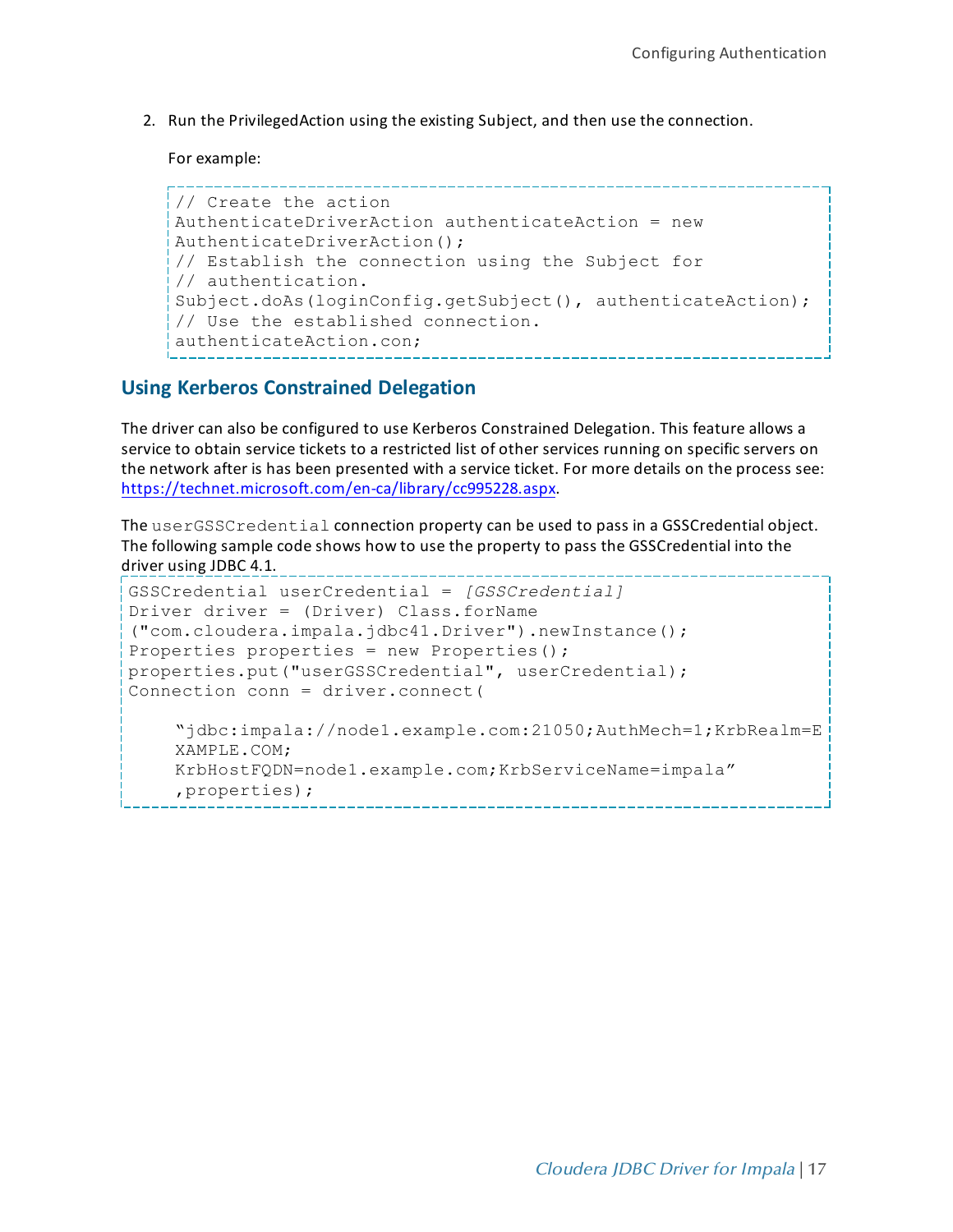2. Run the PrivilegedAction using the existing Subject, and then use the connection.

   For example:

```
// Create the action
AuthenticateDriverAction authenticateAction = new
AuthenticateDriverAction();
// Establish the connection using the Subject for
// authentication.
Subject.doAs(loginConfig.getSubject(), authenticateAction);
// Use the established connection.
authenticateAction.con;
```

## Using Kerberos Constrained Delegation

The driver can also be configured to use Kerberos Constrained Delegation. This feature allows a service to obtain service tickets to a restricted list of other services running on specific servers on the network after is has been presented with a service ticket. For more details on the process see: https://technet.microsoft.com/en-ca/library/cc995228.aspx.

The `userGSSCredential` connection property can be used to pass in a GSSCredential object. The following sample code shows how to use the property to pass the GSSCredential into the driver using JDBC 4.1.

```
GSSCredential userCredential = [GSSCredential]
Driver driver = (Driver) Class.forName
("com.cloudera.impala.jdbc41.Driver").newInstance();
Properties properties = new Properties();
properties.put("userGSSCredential", userCredential);
Connection conn = driver.connect(

    "jdbc:impala://node1.example.com:21050;AuthMech=1;KrbRealm=E
    XAMPLE.COM;
    KrbHostFQDN=node1.example.com;KrbServiceName=impala"
    ,properties);
```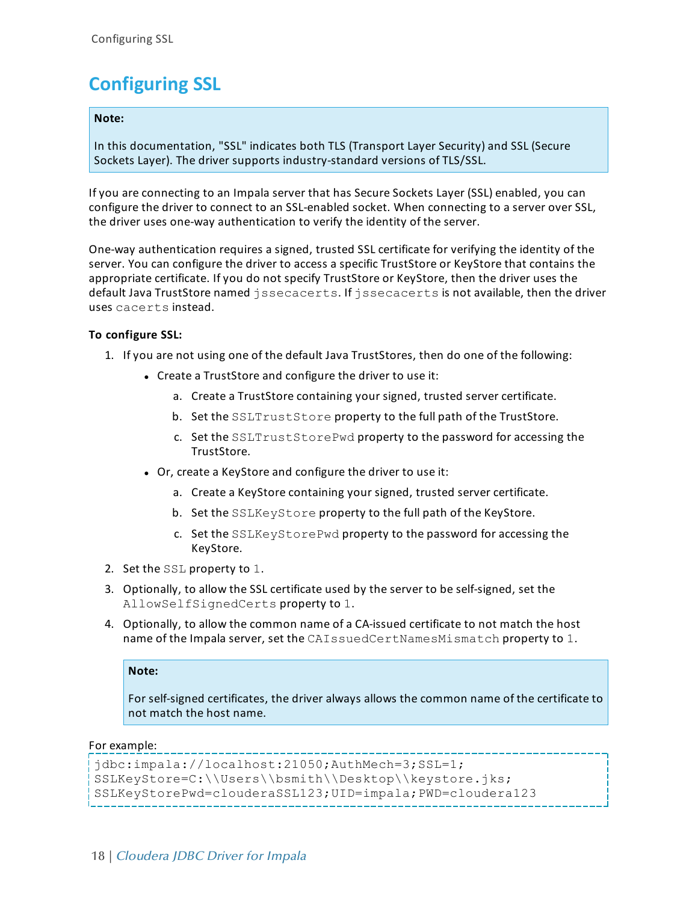# Configuring SSL

> **Note:**
>
> In this documentation, "SSL" indicates both TLS (Transport Layer Security) and SSL (Secure Sockets Layer). The driver supports industry-standard versions of TLS/SSL.

If you are connecting to an Impala server that has Secure Sockets Layer (SSL) enabled, you can configure the driver to connect to an SSL-enabled socket. When connecting to a server over SSL, the driver uses one-way authentication to verify the identity of the server.

One-way authentication requires a signed, trusted SSL certificate for verifying the identity of the server. You can configure the driver to access a specific TrustStore or KeyStore that contains the appropriate certificate. If you do not specify TrustStore or KeyStore, then the driver uses the default Java TrustStore named `jssecacerts`. If `jssecacerts` is not available, then the driver uses `cacerts` instead.

**To configure SSL:**

1. If you are not using one of the default Java TrustStores, then do one of the following:
   - Create a TrustStore and configure the driver to use it:
     a. Create a TrustStore containing your signed, trusted server certificate.
     b. Set the `SSLTrustStore` property to the full path of the TrustStore.
     c. Set the `SSLTrustStorePwd` property to the password for accessing the TrustStore.
   - Or, create a KeyStore and configure the driver to use it:
     a. Create a KeyStore containing your signed, trusted server certificate.
     b. Set the `SSLKeyStore` property to the full path of the KeyStore.
     c. Set the `SSLKeyStorePwd` property to the password for accessing the KeyStore.
2. Set the `SSL` property to `1`.
3. Optionally, to allow the SSL certificate used by the server to be self-signed, set the `AllowSelfSignedCerts` property to `1`.
4. Optionally, to allow the common name of a CA-issued certificate to not match the host name of the Impala server, set the `CAIssuedCertNamesMismatch` property to `1`.

   > **Note:**
   >
   > For self-signed certificates, the driver always allows the common name of the certificate to not match the host name.

For example:

```
jdbc:impala://localhost:21050;AuthMech=3;SSL=1;
SSLKeyStore=C:\\Users\\bsmith\\Desktop\\keystore.jks;
SSLKeyStorePwd=clouderaSSL123;UID=impala;PWD=cloudera123
```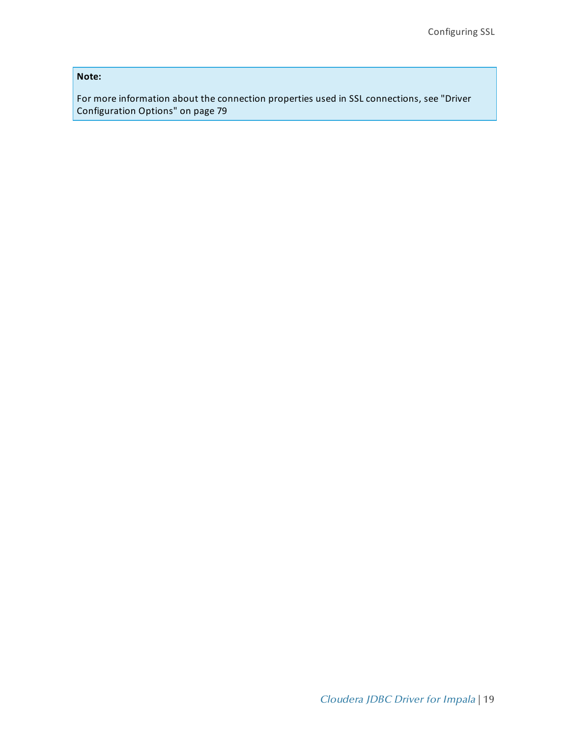**Note:**

For more information about the connection properties used in SSL connections, see "Driver Configuration Options" on page 79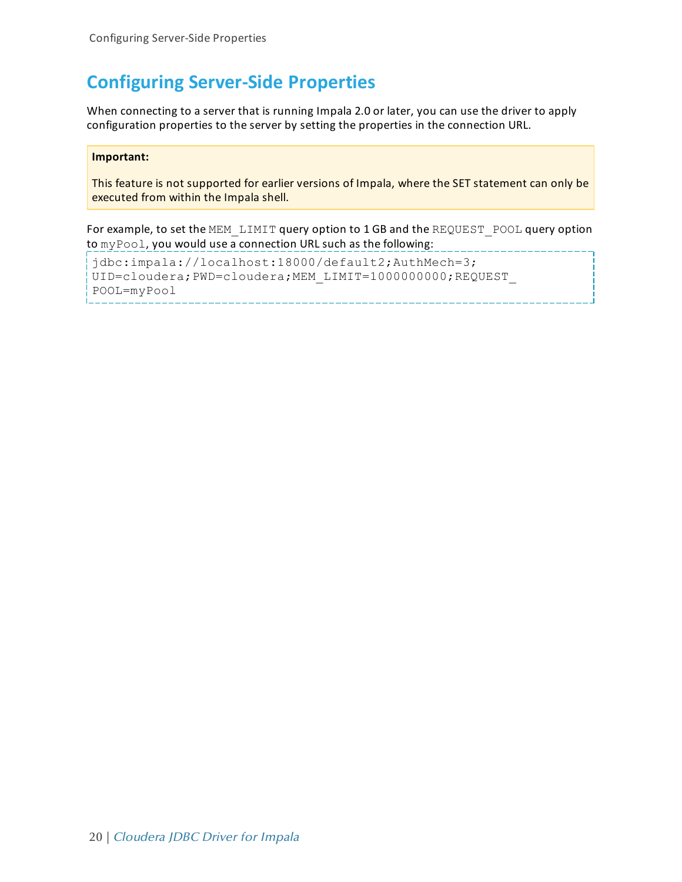# Configuring Server-Side Properties

When connecting to a server that is running Impala 2.0 or later, you can use the driver to apply configuration properties to the server by setting the properties in the connection URL.

> **Important:**
>
> This feature is not supported for earlier versions of Impala, where the SET statement can only be executed from within the Impala shell.

For example, to set the `MEM_LIMIT` query option to 1 GB and the `REQUEST_POOL` query option to `myPool`, you would use a connection URL such as the following:

```
jdbc:impala://localhost:18000/default2;AuthMech=3;
UID=cloudera;PWD=cloudera;MEM_LIMIT=1000000000;REQUEST_
POOL=myPool
```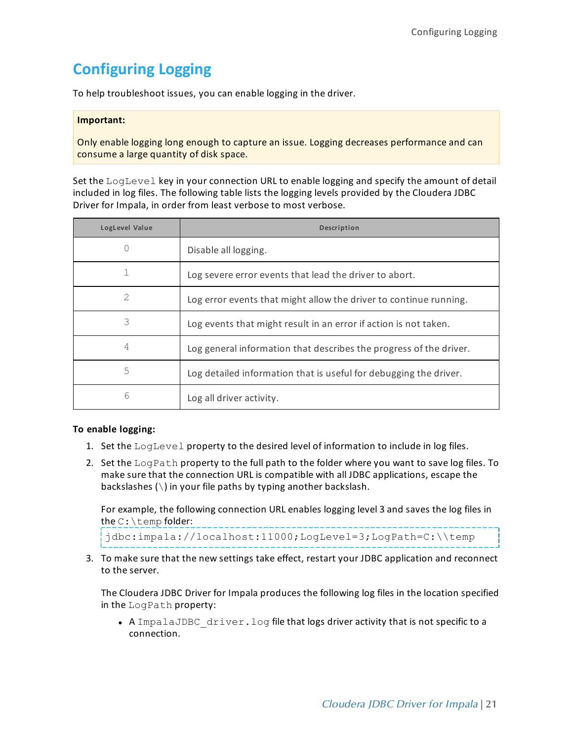# Configuring Logging

To help troubleshoot issues, you can enable logging in the driver.

> **Important:**
>
> Only enable logging long enough to capture an issue. Logging decreases performance and can consume a large quantity of disk space.

Set the `LogLevel` key in your connection URL to enable logging and specify the amount of detail included in log files. The following table lists the logging levels provided by the Cloudera JDBC Driver for Impala, in order from least verbose to most verbose.

| LogLevel Value | Description |
| --- | --- |
| 0 | Disable all logging. |
| 1 | Log severe error events that lead the driver to abort. |
| 2 | Log error events that might allow the driver to continue running. |
| 3 | Log events that might result in an error if action is not taken. |
| 4 | Log general information that describes the progress of the driver. |
| 5 | Log detailed information that is useful for debugging the driver. |
| 6 | Log all driver activity. |

**To enable logging:**

1. Set the `LogLevel` property to the desired level of information to include in log files.
2. Set the `LogPath` property to the full path to the folder where you want to save log files. To make sure that the connection URL is compatible with all JDBC applications, escape the backslashes (`\`) in your file paths by typing another backslash.

   For example, the following connection URL enables logging level 3 and saves the log files in the `C:\temp` folder:

   ```
   jdbc:impala://localhost:11000;LogLevel=3;LogPath=C:\\temp
   ```

3. To make sure that the new settings take effect, restart your JDBC application and reconnect to the server.

   The Cloudera JDBC Driver for Impala produces the following log files in the location specified in the `LogPath` property:

   - A `ImpalaJDBC_driver.log` file that logs driver activity that is not specific to a connection.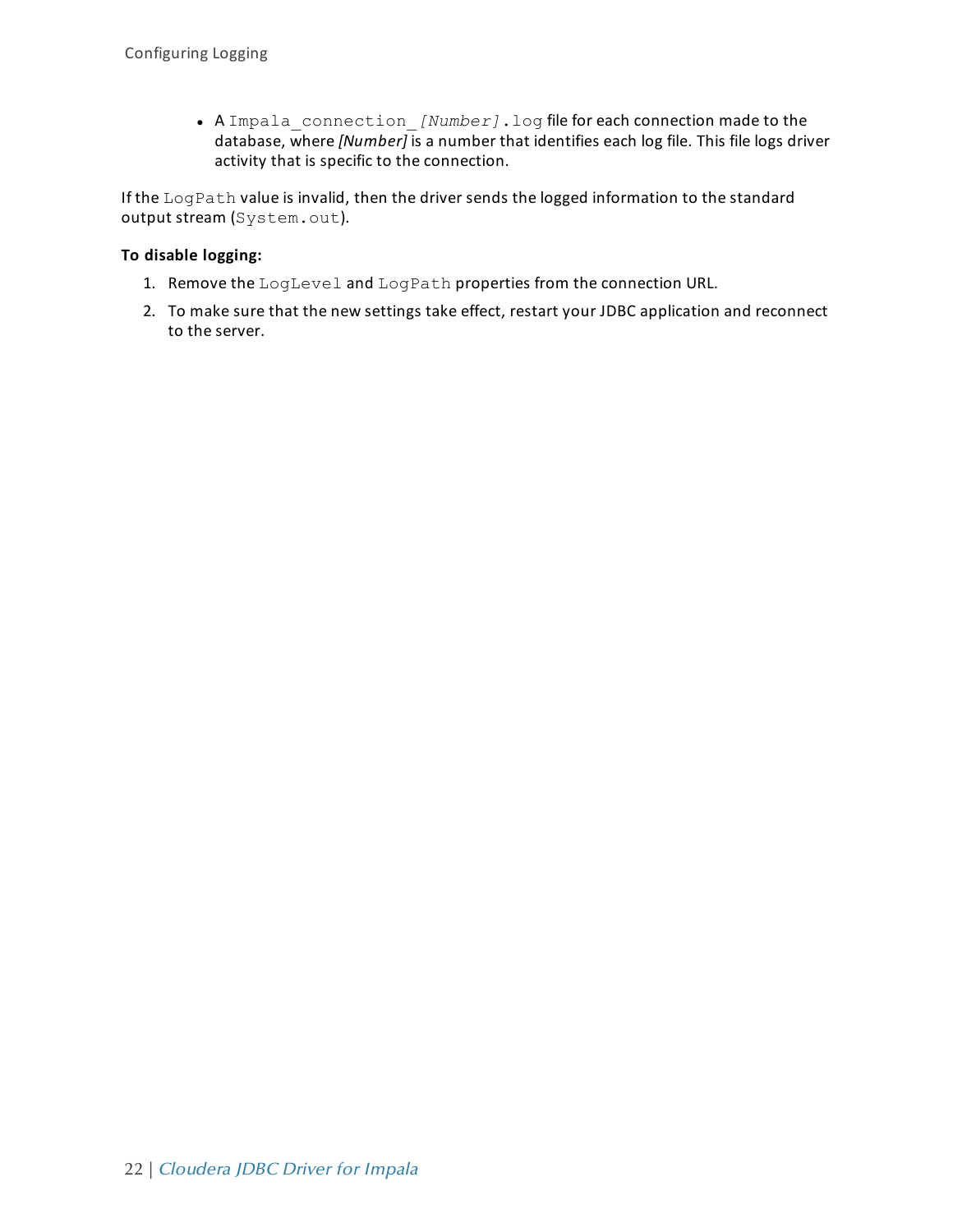- A `Impala_connection_[Number].log` file for each connection made to the database, where *[Number]* is a number that identifies each log file. This file logs driver activity that is specific to the connection.

If the `LogPath` value is invalid, then the driver sends the logged information to the standard output stream (`System.out`).

**To disable logging:**

1. Remove the `LogLevel` and `LogPath` properties from the connection URL.
2. To make sure that the new settings take effect, restart your JDBC application and reconnect to the server.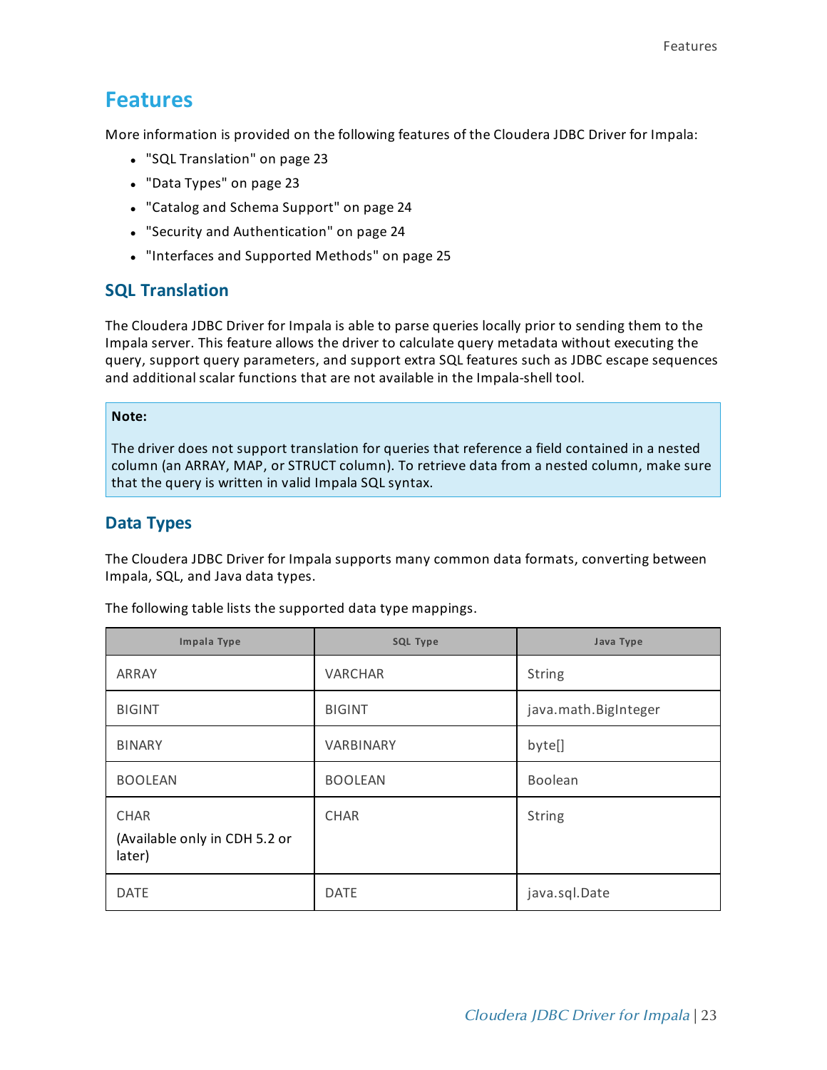# Features

More information is provided on the following features of the Cloudera JDBC Driver for Impala:

- "SQL Translation" on page 23
- "Data Types" on page 23
- "Catalog and Schema Support" on page 24
- "Security and Authentication" on page 24
- "Interfaces and Supported Methods" on page 25

## SQL Translation

The Cloudera JDBC Driver for Impala is able to parse queries locally prior to sending them to the Impala server. This feature allows the driver to calculate query metadata without executing the query, support query parameters, and support extra SQL features such as JDBC escape sequences and additional scalar functions that are not available in the Impala-shell tool.

> **Note:**
>
> The driver does not support translation for queries that reference a field contained in a nested column (an ARRAY, MAP, or STRUCT column). To retrieve data from a nested column, make sure that the query is written in valid Impala SQL syntax.

## Data Types

The Cloudera JDBC Driver for Impala supports many common data formats, converting between Impala, SQL, and Java data types.

The following table lists the supported data type mappings.

| Impala Type | SQL Type | Java Type |
|---|---|---|
| ARRAY | VARCHAR | String |
| BIGINT | BIGINT | java.math.BigInteger |
| BINARY | VARBINARY | byte[] |
| BOOLEAN | BOOLEAN | Boolean |
| CHAR (Available only in CDH 5.2 or later) | CHAR | String |
| DATE | DATE | java.sql.Date |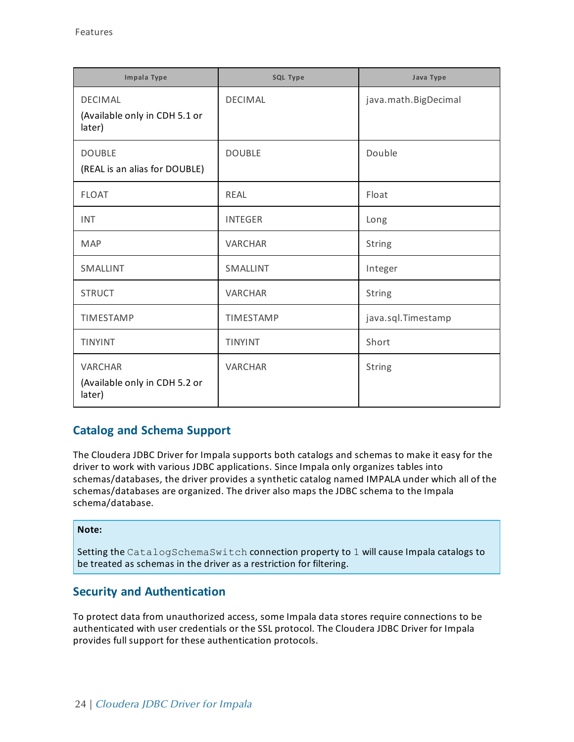| Impala Type | SQL Type | Java Type |
| --- | --- | --- |
| DECIMAL (Available only in CDH 5.1 or later) | DECIMAL | java.math.BigDecimal |
| DOUBLE (REAL is an alias for DOUBLE) | DOUBLE | Double |
| FLOAT | REAL | Float |
| INT | INTEGER | Long |
| MAP | VARCHAR | String |
| SMALLINT | SMALLINT | Integer |
| STRUCT | VARCHAR | String |
| TIMESTAMP | TIMESTAMP | java.sql.Timestamp |
| TINYINT | TINYINT | Short |
| VARCHAR (Available only in CDH 5.2 or later) | VARCHAR | String |

## Catalog and Schema Support

The Cloudera JDBC Driver for Impala supports both catalogs and schemas to make it easy for the driver to work with various JDBC applications. Since Impala only organizes tables into schemas/databases, the driver provides a synthetic catalog named IMPALA under which all of the schemas/databases are organized. The driver also maps the JDBC schema to the Impala schema/database.

**Note:**

Setting the `CatalogSchemaSwitch` connection property to `1` will cause Impala catalogs to be treated as schemas in the driver as a restriction for filtering.

## Security and Authentication

To protect data from unauthorized access, some Impala data stores require connections to be authenticated with user credentials or the SSL protocol. The Cloudera JDBC Driver for Impala provides full support for these authentication protocols.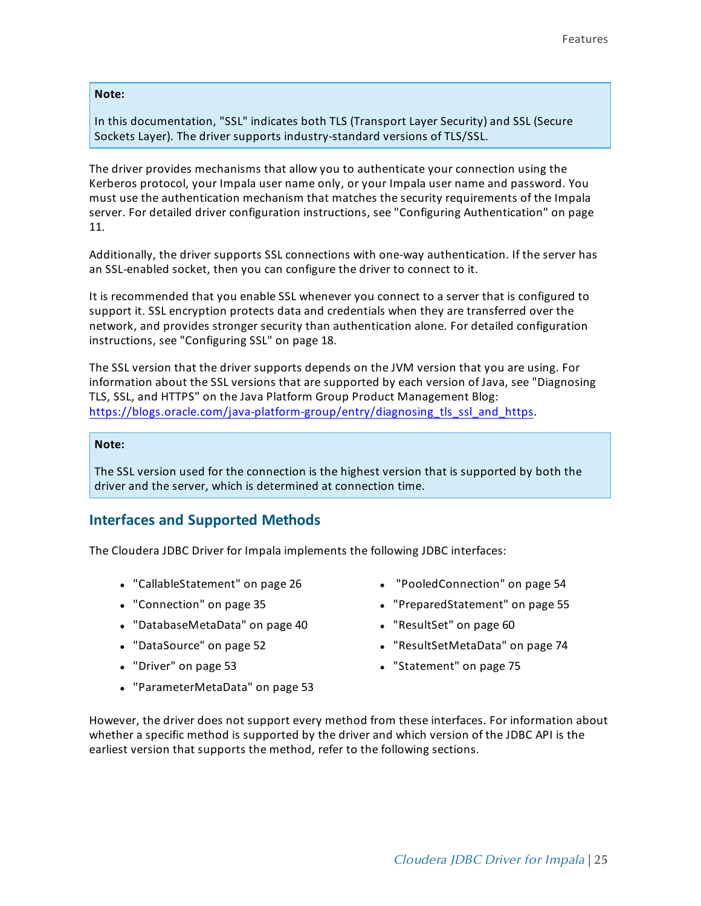**Note:**

In this documentation, "SSL" indicates both TLS (Transport Layer Security) and SSL (Secure Sockets Layer). The driver supports industry-standard versions of TLS/SSL.

The driver provides mechanisms that allow you to authenticate your connection using the Kerberos protocol, your Impala user name only, or your Impala user name and password. You must use the authentication mechanism that matches the security requirements of the Impala server. For detailed driver configuration instructions, see "Configuring Authentication" on page 11.

Additionally, the driver supports SSL connections with one-way authentication. If the server has an SSL-enabled socket, then you can configure the driver to connect to it.

It is recommended that you enable SSL whenever you connect to a server that is configured to support it. SSL encryption protects data and credentials when they are transferred over the network, and provides stronger security than authentication alone. For detailed configuration instructions, see "Configuring SSL" on page 18.

The SSL version that the driver supports depends on the JVM version that you are using. For information about the SSL versions that are supported by each version of Java, see "Diagnosing TLS, SSL, and HTTPS" on the Java Platform Group Product Management Blog: https://blogs.oracle.com/java-platform-group/entry/diagnosing_tls_ssl_and_https.

**Note:**

The SSL version used for the connection is the highest version that is supported by both the driver and the server, which is determined at connection time.

## Interfaces and Supported Methods

The Cloudera JDBC Driver for Impala implements the following JDBC interfaces:

- "CallableStatement" on page 26
- "Connection" on page 35
- "DatabaseMetaData" on page 40
- "DataSource" on page 52
- "Driver" on page 53
- "ParameterMetaData" on page 53
- "PooledConnection" on page 54
- "PreparedStatement" on page 55
- "ResultSet" on page 60
- "ResultSetMetaData" on page 74
- "Statement" on page 75

However, the driver does not support every method from these interfaces. For information about whether a specific method is supported by the driver and which version of the JDBC API is the earliest version that supports the method, refer to the following sections.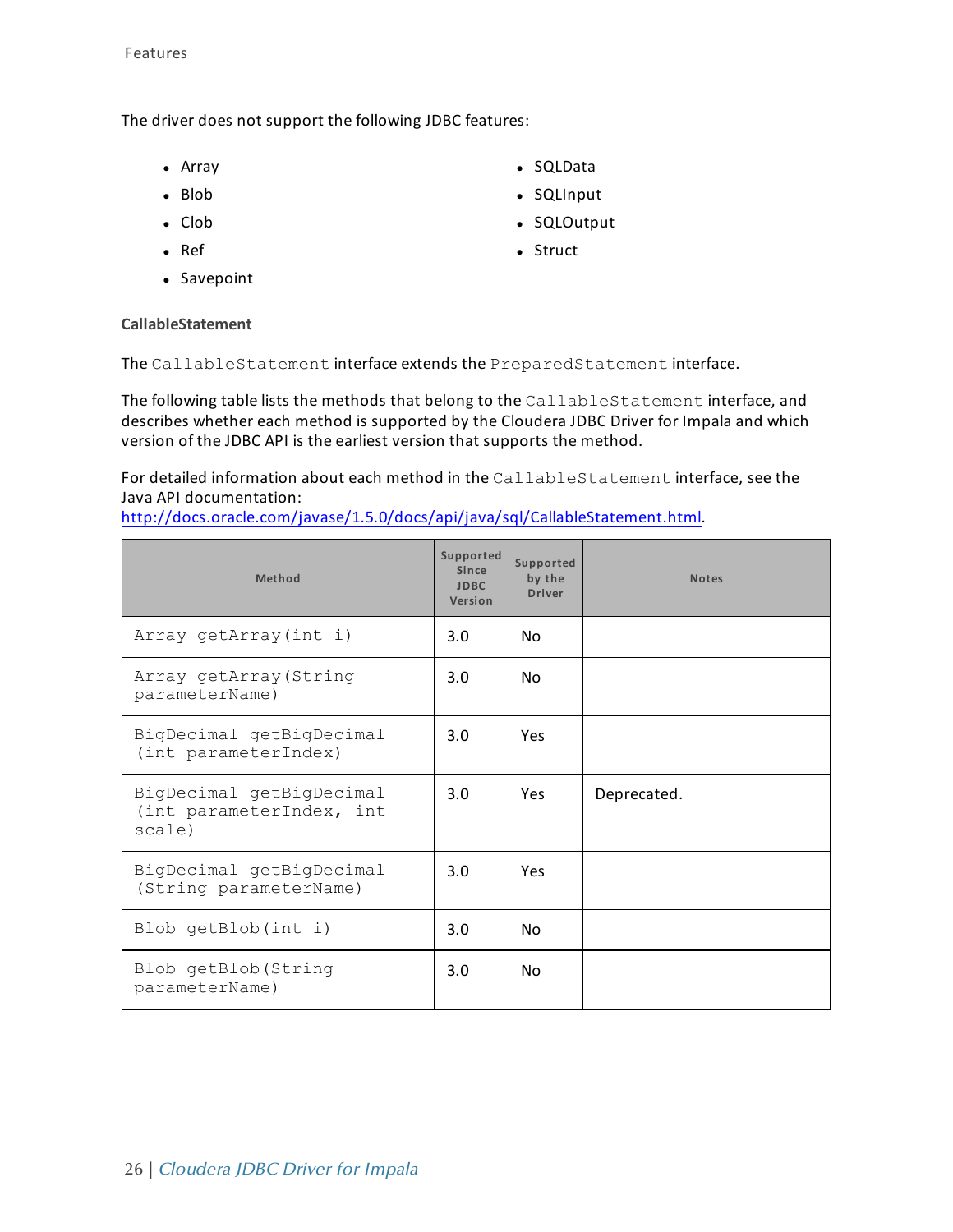The driver does not support the following JDBC features:

- Array
- Blob
- Clob
- Ref
- Savepoint
- SQLData
- SQLInput
- SQLOutput
- Struct

**CallableStatement**

The `CallableStatement` interface extends the `PreparedStatement` interface.

The following table lists the methods that belong to the `CallableStatement` interface, and describes whether each method is supported by the Cloudera JDBC Driver for Impala and which version of the JDBC API is the earliest version that supports the method.

For detailed information about each method in the `CallableStatement` interface, see the Java API documentation:
[http://docs.oracle.com/javase/1.5.0/docs/api/java/sql/CallableStatement.html](http://docs.oracle.com/javase/1.5.0/docs/api/java/sql/CallableStatement.html).

| Method | Supported Since JDBC Version | Supported by the Driver | Notes |
|---|---|---|---|
| `Array getArray(int i)` | 3.0 | No | |
| `Array getArray(String parameterName)` | 3.0 | No | |
| `BigDecimal getBigDecimal (int parameterIndex)` | 3.0 | Yes | |
| `BigDecimal getBigDecimal (int parameterIndex, int scale)` | 3.0 | Yes | Deprecated. |
| `BigDecimal getBigDecimal (String parameterName)` | 3.0 | Yes | |
| `Blob getBlob(int i)` | 3.0 | No | |
| `Blob getBlob(String parameterName)` | 3.0 | No | |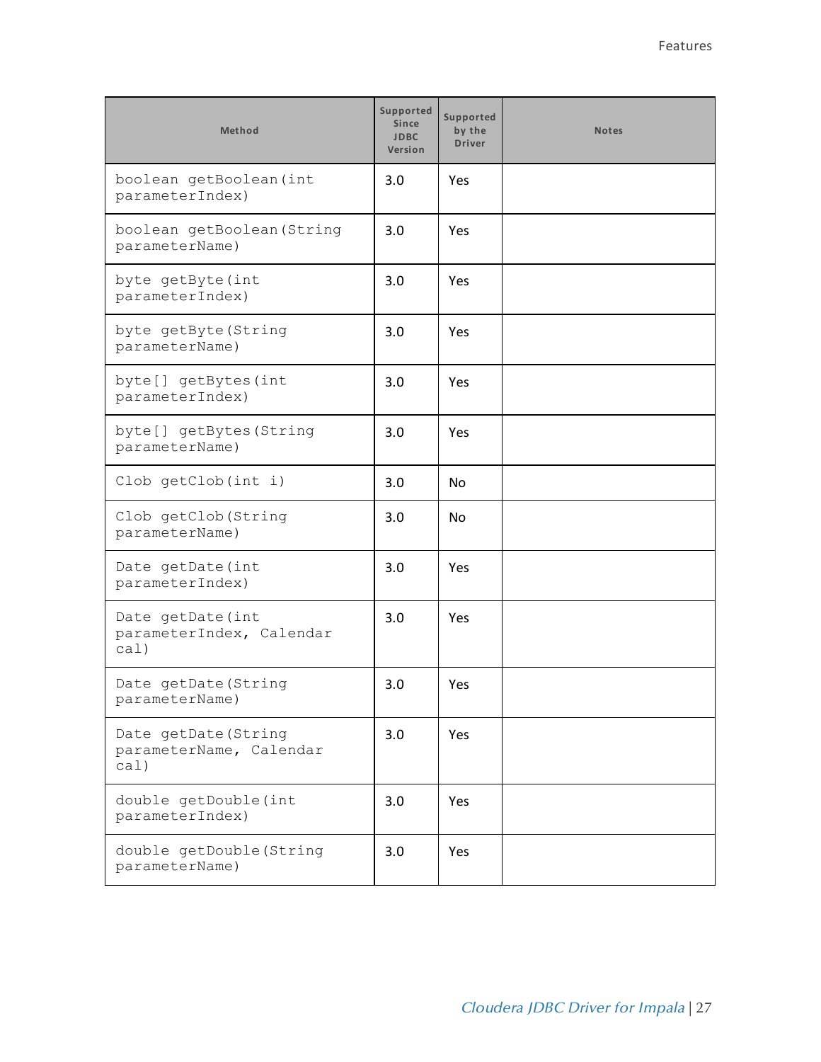| Method | Supported Since JDBC Version | Supported by the Driver | Notes |
|---|---|---|---|
| `boolean getBoolean(int parameterIndex)` | 3.0 | Yes | |
| `boolean getBoolean(String parameterName)` | 3.0 | Yes | |
| `byte getByte(int parameterIndex)` | 3.0 | Yes | |
| `byte getByte(String parameterName)` | 3.0 | Yes | |
| `byte[] getBytes(int parameterIndex)` | 3.0 | Yes | |
| `byte[] getBytes(String parameterName)` | 3.0 | Yes | |
| `Clob getClob(int i)` | 3.0 | No | |
| `Clob getClob(String parameterName)` | 3.0 | No | |
| `Date getDate(int parameterIndex)` | 3.0 | Yes | |
| `Date getDate(int parameterIndex, Calendar cal)` | 3.0 | Yes | |
| `Date getDate(String parameterName)` | 3.0 | Yes | |
| `Date getDate(String parameterName, Calendar cal)` | 3.0 | Yes | |
| `double getDouble(int parameterIndex)` | 3.0 | Yes | |
| `double getDouble(String parameterName)` | 3.0 | Yes | |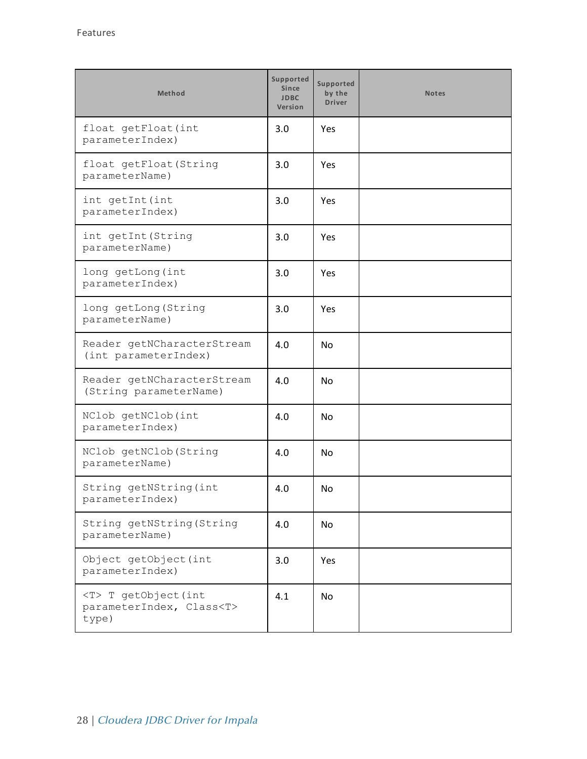| Method | Supported Since JDBC Version | Supported by the Driver | Notes |
| --- | --- | --- | --- |
| `float getFloat(int parameterIndex)` | 3.0 | Yes | |
| `float getFloat(String parameterName)` | 3.0 | Yes | |
| `int getInt(int parameterIndex)` | 3.0 | Yes | |
| `int getInt(String parameterName)` | 3.0 | Yes | |
| `long getLong(int parameterIndex)` | 3.0 | Yes | |
| `long getLong(String parameterName)` | 3.0 | Yes | |
| `Reader getNCharacterStream (int parameterIndex)` | 4.0 | No | |
| `Reader getNCharacterStream (String parameterName)` | 4.0 | No | |
| `NClob getNClob(int parameterIndex)` | 4.0 | No | |
| `NClob getNClob(String parameterName)` | 4.0 | No | |
| `String getNString(int parameterIndex)` | 4.0 | No | |
| `String getNString(String parameterName)` | 4.0 | No | |
| `Object getObject(int parameterIndex)` | 3.0 | Yes | |
| `<T> T getObject(int parameterIndex, Class<T> type)` | 4.1 | No | |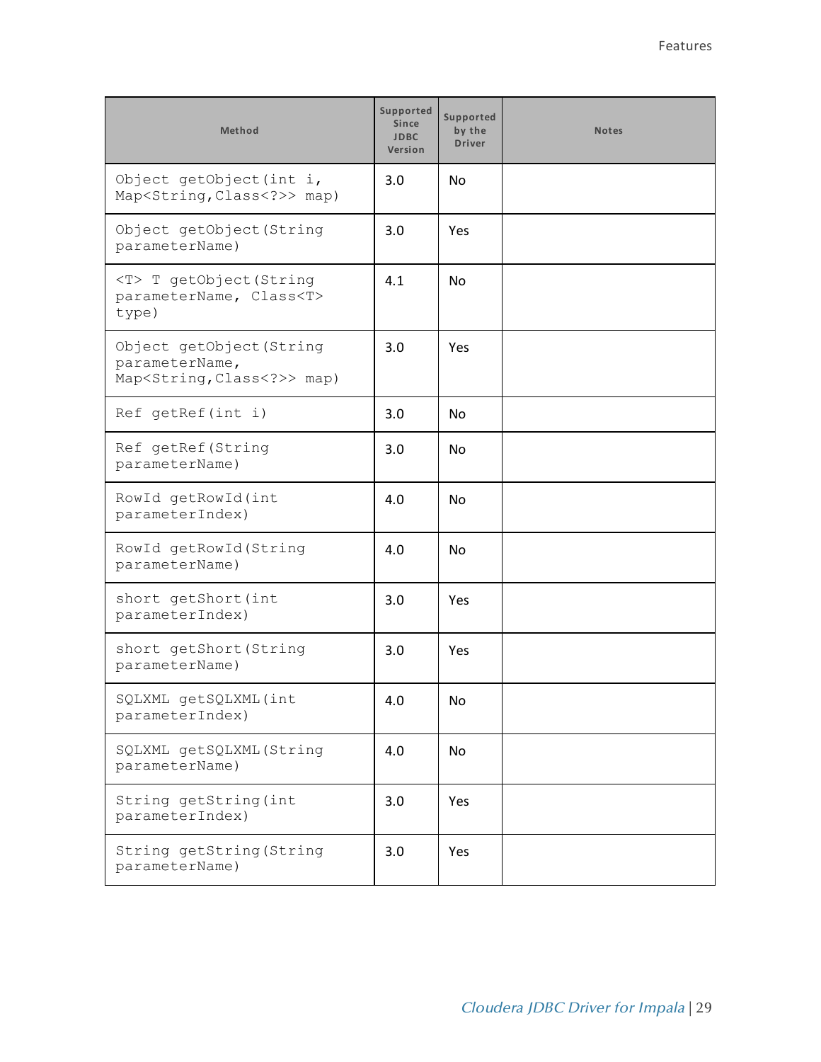| Method | Supported Since JDBC Version | Supported by the Driver | Notes |
|---|---|---|---|
| Object getObject(int i, Map<String,Class<?>> map) | 3.0 | No | |
| Object getObject(String parameterName) | 3.0 | Yes | |
| <T> T getObject(String parameterName, Class<T> type) | 4.1 | No | |
| Object getObject(String parameterName, Map<String,Class<?>> map) | 3.0 | Yes | |
| Ref getRef(int i) | 3.0 | No | |
| Ref getRef(String parameterName) | 3.0 | No | |
| RowId getRowId(int parameterIndex) | 4.0 | No | |
| RowId getRowId(String parameterName) | 4.0 | No | |
| short getShort(int parameterIndex) | 3.0 | Yes | |
| short getShort(String parameterName) | 3.0 | Yes | |
| SQLXML getSQLXML(int parameterIndex) | 4.0 | No | |
| SQLXML getSQLXML(String parameterName) | 4.0 | No | |
| String getString(int parameterIndex) | 3.0 | Yes | |
| String getString(String parameterName) | 3.0 | Yes | |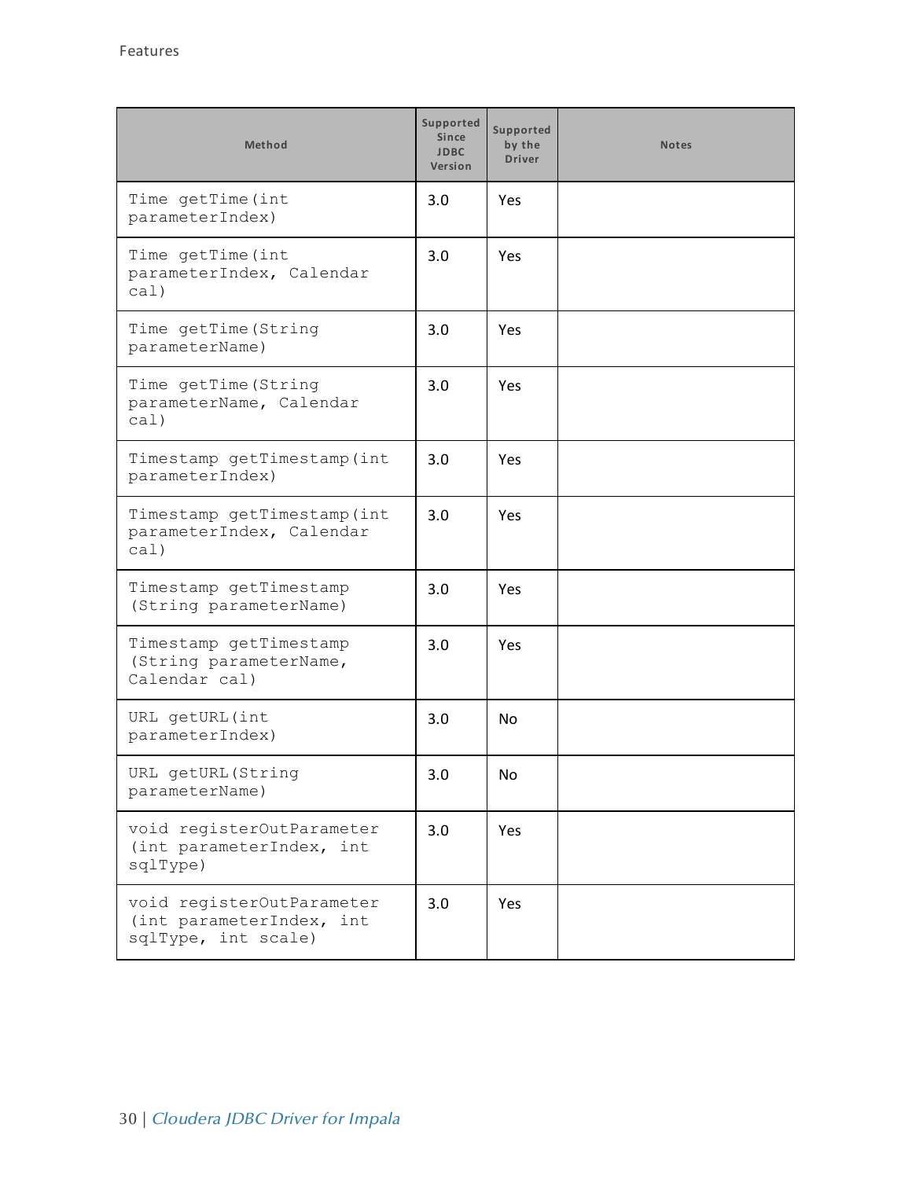| Method | Supported Since JDBC Version | Supported by the Driver | Notes |
|---|---|---|---|
| `Time getTime(int parameterIndex)` | 3.0 | Yes | |
| `Time getTime(int parameterIndex, Calendar cal)` | 3.0 | Yes | |
| `Time getTime(String parameterName)` | 3.0 | Yes | |
| `Time getTime(String parameterName, Calendar cal)` | 3.0 | Yes | |
| `Timestamp getTimestamp(int parameterIndex)` | 3.0 | Yes | |
| `Timestamp getTimestamp(int parameterIndex, Calendar cal)` | 3.0 | Yes | |
| `Timestamp getTimestamp (String parameterName)` | 3.0 | Yes | |
| `Timestamp getTimestamp (String parameterName, Calendar cal)` | 3.0 | Yes | |
| `URL getURL(int parameterIndex)` | 3.0 | No | |
| `URL getURL(String parameterName)` | 3.0 | No | |
| `void registerOutParameter (int parameterIndex, int sqlType)` | 3.0 | Yes | |
| `void registerOutParameter (int parameterIndex, int sqlType, int scale)` | 3.0 | Yes | |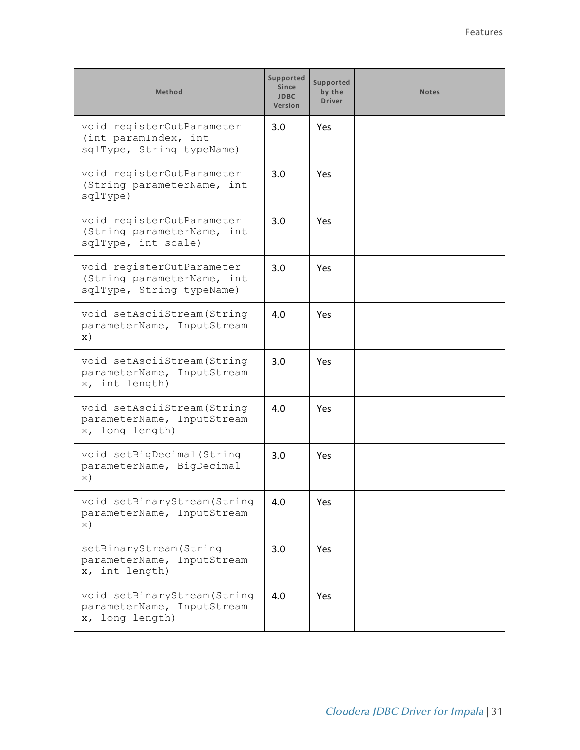| Method | Supported Since JDBC Version | Supported by the Driver | Notes |
|---|---|---|---|
| void registerOutParameter (int paramIndex, int sqlType, String typeName) | 3.0 | Yes | |
| void registerOutParameter (String parameterName, int sqlType) | 3.0 | Yes | |
| void registerOutParameter (String parameterName, int sqlType, int scale) | 3.0 | Yes | |
| void registerOutParameter (String parameterName, int sqlType, String typeName) | 3.0 | Yes | |
| void setAsciiStream(String parameterName, InputStream x) | 4.0 | Yes | |
| void setAsciiStream(String parameterName, InputStream x, int length) | 3.0 | Yes | |
| void setAsciiStream(String parameterName, InputStream x, long length) | 4.0 | Yes | |
| void setBigDecimal(String parameterName, BigDecimal x) | 3.0 | Yes | |
| void setBinaryStream(String parameterName, InputStream x) | 4.0 | Yes | |
| setBinaryStream(String parameterName, InputStream x, int length) | 3.0 | Yes | |
| void setBinaryStream(String parameterName, InputStream x, long length) | 4.0 | Yes | |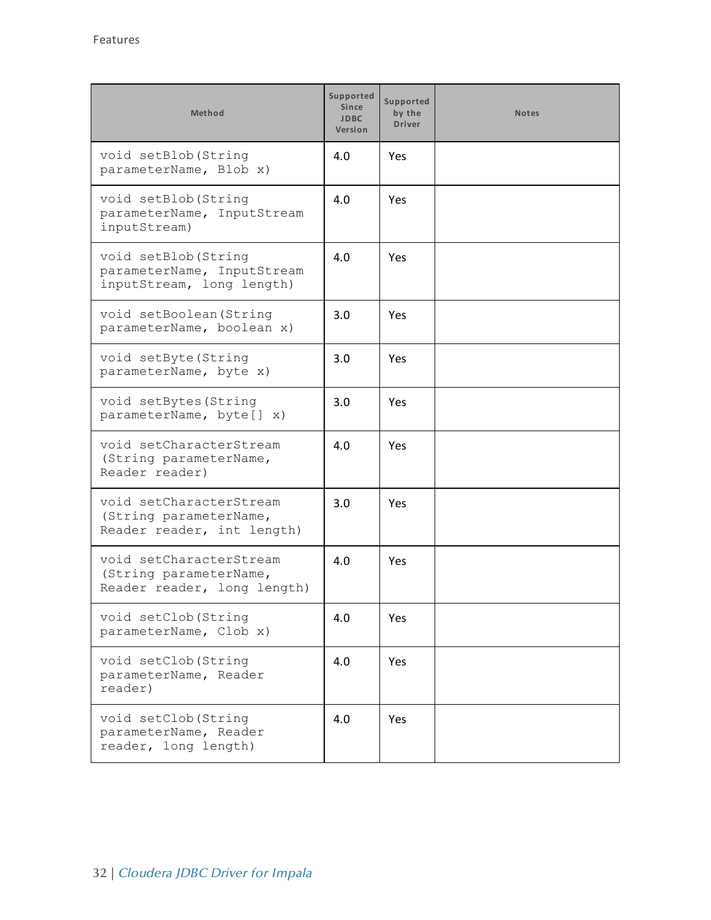| Method | Supported Since JDBC Version | Supported by the Driver | Notes |
|---|---|---|---|
| void setBlob(String parameterName, Blob x) | 4.0 | Yes | |
| void setBlob(String parameterName, InputStream inputStream) | 4.0 | Yes | |
| void setBlob(String parameterName, InputStream inputStream, long length) | 4.0 | Yes | |
| void setBoolean(String parameterName, boolean x) | 3.0 | Yes | |
| void setByte(String parameterName, byte x) | 3.0 | Yes | |
| void setBytes(String parameterName, byte[] x) | 3.0 | Yes | |
| void setCharacterStream (String parameterName, Reader reader) | 4.0 | Yes | |
| void setCharacterStream (String parameterName, Reader reader, int length) | 3.0 | Yes | |
| void setCharacterStream (String parameterName, Reader reader, long length) | 4.0 | Yes | |
| void setClob(String parameterName, Clob x) | 4.0 | Yes | |
| void setClob(String parameterName, Reader reader) | 4.0 | Yes | |
| void setClob(String parameterName, Reader reader, long length) | 4.0 | Yes | |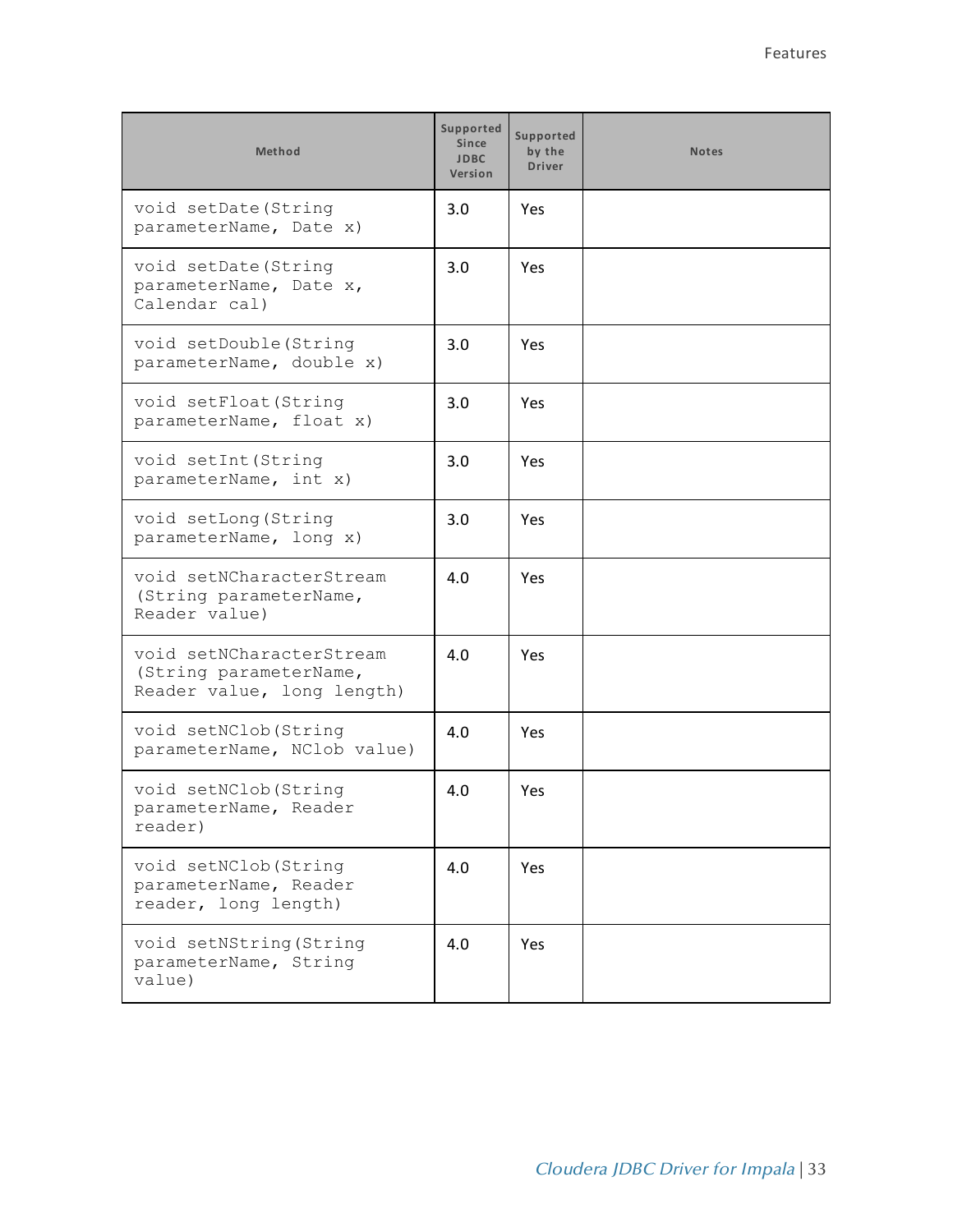| Method | Supported Since JDBC Version | Supported by the Driver | Notes |
|---|---|---|---|
| void setDate(String parameterName, Date x) | 3.0 | Yes | |
| void setDate(String parameterName, Date x, Calendar cal) | 3.0 | Yes | |
| void setDouble(String parameterName, double x) | 3.0 | Yes | |
| void setFloat(String parameterName, float x) | 3.0 | Yes | |
| void setInt(String parameterName, int x) | 3.0 | Yes | |
| void setLong(String parameterName, long x) | 3.0 | Yes | |
| void setNCharacterStream (String parameterName, Reader value) | 4.0 | Yes | |
| void setNCharacterStream (String parameterName, Reader value, long length) | 4.0 | Yes | |
| void setNClob(String parameterName, NClob value) | 4.0 | Yes | |
| void setNClob(String parameterName, Reader reader) | 4.0 | Yes | |
| void setNClob(String parameterName, Reader reader, long length) | 4.0 | Yes | |
| void setNString(String parameterName, String value) | 4.0 | Yes | |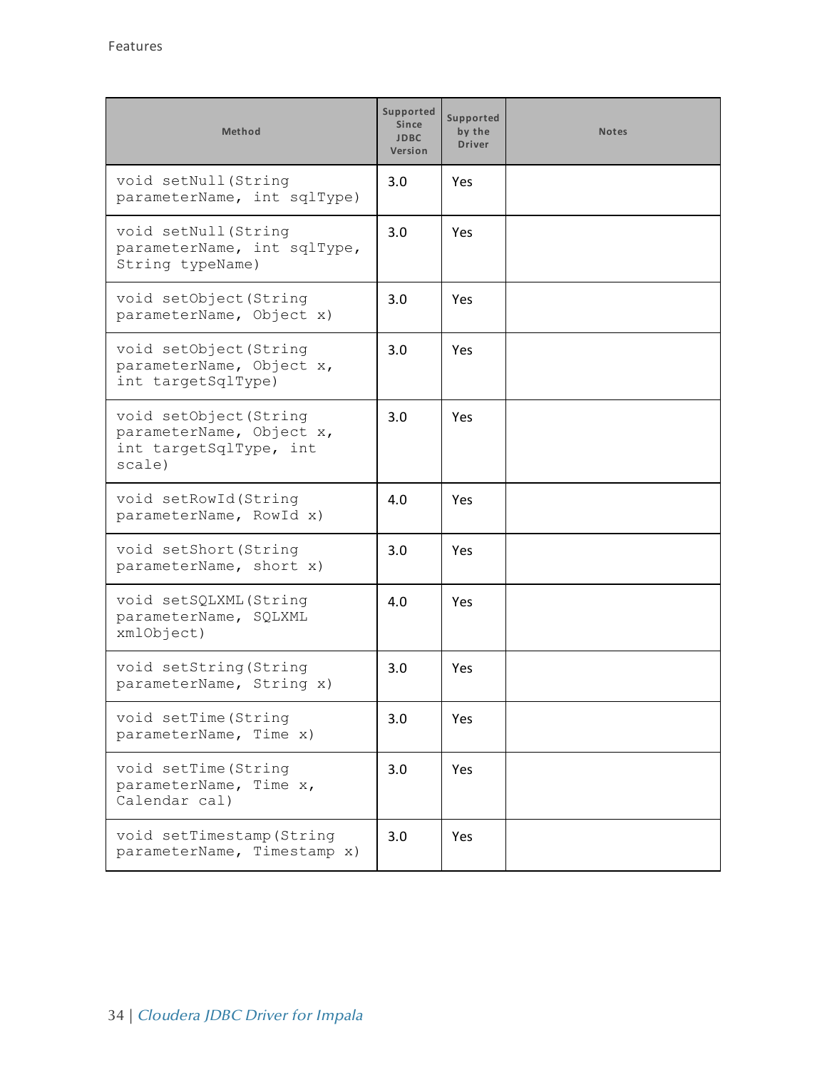| Method | Supported Since JDBC Version | Supported by the Driver | Notes |
|---|---|---|---|
| `void setNull(String parameterName, int sqlType)` | 3.0 | Yes | |
| `void setNull(String parameterName, int sqlType, String typeName)` | 3.0 | Yes | |
| `void setObject(String parameterName, Object x)` | 3.0 | Yes | |
| `void setObject(String parameterName, Object x, int targetSqlType)` | 3.0 | Yes | |
| `void setObject(String parameterName, Object x, int targetSqlType, int scale)` | 3.0 | Yes | |
| `void setRowId(String parameterName, RowId x)` | 4.0 | Yes | |
| `void setShort(String parameterName, short x)` | 3.0 | Yes | |
| `void setSQLXML(String parameterName, SQLXML xmlObject)` | 4.0 | Yes | |
| `void setString(String parameterName, String x)` | 3.0 | Yes | |
| `void setTime(String parameterName, Time x)` | 3.0 | Yes | |
| `void setTime(String parameterName, Time x, Calendar cal)` | 3.0 | Yes | |
| `void setTimestamp(String parameterName, Timestamp x)` | 3.0 | Yes | |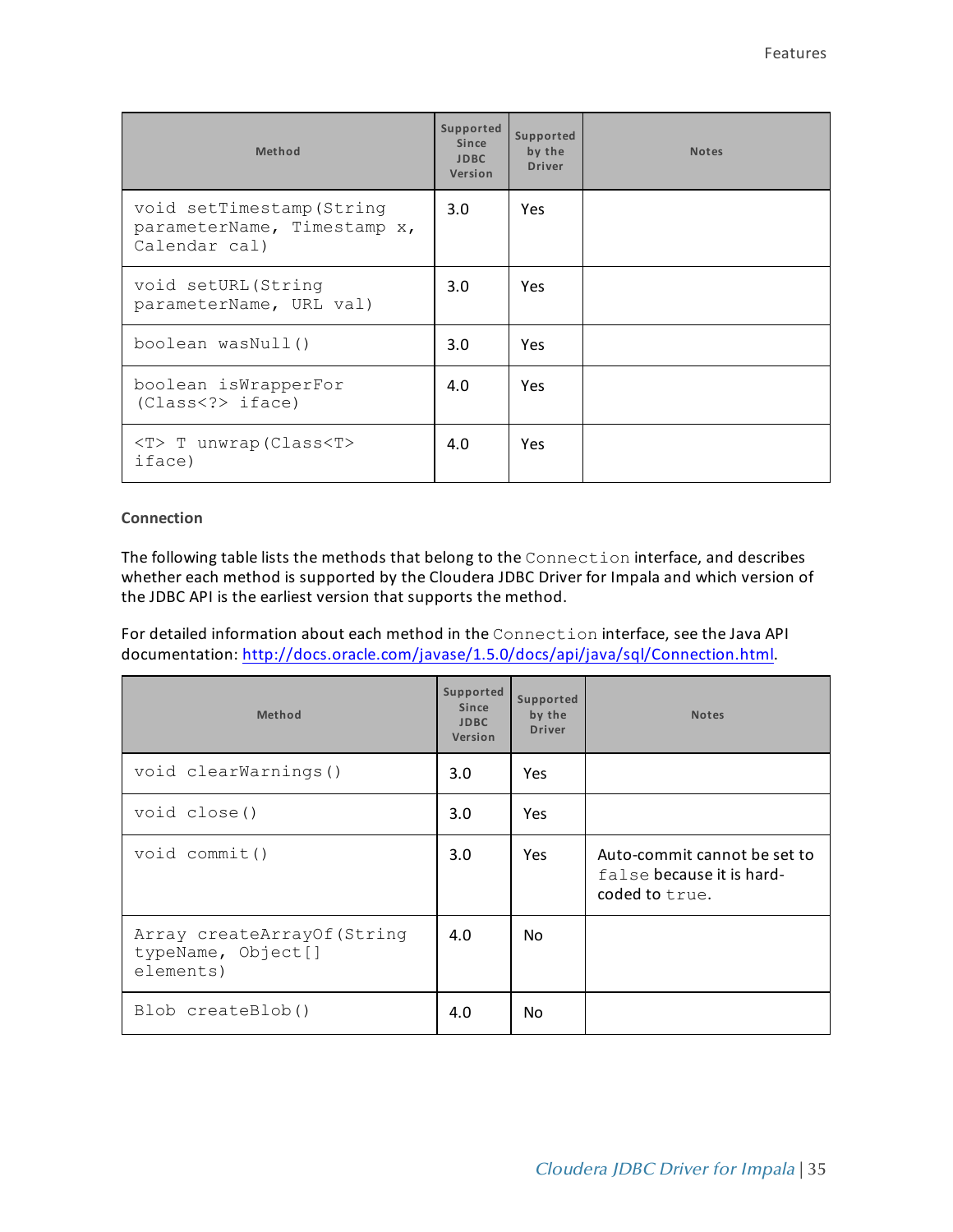| Method | Supported Since JDBC Version | Supported by the Driver | Notes |
|---|---|---|---|
| `void setTimestamp(String parameterName, Timestamp x, Calendar cal)` | 3.0 | Yes | |
| `void setURL(String parameterName, URL val)` | 3.0 | Yes | |
| `boolean wasNull()` | 3.0 | Yes | |
| `boolean isWrapperFor (Class<?> iface)` | 4.0 | Yes | |
| `<T> T unwrap(Class<T> iface)` | 4.0 | Yes | |

#### Connection

The following table lists the methods that belong to the `Connection` interface, and describes whether each method is supported by the Cloudera JDBC Driver for Impala and which version of the JDBC API is the earliest version that supports the method.

For detailed information about each method in the `Connection` interface, see the Java API documentation: http://docs.oracle.com/javase/1.5.0/docs/api/java/sql/Connection.html.

| Method | Supported Since JDBC Version | Supported by the Driver | Notes |
|---|---|---|---|
| `void clearWarnings()` | 3.0 | Yes | |
| `void close()` | 3.0 | Yes | |
| `void commit()` | 3.0 | Yes | Auto-commit cannot be set to `false` because it is hard-coded to `true`. |
| `Array createArrayOf(String typeName, Object[] elements)` | 4.0 | No | |
| `Blob createBlob()` | 4.0 | No | |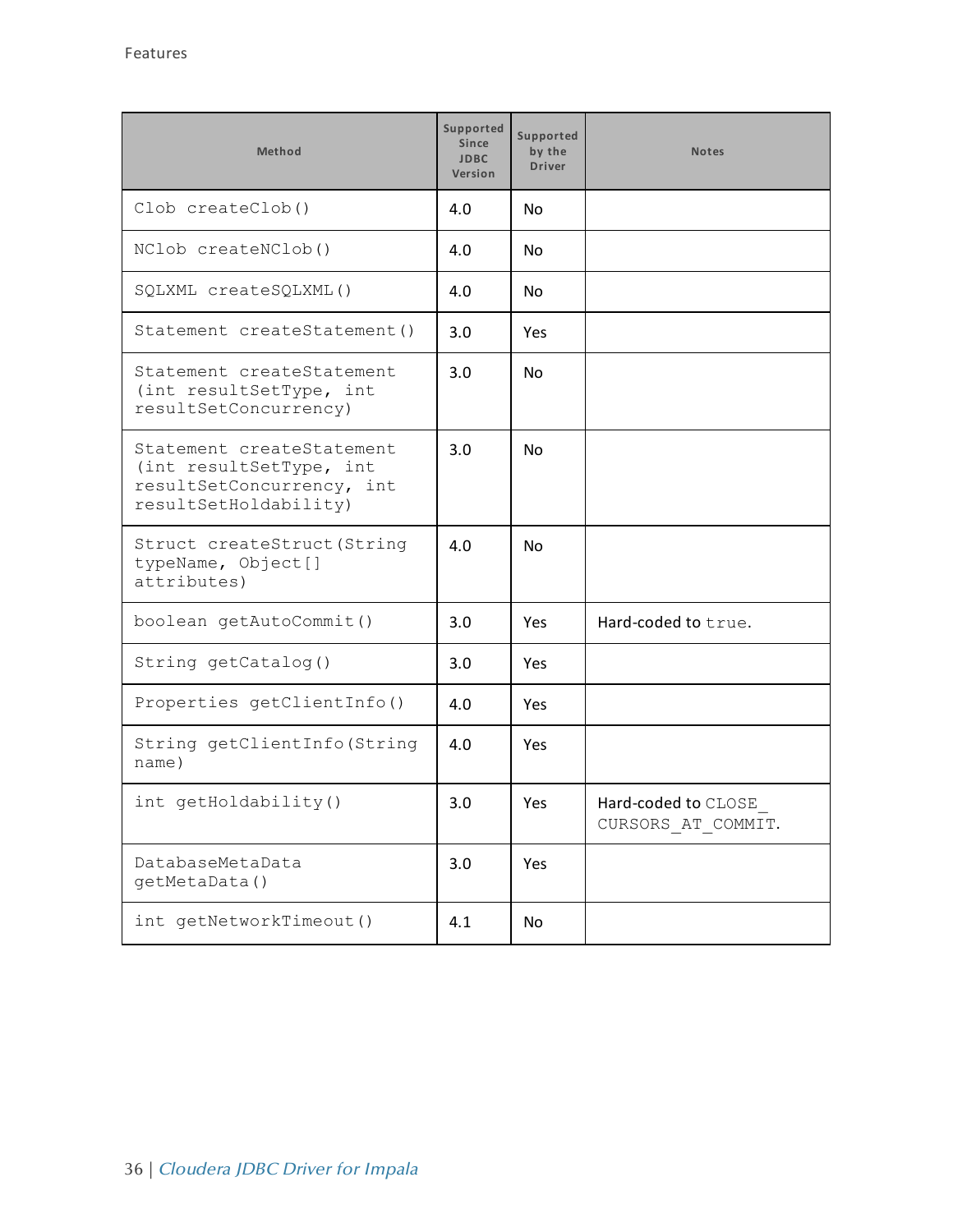| Method | Supported Since JDBC Version | Supported by the Driver | Notes |
|---|---|---|---|
| `Clob createClob()` | 4.0 | No | |
| `NClob createNClob()` | 4.0 | No | |
| `SQLXML createSQLXML()` | 4.0 | No | |
| `Statement createStatement()` | 3.0 | Yes | |
| `Statement createStatement (int resultSetType, int resultSetConcurrency)` | 3.0 | No | |
| `Statement createStatement (int resultSetType, int resultSetConcurrency, int resultSetHoldability)` | 3.0 | No | |
| `Struct createStruct(String typeName, Object[] attributes)` | 4.0 | No | |
| `boolean getAutoCommit()` | 3.0 | Yes | Hard-coded to `true`. |
| `String getCatalog()` | 3.0 | Yes | |
| `Properties getClientInfo()` | 4.0 | Yes | |
| `String getClientInfo(String name)` | 4.0 | Yes | |
| `int getHoldability()` | 3.0 | Yes | Hard-coded to `CLOSE_CURSORS_AT_COMMIT`. |
| `DatabaseMetaData getMetaData()` | 3.0 | Yes | |
| `int getNetworkTimeout()` | 4.1 | No | |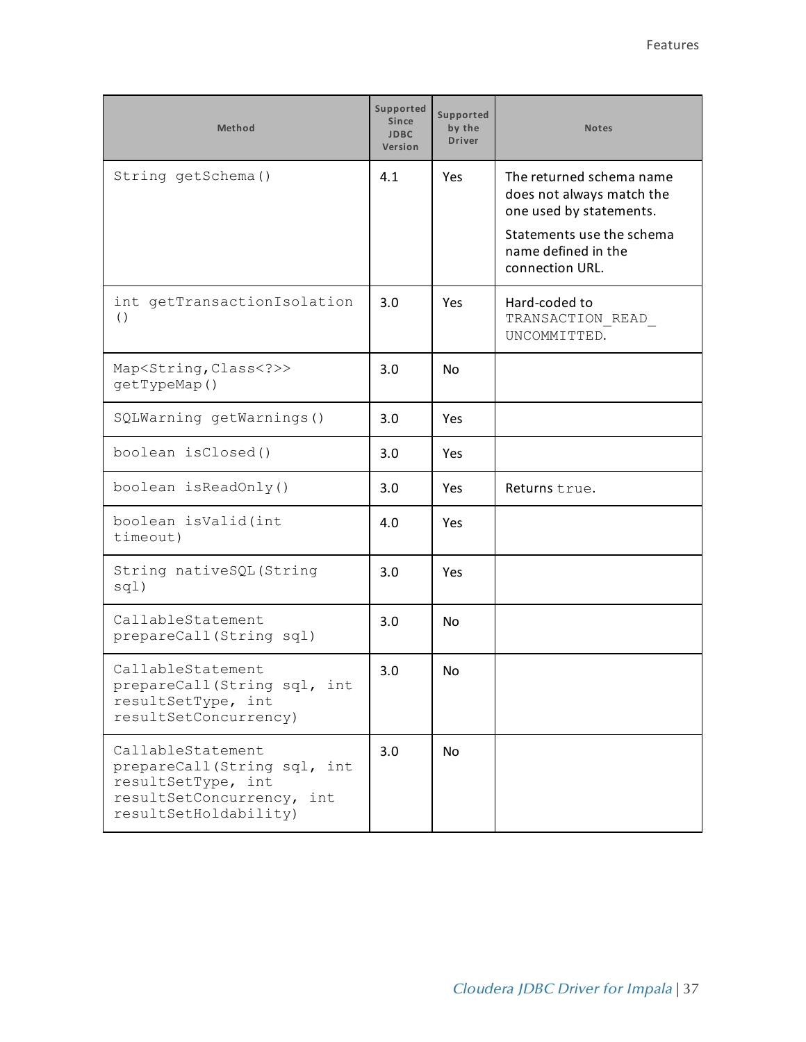| Method | Supported Since JDBC Version | Supported by the Driver | Notes |
| --- | --- | --- | --- |
| `String getSchema()` | 4.1 | Yes | The returned schema name does not always match the one used by statements.<br><br>Statements use the schema name defined in the connection URL. |
| `int getTransactionIsolation()` | 3.0 | Yes | Hard-coded to `TRANSACTION_READ_UNCOMMITTED`. |
| `Map<String,Class<?>> getTypeMap()` | 3.0 | No | |
| `SQLWarning getWarnings()` | 3.0 | Yes | |
| `boolean isClosed()` | 3.0 | Yes | |
| `boolean isReadOnly()` | 3.0 | Yes | Returns `true`. |
| `boolean isValid(int timeout)` | 4.0 | Yes | |
| `String nativeSQL(String sql)` | 3.0 | Yes | |
| `CallableStatement prepareCall(String sql)` | 3.0 | No | |
| `CallableStatement prepareCall(String sql, int resultSetType, int resultSetConcurrency)` | 3.0 | No | |
| `CallableStatement prepareCall(String sql, int resultSetType, int resultSetConcurrency, int resultSetHoldability)` | 3.0 | No | |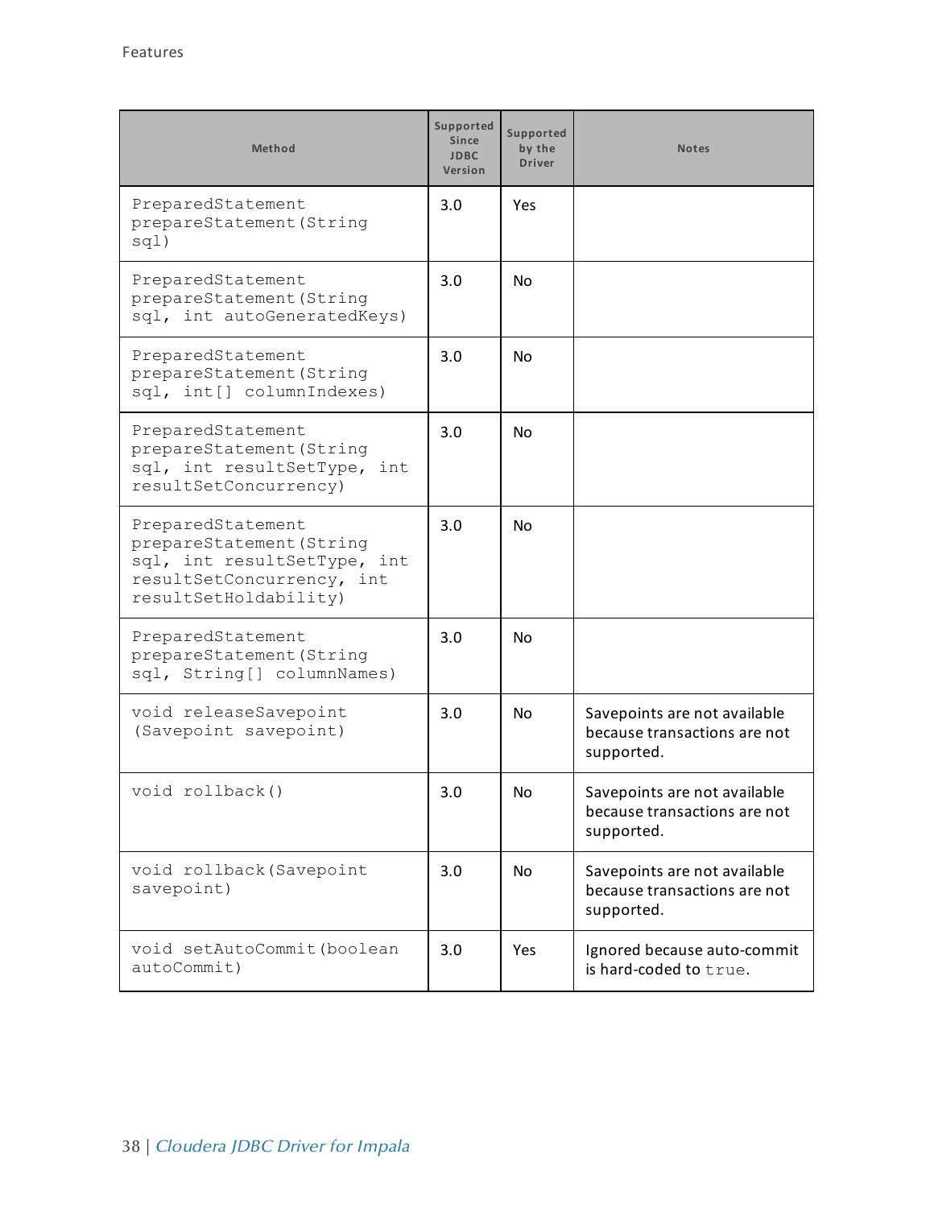| Method | Supported Since JDBC Version | Supported by the Driver | Notes |
|---|---|---|---|
| PreparedStatement prepareStatement(String sql) | 3.0 | Yes | |
| PreparedStatement prepareStatement(String sql, int autoGeneratedKeys) | 3.0 | No | |
| PreparedStatement prepareStatement(String sql, int[] columnIndexes) | 3.0 | No | |
| PreparedStatement prepareStatement(String sql, int resultSetType, int resultSetConcurrency) | 3.0 | No | |
| PreparedStatement prepareStatement(String sql, int resultSetType, int resultSetConcurrency, int resultSetHoldability) | 3.0 | No | |
| PreparedStatement prepareStatement(String sql, String[] columnNames) | 3.0 | No | |
| void releaseSavepoint (Savepoint savepoint) | 3.0 | No | Savepoints are not available because transactions are not supported. |
| void rollback() | 3.0 | No | Savepoints are not available because transactions are not supported. |
| void rollback(Savepoint savepoint) | 3.0 | No | Savepoints are not available because transactions are not supported. |
| void setAutoCommit(boolean autoCommit) | 3.0 | Yes | Ignored because auto-commit is hard-coded to `true`. |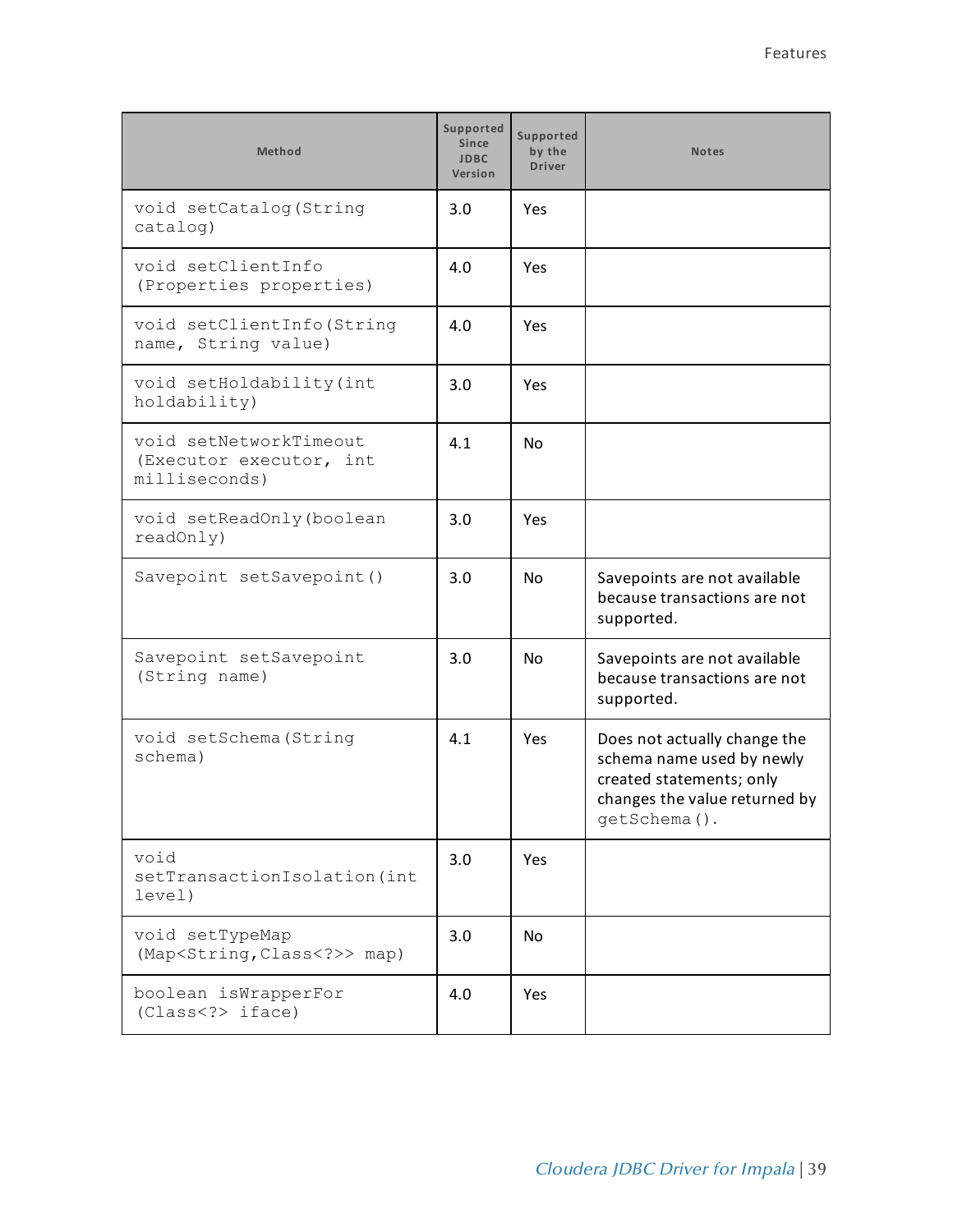| Method | Supported Since JDBC Version | Supported by the Driver | Notes |
|---|---|---|---|
| void setCatalog(String catalog) | 3.0 | Yes | |
| void setClientInfo (Properties properties) | 4.0 | Yes | |
| void setClientInfo(String name, String value) | 4.0 | Yes | |
| void setHoldability(int holdability) | 3.0 | Yes | |
| void setNetworkTimeout (Executor executor, int milliseconds) | 4.1 | No | |
| void setReadOnly(boolean readOnly) | 3.0 | Yes | |
| Savepoint setSavepoint() | 3.0 | No | Savepoints are not available because transactions are not supported. |
| Savepoint setSavepoint (String name) | 3.0 | No | Savepoints are not available because transactions are not supported. |
| void setSchema(String schema) | 4.1 | Yes | Does not actually change the schema name used by newly created statements; only changes the value returned by getSchema(). |
| void setTransactionIsolation(int level) | 3.0 | Yes | |
| void setTypeMap (Map<String,Class<?>> map) | 3.0 | No | |
| boolean isWrapperFor (Class<?> iface) | 4.0 | Yes | |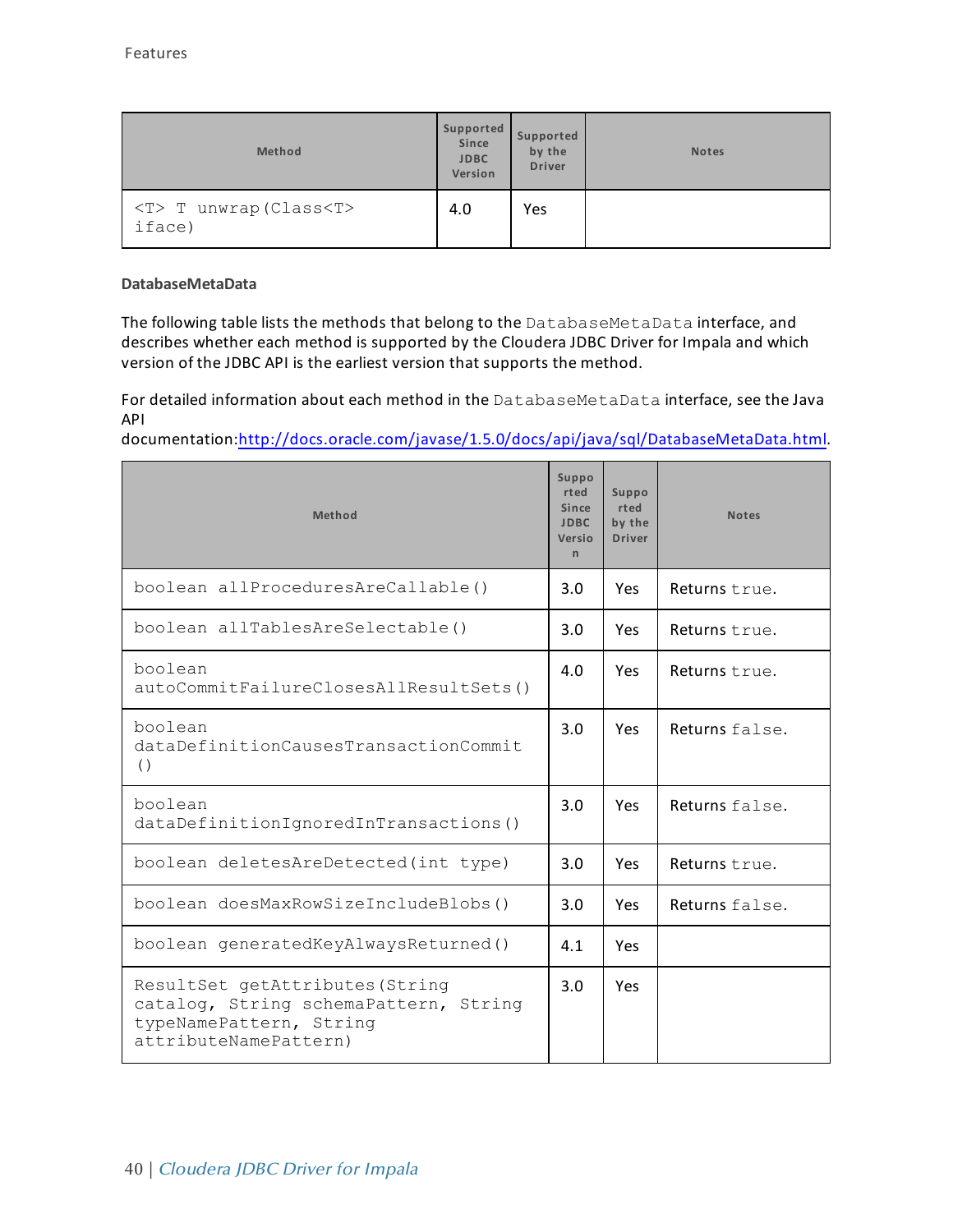| Method | Supported Since JDBC Version | Supported by the Driver | Notes |
|---|---|---|---|
| `<T> T unwrap(Class<T> iface)` | 4.0 | Yes | |

**DatabaseMetaData**

The following table lists the methods that belong to the `DatabaseMetaData` interface, and describes whether each method is supported by the Cloudera JDBC Driver for Impala and which version of the JDBC API is the earliest version that supports the method.

For detailed information about each method in the `DatabaseMetaData` interface, see the Java API documentation:[http://docs.oracle.com/javase/1.5.0/docs/api/java/sql/DatabaseMetaData.html](http://docs.oracle.com/javase/1.5.0/docs/api/java/sql/DatabaseMetaData.html).

| Method | Supported Since JDBC Version | Supported by the Driver | Notes |
|---|---|---|---|
| `boolean allProceduresAreCallable()` | 3.0 | Yes | Returns `true`. |
| `boolean allTablesAreSelectable()` | 3.0 | Yes | Returns `true`. |
| `boolean autoCommitFailureClosesAllResultSets()` | 4.0 | Yes | Returns `true`. |
| `boolean dataDefinitionCausesTransactionCommit()` | 3.0 | Yes | Returns `false`. |
| `boolean dataDefinitionIgnoredInTransactions()` | 3.0 | Yes | Returns `false`. |
| `boolean deletesAreDetected(int type)` | 3.0 | Yes | Returns `true`. |
| `boolean doesMaxRowSizeIncludeBlobs()` | 3.0 | Yes | Returns `false`. |
| `boolean generatedKeyAlwaysReturned()` | 4.1 | Yes | |
| `ResultSet getAttributes(String catalog, String schemaPattern, String typeNamePattern, String attributeNamePattern)` | 3.0 | Yes | |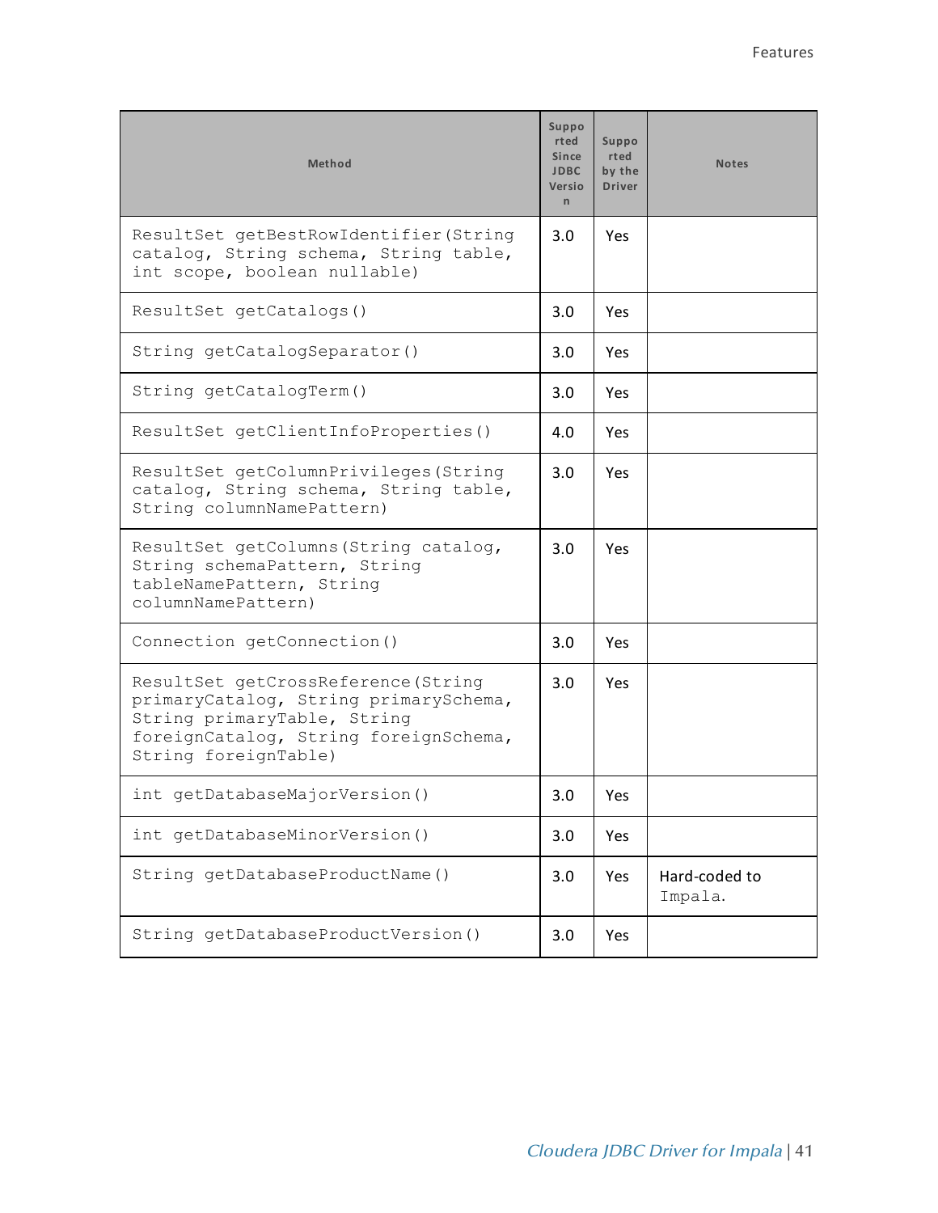| Method | Supported Since JDBC Version | Supported by the Driver | Notes |
|---|---|---|---|
| `ResultSet getBestRowIdentifier(String catalog, String schema, String table, int scope, boolean nullable)` | 3.0 | Yes | |
| `ResultSet getCatalogs()` | 3.0 | Yes | |
| `String getCatalogSeparator()` | 3.0 | Yes | |
| `String getCatalogTerm()` | 3.0 | Yes | |
| `ResultSet getClientInfoProperties()` | 4.0 | Yes | |
| `ResultSet getColumnPrivileges(String catalog, String schema, String table, String columnNamePattern)` | 3.0 | Yes | |
| `ResultSet getColumns(String catalog, String schemaPattern, String tableNamePattern, String columnNamePattern)` | 3.0 | Yes | |
| `Connection getConnection()` | 3.0 | Yes | |
| `ResultSet getCrossReference(String primaryCatalog, String primarySchema, String primaryTable, String foreignCatalog, String foreignSchema, String foreignTable)` | 3.0 | Yes | |
| `int getDatabaseMajorVersion()` | 3.0 | Yes | |
| `int getDatabaseMinorVersion()` | 3.0 | Yes | |
| `String getDatabaseProductName()` | 3.0 | Yes | Hard-coded to `Impala`. |
| `String getDatabaseProductVersion()` | 3.0 | Yes | |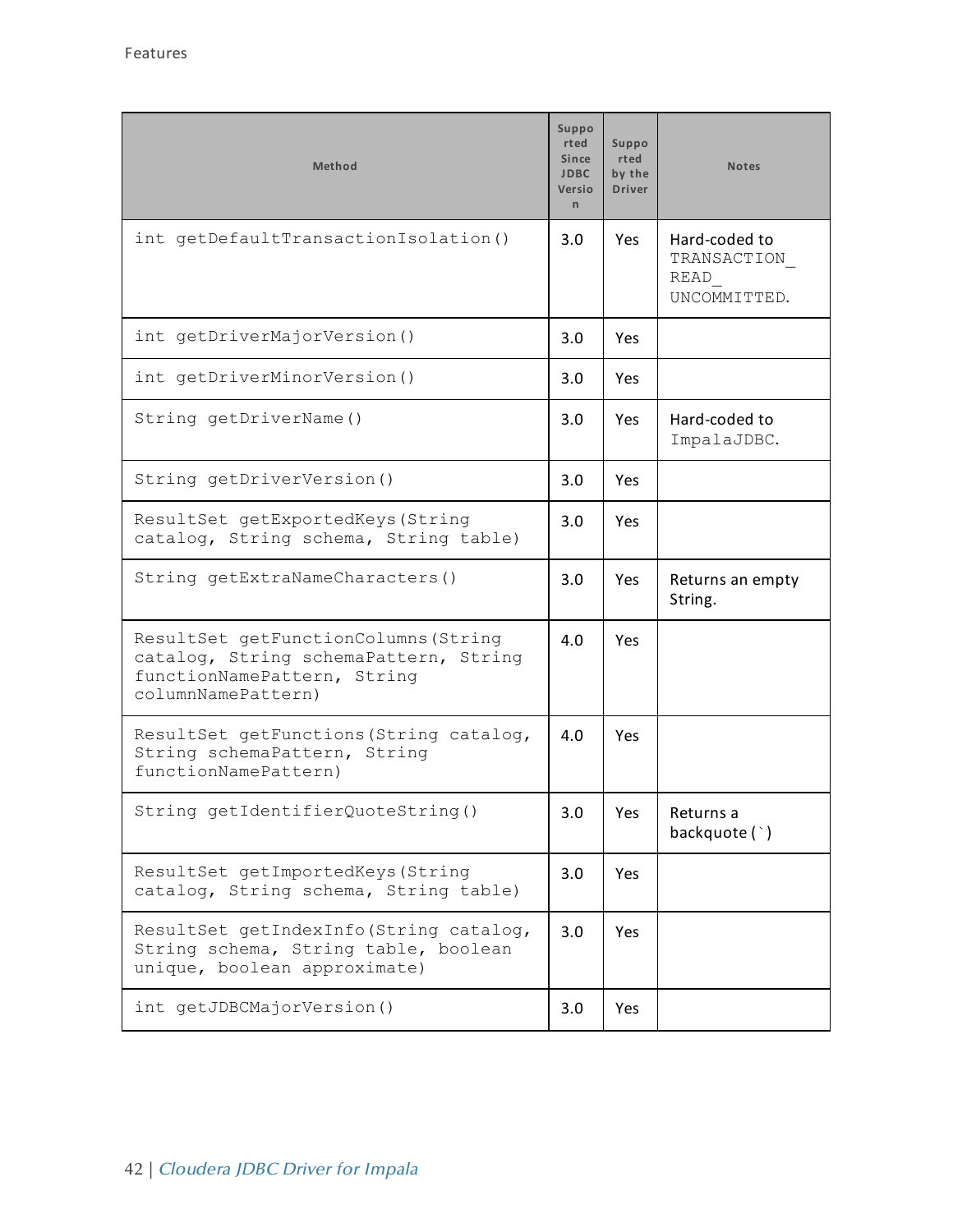| Method | Supported Since JDBC Version | Supported by the Driver | Notes |
|---|---|---|---|
| `int getDefaultTransactionIsolation()` | 3.0 | Yes | Hard-coded to `TRANSACTION_READ_UNCOMMITTED`. |
| `int getDriverMajorVersion()` | 3.0 | Yes | |
| `int getDriverMinorVersion()` | 3.0 | Yes | |
| `String getDriverName()` | 3.0 | Yes | Hard-coded to `ImpalaJDBC`. |
| `String getDriverVersion()` | 3.0 | Yes | |
| `ResultSet getExportedKeys(String catalog, String schema, String table)` | 3.0 | Yes | |
| `String getExtraNameCharacters()` | 3.0 | Yes | Returns an empty String. |
| `ResultSet getFunctionColumns(String catalog, String schemaPattern, String functionNamePattern, String columnNamePattern)` | 4.0 | Yes | |
| `ResultSet getFunctions(String catalog, String schemaPattern, String functionNamePattern)` | 4.0 | Yes | |
| `String getIdentifierQuoteString()` | 3.0 | Yes | Returns a backquote (`) |
| `ResultSet getImportedKeys(String catalog, String schema, String table)` | 3.0 | Yes | |
| `ResultSet getIndexInfo(String catalog, String schema, String table, boolean unique, boolean approximate)` | 3.0 | Yes | |
| `int getJDBCMajorVersion()` | 3.0 | Yes | |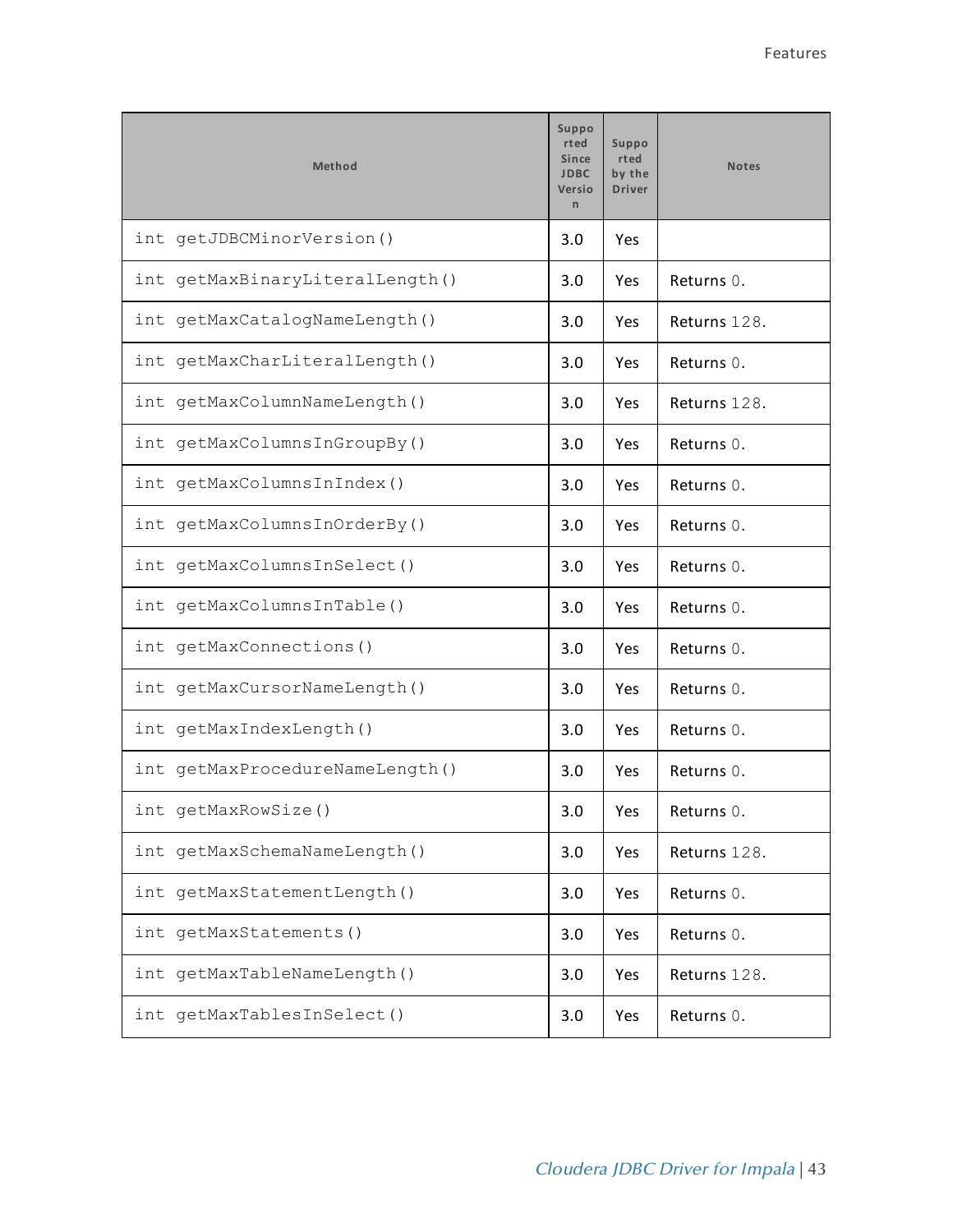| Method | Supported Since JDBC Version | Supported by the Driver | Notes |
|---|---|---|---|
| `int getJDBCMinorVersion()` | 3.0 | Yes | |
| `int getMaxBinaryLiteralLength()` | 3.0 | Yes | Returns 0. |
| `int getMaxCatalogNameLength()` | 3.0 | Yes | Returns 128. |
| `int getMaxCharLiteralLength()` | 3.0 | Yes | Returns 0. |
| `int getMaxColumnNameLength()` | 3.0 | Yes | Returns 128. |
| `int getMaxColumnsInGroupBy()` | 3.0 | Yes | Returns 0. |
| `int getMaxColumnsInIndex()` | 3.0 | Yes | Returns 0. |
| `int getMaxColumnsInOrderBy()` | 3.0 | Yes | Returns 0. |
| `int getMaxColumnsInSelect()` | 3.0 | Yes | Returns 0. |
| `int getMaxColumnsInTable()` | 3.0 | Yes | Returns 0. |
| `int getMaxConnections()` | 3.0 | Yes | Returns 0. |
| `int getMaxCursorNameLength()` | 3.0 | Yes | Returns 0. |
| `int getMaxIndexLength()` | 3.0 | Yes | Returns 0. |
| `int getMaxProcedureNameLength()` | 3.0 | Yes | Returns 0. |
| `int getMaxRowSize()` | 3.0 | Yes | Returns 0. |
| `int getMaxSchemaNameLength()` | 3.0 | Yes | Returns 128. |
| `int getMaxStatementLength()` | 3.0 | Yes | Returns 0. |
| `int getMaxStatements()` | 3.0 | Yes | Returns 0. |
| `int getMaxTableNameLength()` | 3.0 | Yes | Returns 128. |
| `int getMaxTablesInSelect()` | 3.0 | Yes | Returns 0. |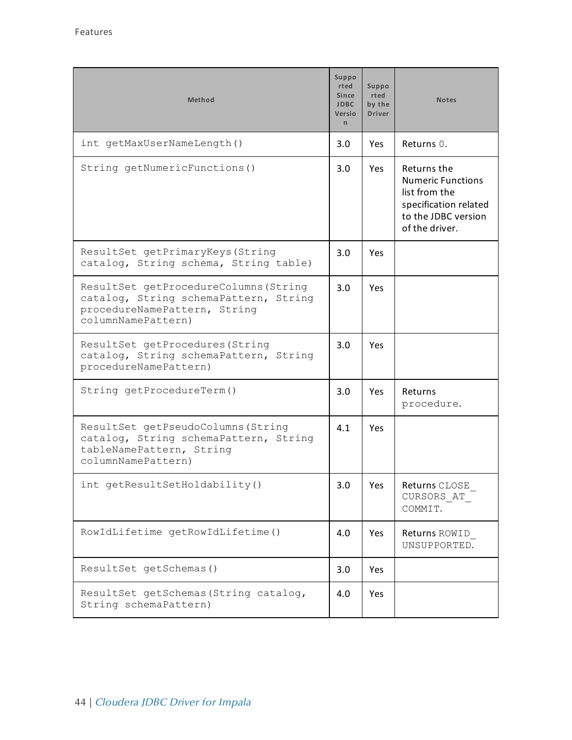| Method | Supported Since JDBC Version | Supported by the Driver | Notes |
|---|---|---|---|
| int getMaxUserNameLength() | 3.0 | Yes | Returns 0. |
| String getNumericFunctions() | 3.0 | Yes | Returns the Numeric Functions list from the specification related to the JDBC version of the driver. |
| ResultSet getPrimaryKeys(String catalog, String schema, String table) | 3.0 | Yes | |
| ResultSet getProcedureColumns(String catalog, String schemaPattern, String procedureNamePattern, String columnNamePattern) | 3.0 | Yes | |
| ResultSet getProcedures(String catalog, String schemaPattern, String procedureNamePattern) | 3.0 | Yes | |
| String getProcedureTerm() | 3.0 | Yes | Returns procedure. |
| ResultSet getPseudoColumns(String catalog, String schemaPattern, String tableNamePattern, String columnNamePattern) | 4.1 | Yes | |
| int getResultSetHoldability() | 3.0 | Yes | Returns CLOSE_CURSORS_AT_COMMIT. |
| RowIdLifetime getRowIdLifetime() | 4.0 | Yes | Returns ROWID_UNSUPPORTED. |
| ResultSet getSchemas() | 3.0 | Yes | |
| ResultSet getSchemas(String catalog, String schemaPattern) | 4.0 | Yes | |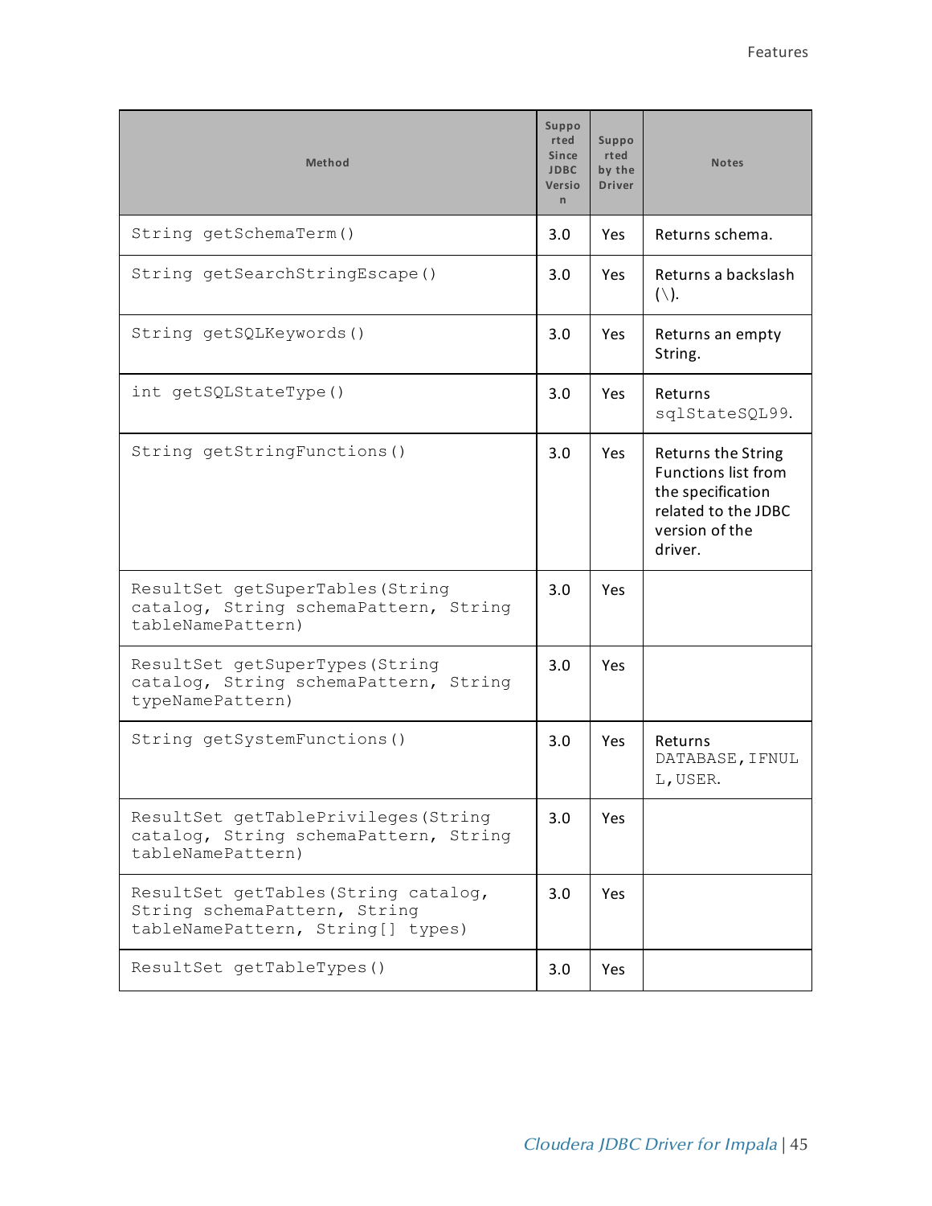| Method | Supported Since JDBC Version | Supported by the Driver | Notes |
|---|---|---|---|
| `String getSchemaTerm()` | 3.0 | Yes | Returns schema. |
| `String getSearchStringEscape()` | 3.0 | Yes | Returns a backslash (\). |
| `String getSQLKeywords()` | 3.0 | Yes | Returns an empty String. |
| `int getSQLStateType()` | 3.0 | Yes | Returns `sqlStateSQL99`. |
| `String getStringFunctions()` | 3.0 | Yes | Returns the String Functions list from the specification related to the JDBC version of the driver. |
| `ResultSet getSuperTables(String catalog, String schemaPattern, String tableNamePattern)` | 3.0 | Yes | |
| `ResultSet getSuperTypes(String catalog, String schemaPattern, String typeNamePattern)` | 3.0 | Yes | |
| `String getSystemFunctions()` | 3.0 | Yes | Returns `DATABASE,IFNULL,USER`. |
| `ResultSet getTablePrivileges(String catalog, String schemaPattern, String tableNamePattern)` | 3.0 | Yes | |
| `ResultSet getTables(String catalog, String schemaPattern, String tableNamePattern, String[] types)` | 3.0 | Yes | |
| `ResultSet getTableTypes()` | 3.0 | Yes | |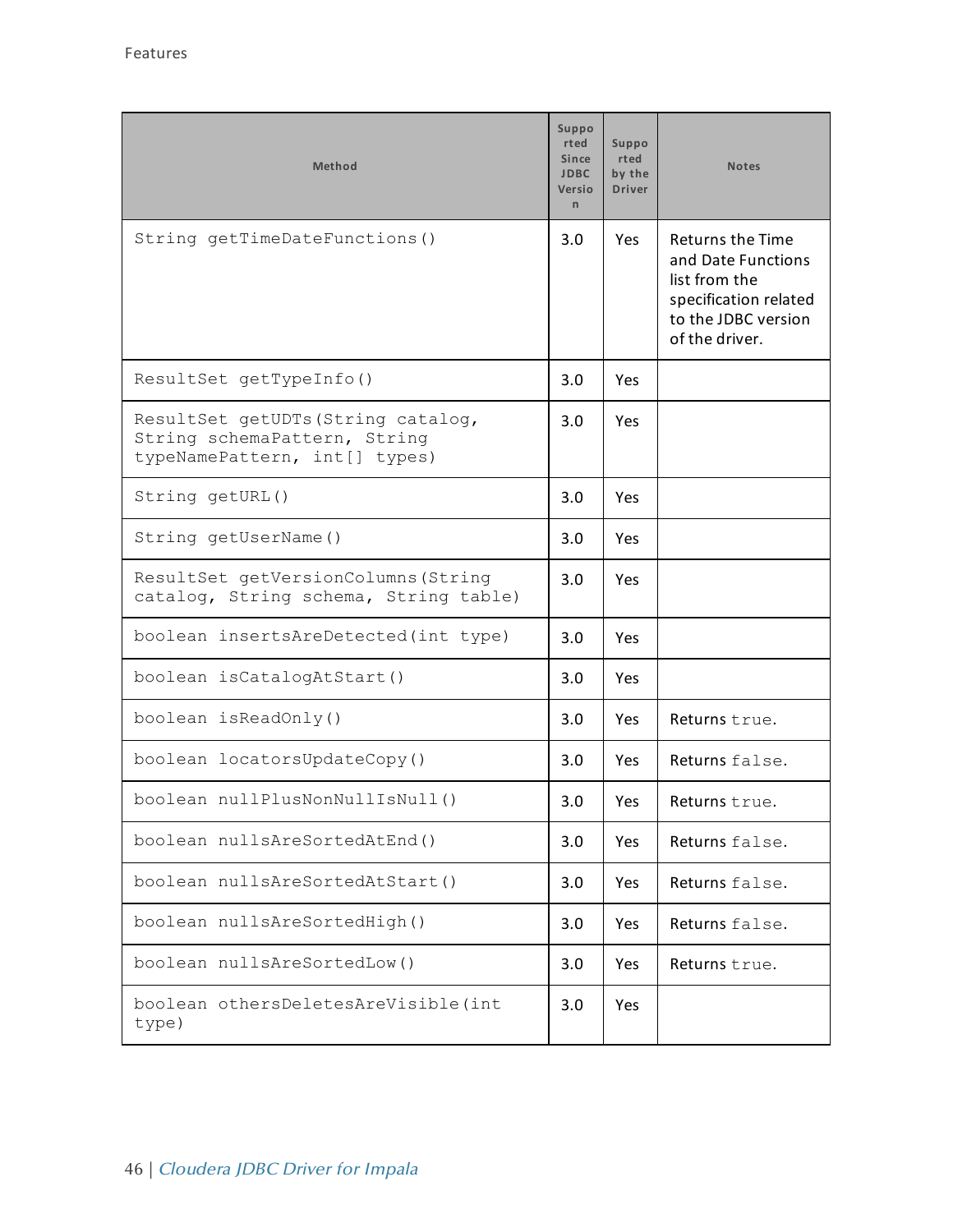| Method | Supported Since JDBC Version | Supported by the Driver | Notes |
|---|---|---|---|
| `String getTimeDateFunctions()` | 3.0 | Yes | Returns the Time and Date Functions list from the specification related to the JDBC version of the driver. |
| `ResultSet getTypeInfo()` | 3.0 | Yes | |
| `ResultSet getUDTs(String catalog, String schemaPattern, String typeNamePattern, int[] types)` | 3.0 | Yes | |
| `String getURL()` | 3.0 | Yes | |
| `String getUserName()` | 3.0 | Yes | |
| `ResultSet getVersionColumns(String catalog, String schema, String table)` | 3.0 | Yes | |
| `boolean insertsAreDetected(int type)` | 3.0 | Yes | |
| `boolean isCatalogAtStart()` | 3.0 | Yes | |
| `boolean isReadOnly()` | 3.0 | Yes | Returns `true`. |
| `boolean locatorsUpdateCopy()` | 3.0 | Yes | Returns `false`. |
| `boolean nullPlusNonNullIsNull()` | 3.0 | Yes | Returns `true`. |
| `boolean nullsAreSortedAtEnd()` | 3.0 | Yes | Returns `false`. |
| `boolean nullsAreSortedAtStart()` | 3.0 | Yes | Returns `false`. |
| `boolean nullsAreSortedHigh()` | 3.0 | Yes | Returns `false`. |
| `boolean nullsAreSortedLow()` | 3.0 | Yes | Returns `true`. |
| `boolean othersDeletesAreVisible(int type)` | 3.0 | Yes | |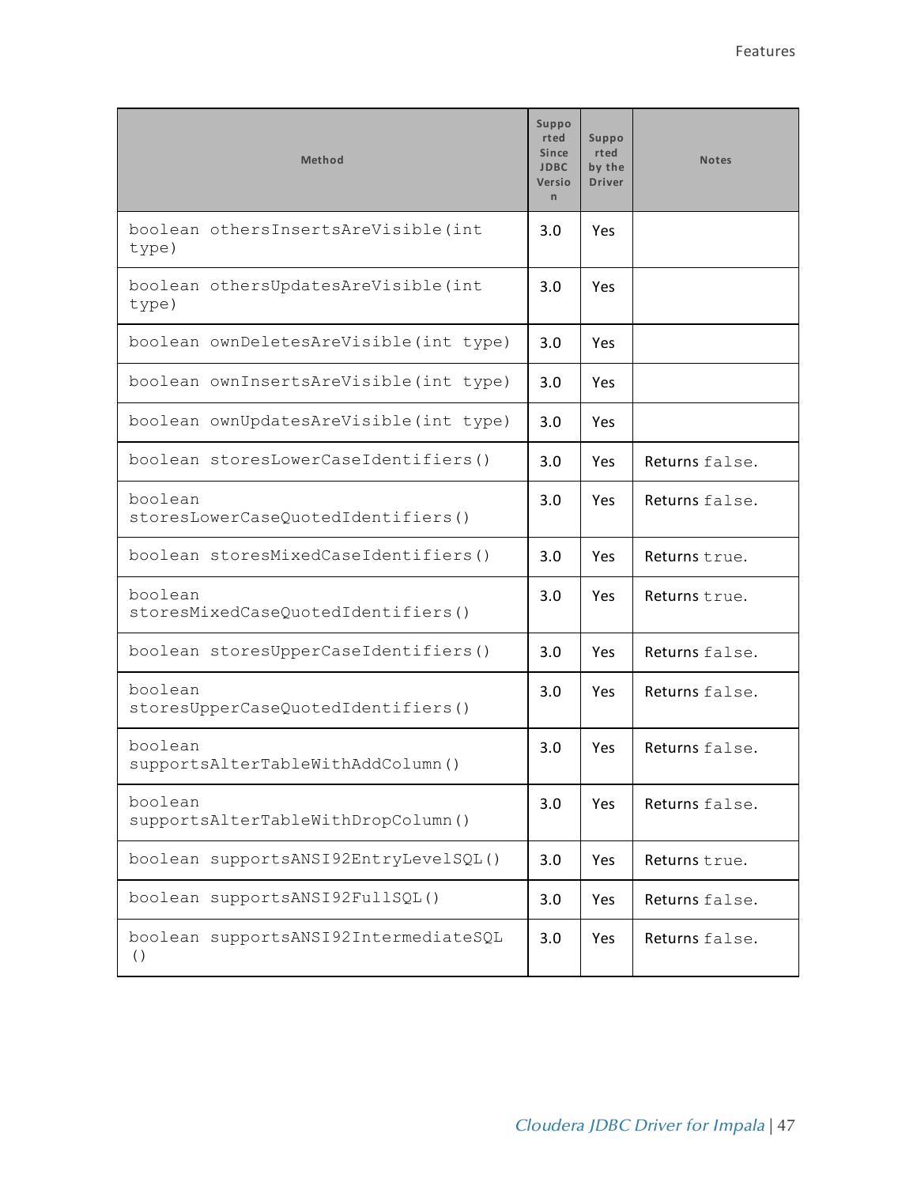| Method | Supported Since JDBC Version | Supported by the Driver | Notes |
|---|---|---|---|
| boolean othersInsertsAreVisible(int type) | 3.0 | Yes | |
| boolean othersUpdatesAreVisible(int type) | 3.0 | Yes | |
| boolean ownDeletesAreVisible(int type) | 3.0 | Yes | |
| boolean ownInsertsAreVisible(int type) | 3.0 | Yes | |
| boolean ownUpdatesAreVisible(int type) | 3.0 | Yes | |
| boolean storesLowerCaseIdentifiers() | 3.0 | Yes | Returns false. |
| boolean storesLowerCaseQuotedIdentifiers() | 3.0 | Yes | Returns false. |
| boolean storesMixedCaseIdentifiers() | 3.0 | Yes | Returns true. |
| boolean storesMixedCaseQuotedIdentifiers() | 3.0 | Yes | Returns true. |
| boolean storesUpperCaseIdentifiers() | 3.0 | Yes | Returns false. |
| boolean storesUpperCaseQuotedIdentifiers() | 3.0 | Yes | Returns false. |
| boolean supportsAlterTableWithAddColumn() | 3.0 | Yes | Returns false. |
| boolean supportsAlterTableWithDropColumn() | 3.0 | Yes | Returns false. |
| boolean supportsANSI92EntryLevelSQL() | 3.0 | Yes | Returns true. |
| boolean supportsANSI92FullSQL() | 3.0 | Yes | Returns false. |
| boolean supportsANSI92IntermediateSQL() | 3.0 | Yes | Returns false. |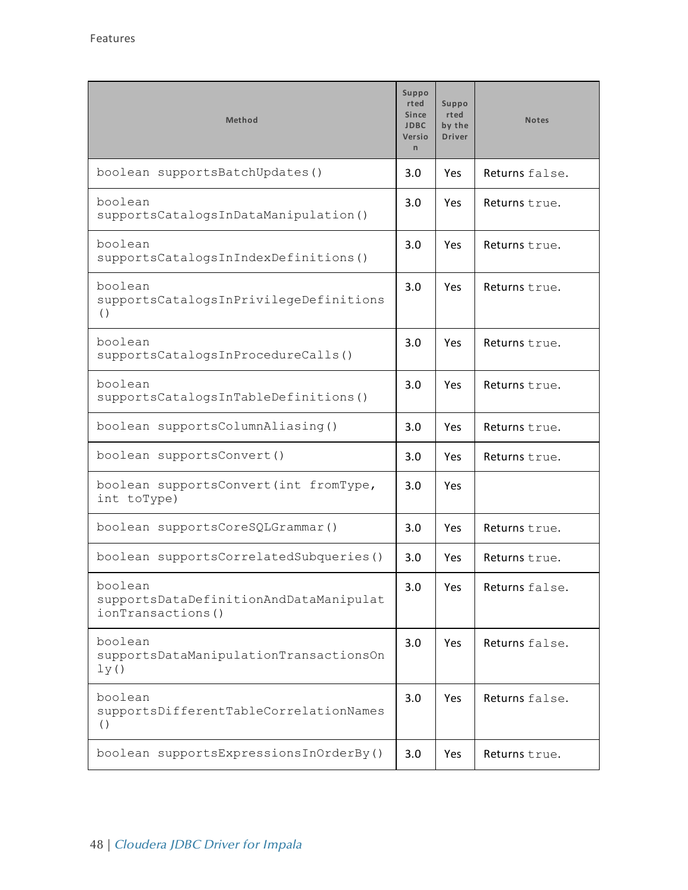| Method | Supported Since JDBC Version | Supported by the Driver | Notes |
|---|---|---|---|
| `boolean supportsBatchUpdates()` | 3.0 | Yes | Returns `false`. |
| `boolean supportsCatalogsInDataManipulation()` | 3.0 | Yes | Returns `true`. |
| `boolean supportsCatalogsInIndexDefinitions()` | 3.0 | Yes | Returns `true`. |
| `boolean supportsCatalogsInPrivilegeDefinitions()` | 3.0 | Yes | Returns `true`. |
| `boolean supportsCatalogsInProcedureCalls()` | 3.0 | Yes | Returns `true`. |
| `boolean supportsCatalogsInTableDefinitions()` | 3.0 | Yes | Returns `true`. |
| `boolean supportsColumnAliasing()` | 3.0 | Yes | Returns `true`. |
| `boolean supportsConvert()` | 3.0 | Yes | Returns `true`. |
| `boolean supportsConvert(int fromType, int toType)` | 3.0 | Yes | |
| `boolean supportsCoreSQLGrammar()` | 3.0 | Yes | Returns `true`. |
| `boolean supportsCorrelatedSubqueries()` | 3.0 | Yes | Returns `true`. |
| `boolean supportsDataDefinitionAndDataManipulationTransactions()` | 3.0 | Yes | Returns `false`. |
| `boolean supportsDataManipulationTransactionsOnly()` | 3.0 | Yes | Returns `false`. |
| `boolean supportsDifferentTableCorrelationNames()` | 3.0 | Yes | Returns `false`. |
| `boolean supportsExpressionsInOrderBy()` | 3.0 | Yes | Returns `true`. |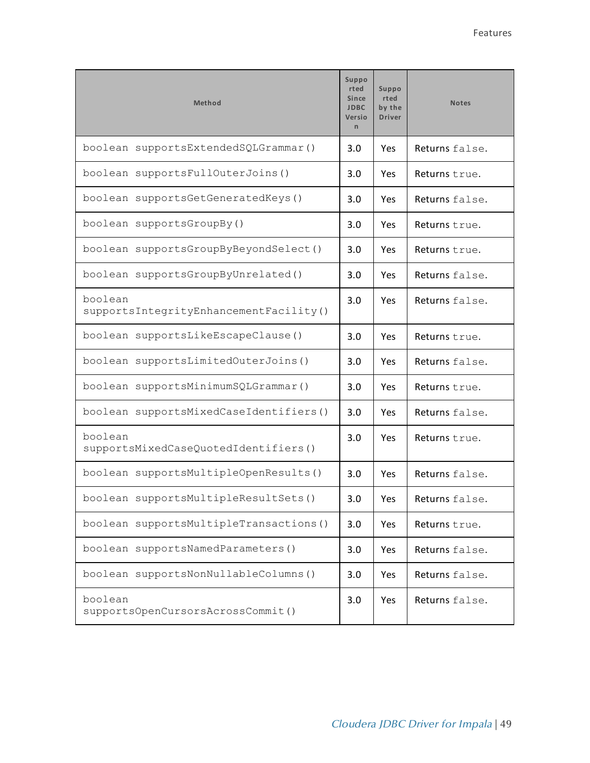| Method | Supported Since JDBC Version | Supported by the Driver | Notes |
|---|---|---|---|
| `boolean supportsExtendedSQLGrammar()` | 3.0 | Yes | Returns `false`. |
| `boolean supportsFullOuterJoins()` | 3.0 | Yes | Returns `true`. |
| `boolean supportsGetGeneratedKeys()` | 3.0 | Yes | Returns `false`. |
| `boolean supportsGroupBy()` | 3.0 | Yes | Returns `true`. |
| `boolean supportsGroupByBeyondSelect()` | 3.0 | Yes | Returns `true`. |
| `boolean supportsGroupByUnrelated()` | 3.0 | Yes | Returns `false`. |
| `boolean supportsIntegrityEnhancementFacility()` | 3.0 | Yes | Returns `false`. |
| `boolean supportsLikeEscapeClause()` | 3.0 | Yes | Returns `true`. |
| `boolean supportsLimitedOuterJoins()` | 3.0 | Yes | Returns `false`. |
| `boolean supportsMinimumSQLGrammar()` | 3.0 | Yes | Returns `true`. |
| `boolean supportsMixedCaseIdentifiers()` | 3.0 | Yes | Returns `false`. |
| `boolean supportsMixedCaseQuotedIdentifiers()` | 3.0 | Yes | Returns `true`. |
| `boolean supportsMultipleOpenResults()` | 3.0 | Yes | Returns `false`. |
| `boolean supportsMultipleResultSets()` | 3.0 | Yes | Returns `false`. |
| `boolean supportsMultipleTransactions()` | 3.0 | Yes | Returns `true`. |
| `boolean supportsNamedParameters()` | 3.0 | Yes | Returns `false`. |
| `boolean supportsNonNullableColumns()` | 3.0 | Yes | Returns `false`. |
| `boolean supportsOpenCursorsAcrossCommit()` | 3.0 | Yes | Returns `false`. |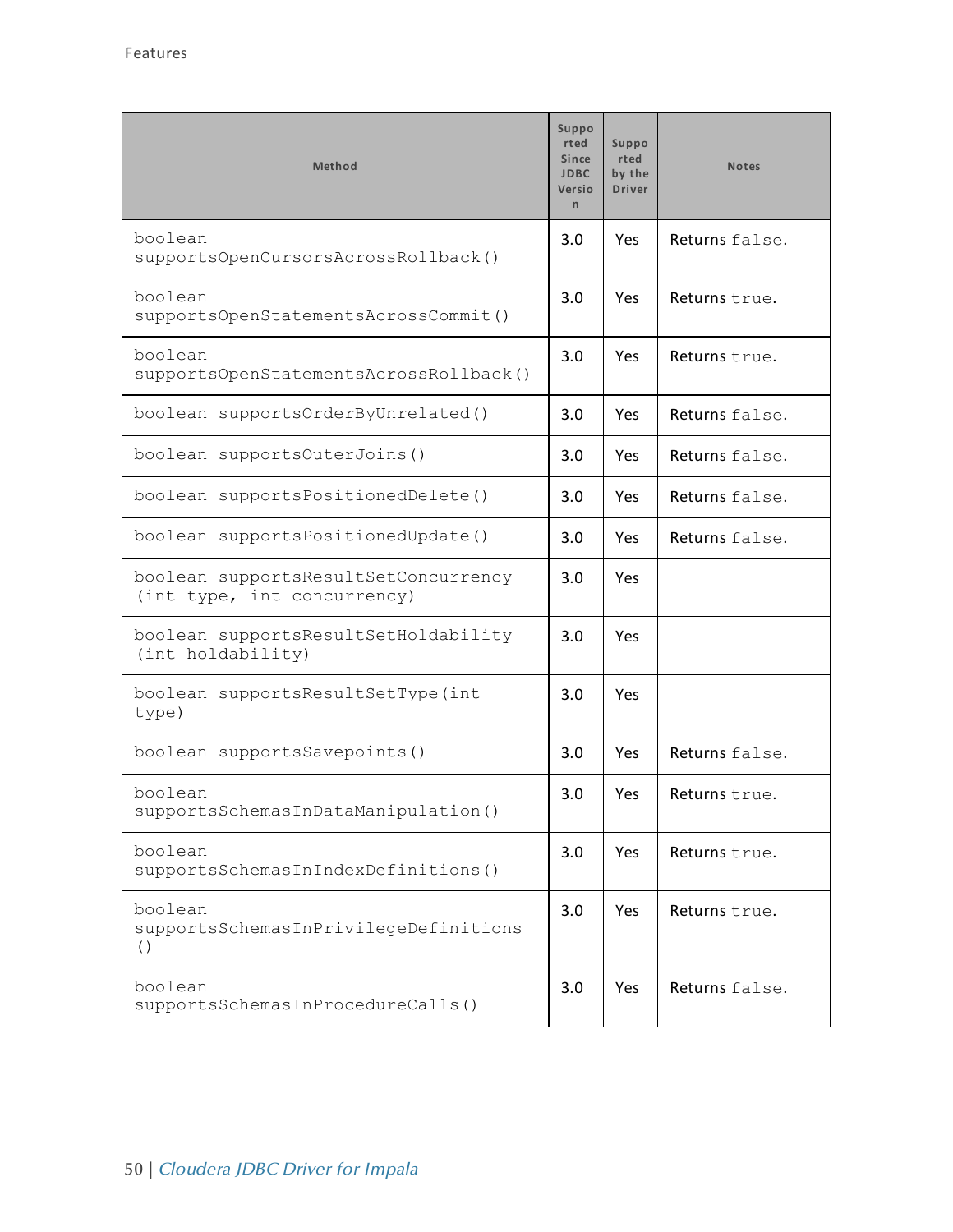| Method | Supported Since JDBC Version | Supported by the Driver | Notes |
|---|---|---|---|
| `boolean supportsOpenCursorsAcrossRollback()` | 3.0 | Yes | Returns `false`. |
| `boolean supportsOpenStatementsAcrossCommit()` | 3.0 | Yes | Returns `true`. |
| `boolean supportsOpenStatementsAcrossRollback()` | 3.0 | Yes | Returns `true`. |
| `boolean supportsOrderByUnrelated()` | 3.0 | Yes | Returns `false`. |
| `boolean supportsOuterJoins()` | 3.0 | Yes | Returns `false`. |
| `boolean supportsPositionedDelete()` | 3.0 | Yes | Returns `false`. |
| `boolean supportsPositionedUpdate()` | 3.0 | Yes | Returns `false`. |
| `boolean supportsResultSetConcurrency (int type, int concurrency)` | 3.0 | Yes | |
| `boolean supportsResultSetHoldability (int holdability)` | 3.0 | Yes | |
| `boolean supportsResultSetType(int type)` | 3.0 | Yes | |
| `boolean supportsSavepoints()` | 3.0 | Yes | Returns `false`. |
| `boolean supportsSchemasInDataManipulation()` | 3.0 | Yes | Returns `true`. |
| `boolean supportsSchemasInIndexDefinitions()` | 3.0 | Yes | Returns `true`. |
| `boolean supportsSchemasInPrivilegeDefinitions()` | 3.0 | Yes | Returns `true`. |
| `boolean supportsSchemasInProcedureCalls()` | 3.0 | Yes | Returns `false`. |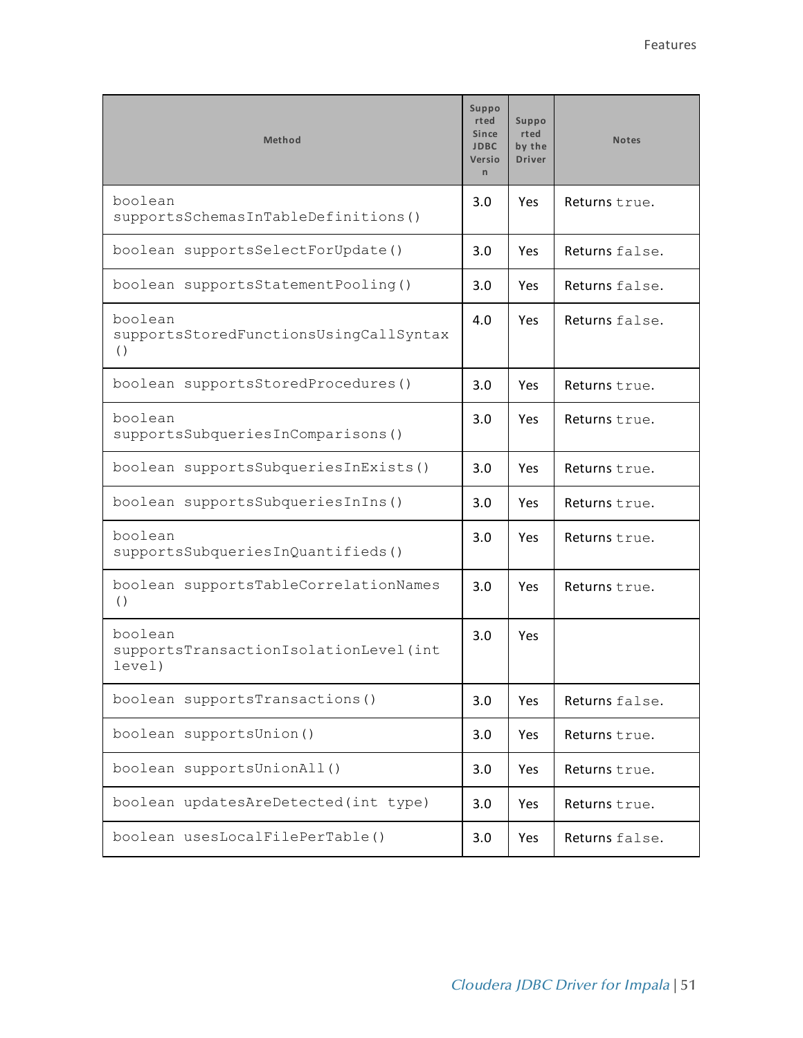| Method | Supported Since JDBC Version | Supported by the Driver | Notes |
|---|---|---|---|
| `boolean supportsSchemasInTableDefinitions()` | 3.0 | Yes | Returns `true`. |
| `boolean supportsSelectForUpdate()` | 3.0 | Yes | Returns `false`. |
| `boolean supportsStatementPooling()` | 3.0 | Yes | Returns `false`. |
| `boolean supportsStoredFunctionsUsingCallSyntax()` | 4.0 | Yes | Returns `false`. |
| `boolean supportsStoredProcedures()` | 3.0 | Yes | Returns `true`. |
| `boolean supportsSubqueriesInComparisons()` | 3.0 | Yes | Returns `true`. |
| `boolean supportsSubqueriesInExists()` | 3.0 | Yes | Returns `true`. |
| `boolean supportsSubqueriesInIns()` | 3.0 | Yes | Returns `true`. |
| `boolean supportsSubqueriesInQuantifieds()` | 3.0 | Yes | Returns `true`. |
| `boolean supportsTableCorrelationNames()` | 3.0 | Yes | Returns `true`. |
| `boolean supportsTransactionIsolationLevel(int level)` | 3.0 | Yes | |
| `boolean supportsTransactions()` | 3.0 | Yes | Returns `false`. |
| `boolean supportsUnion()` | 3.0 | Yes | Returns `true`. |
| `boolean supportsUnionAll()` | 3.0 | Yes | Returns `true`. |
| `boolean updatesAreDetected(int type)` | 3.0 | Yes | Returns `true`. |
| `boolean usesLocalFilePerTable()` | 3.0 | Yes | Returns `false`. |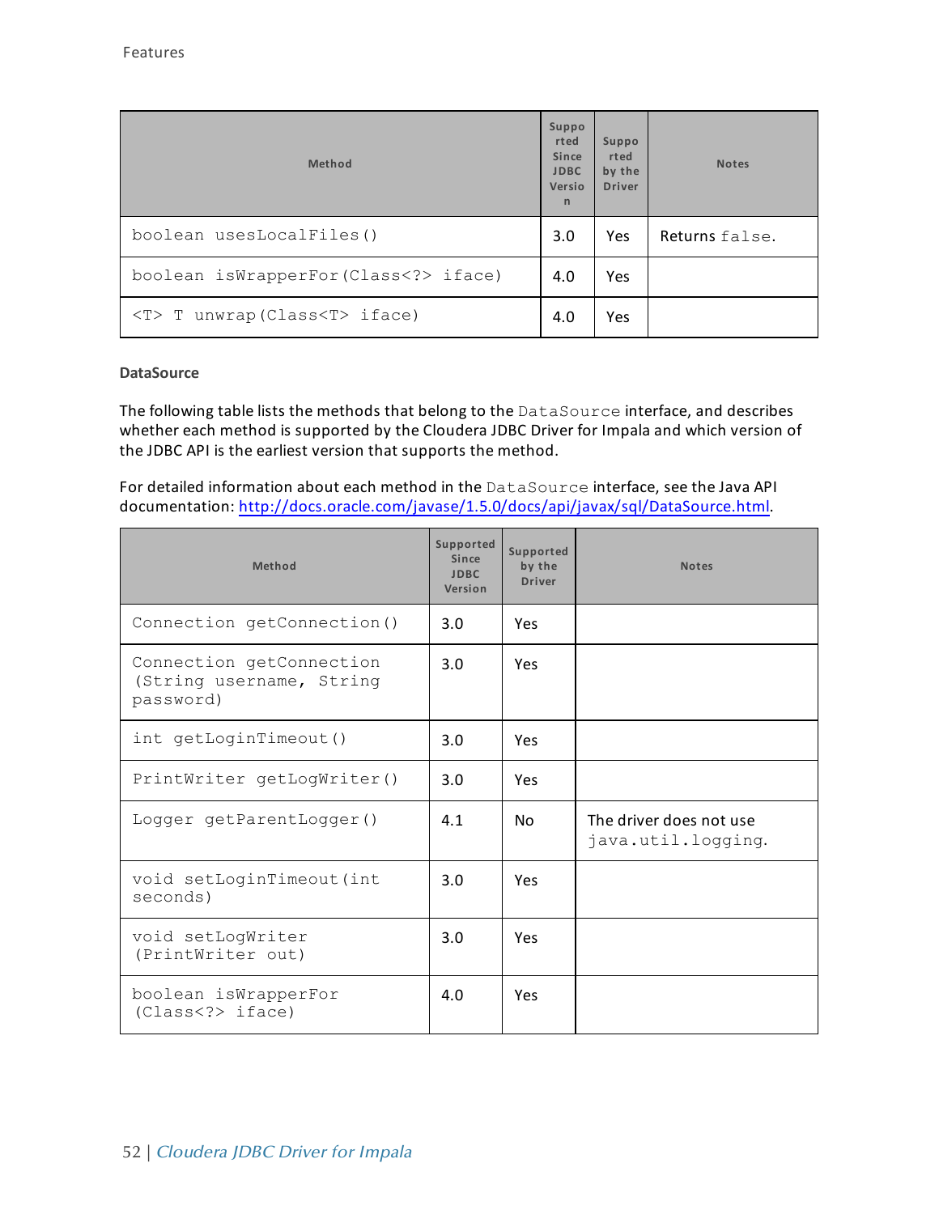| Method | Supported Since JDBC Version | Supported by the Driver | Notes |
| --- | --- | --- | --- |
| `boolean usesLocalFiles()` | 3.0 | Yes | Returns `false`. |
| `boolean isWrapperFor(Class<?> iface)` | 4.0 | Yes | |
| `<T> T unwrap(Class<T> iface)` | 4.0 | Yes | |

**DataSource**

The following table lists the methods that belong to the `DataSource` interface, and describes whether each method is supported by the Cloudera JDBC Driver for Impala and which version of the JDBC API is the earliest version that supports the method.

For detailed information about each method in the `DataSource` interface, see the Java API documentation: http://docs.oracle.com/javase/1.5.0/docs/api/javax/sql/DataSource.html.

| Method | Supported Since JDBC Version | Supported by the Driver | Notes |
| --- | --- | --- | --- |
| `Connection getConnection()` | 3.0 | Yes | |
| `Connection getConnection (String username, String password)` | 3.0 | Yes | |
| `int getLoginTimeout()` | 3.0 | Yes | |
| `PrintWriter getLogWriter()` | 3.0 | Yes | |
| `Logger getParentLogger()` | 4.1 | No | The driver does not use `java.util.logging`. |
| `void setLoginTimeout(int seconds)` | 3.0 | Yes | |
| `void setLogWriter (PrintWriter out)` | 3.0 | Yes | |
| `boolean isWrapperFor (Class<?> iface)` | 4.0 | Yes | |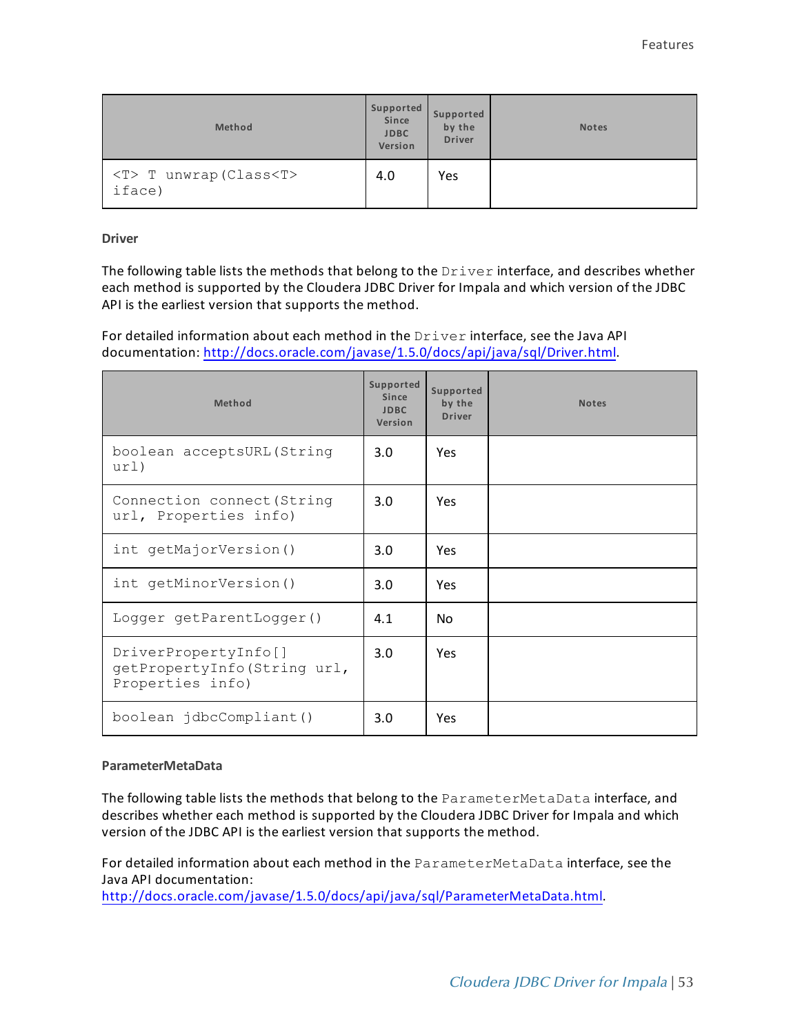| Method | Supported Since JDBC Version | Supported by the Driver | Notes |
| --- | --- | --- | --- |
| `<T> T unwrap(Class<T> iface)` | 4.0 | Yes | |

### Driver

The following table lists the methods that belong to the `Driver` interface, and describes whether each method is supported by the Cloudera JDBC Driver for Impala and which version of the JDBC API is the earliest version that supports the method.

For detailed information about each method in the `Driver` interface, see the Java API documentation: http://docs.oracle.com/javase/1.5.0/docs/api/java/sql/Driver.html.

| Method | Supported Since JDBC Version | Supported by the Driver | Notes |
| --- | --- | --- | --- |
| `boolean acceptsURL(String url)` | 3.0 | Yes | |
| `Connection connect(String url, Properties info)` | 3.0 | Yes | |
| `int getMajorVersion()` | 3.0 | Yes | |
| `int getMinorVersion()` | 3.0 | Yes | |
| `Logger getParentLogger()` | 4.1 | No | |
| `DriverPropertyInfo[] getPropertyInfo(String url, Properties info)` | 3.0 | Yes | |
| `boolean jdbcCompliant()` | 3.0 | Yes | |

### ParameterMetaData

The following table lists the methods that belong to the `ParameterMetaData` interface, and describes whether each method is supported by the Cloudera JDBC Driver for Impala and which version of the JDBC API is the earliest version that supports the method.

For detailed information about each method in the `ParameterMetaData` interface, see the Java API documentation:
http://docs.oracle.com/javase/1.5.0/docs/api/java/sql/ParameterMetaData.html.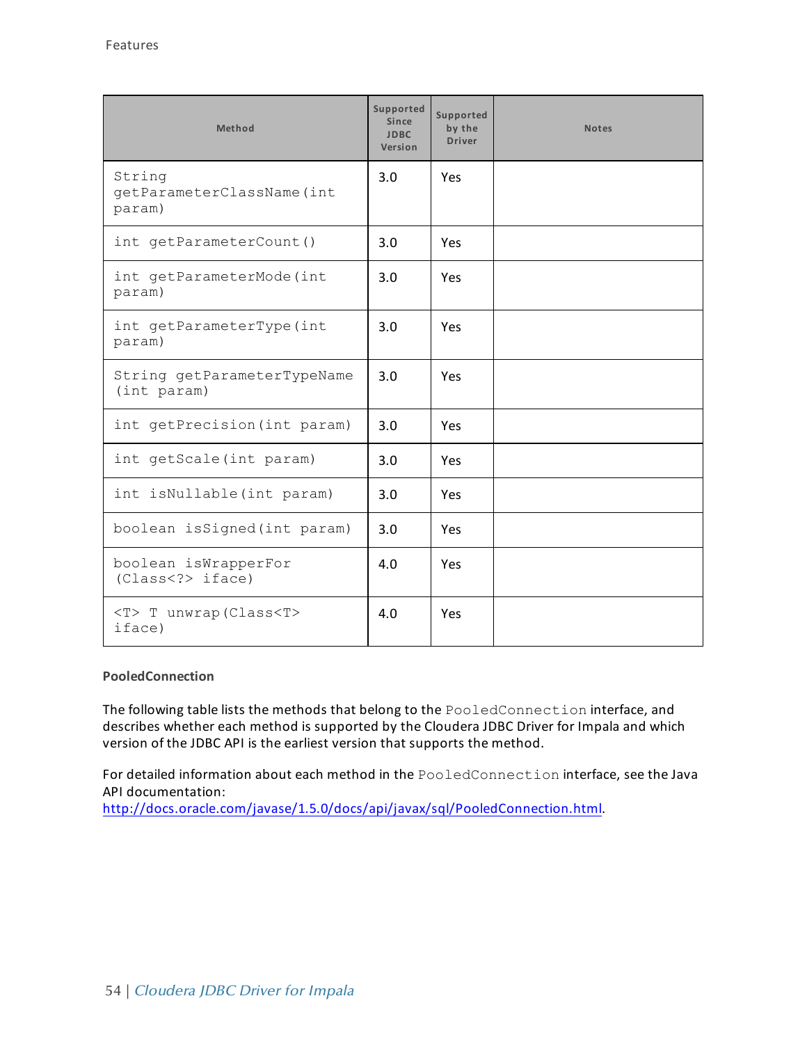| Method | Supported Since JDBC Version | Supported by the Driver | Notes |
|---|---|---|---|
| String getParameterClassName(int param) | 3.0 | Yes | |
| int getParameterCount() | 3.0 | Yes | |
| int getParameterMode(int param) | 3.0 | Yes | |
| int getParameterType(int param) | 3.0 | Yes | |
| String getParameterTypeName (int param) | 3.0 | Yes | |
| int getPrecision(int param) | 3.0 | Yes | |
| int getScale(int param) | 3.0 | Yes | |
| int isNullable(int param) | 3.0 | Yes | |
| boolean isSigned(int param) | 3.0 | Yes | |
| boolean isWrapperFor (Class<?> iface) | 4.0 | Yes | |
| <T> T unwrap(Class<T> iface) | 4.0 | Yes | |

**PooledConnection**

The following table lists the methods that belong to the `PooledConnection` interface, and describes whether each method is supported by the Cloudera JDBC Driver for Impala and which version of the JDBC API is the earliest version that supports the method.

For detailed information about each method in the `PooledConnection` interface, see the Java API documentation:
http://docs.oracle.com/javase/1.5.0/docs/api/javax/sql/PooledConnection.html.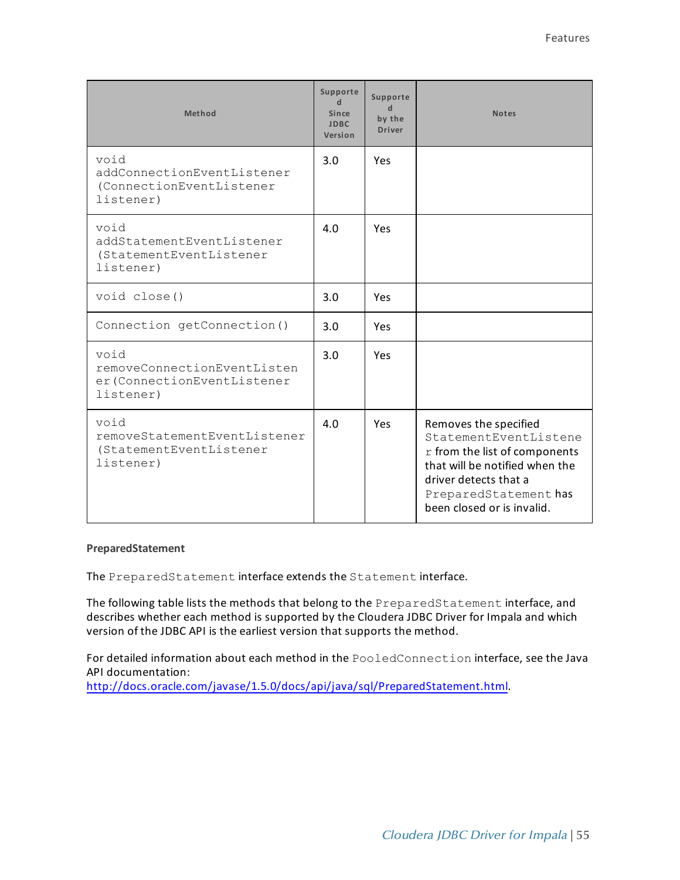| Method | Supported Since JDBC Version | Supported by the Driver | Notes |
|---|---|---|---|
| `void addConnectionEventListener (ConnectionEventListener listener)` | 3.0 | Yes | |
| `void addStatementEventListener (StatementEventListener listener)` | 4.0 | Yes | |
| `void close()` | 3.0 | Yes | |
| `Connection getConnection()` | 3.0 | Yes | |
| `void removeConnectionEventListener(ConnectionEventListener listener)` | 3.0 | Yes | |
| `void removeStatementEventListener (StatementEventListener listener)` | 4.0 | Yes | Removes the specified `StatementEventListener` from the list of components that will be notified when the driver detects that a `PreparedStatement` has been closed or is invalid. |

**PreparedStatement**

The `PreparedStatement` interface extends the `Statement` interface.

The following table lists the methods that belong to the `PreparedStatement` interface, and describes whether each method is supported by the Cloudera JDBC Driver for Impala and which version of the JDBC API is the earliest version that supports the method.

For detailed information about each method in the `PooledConnection` interface, see the Java API documentation: http://docs.oracle.com/javase/1.5.0/docs/api/java/sql/PreparedStatement.html.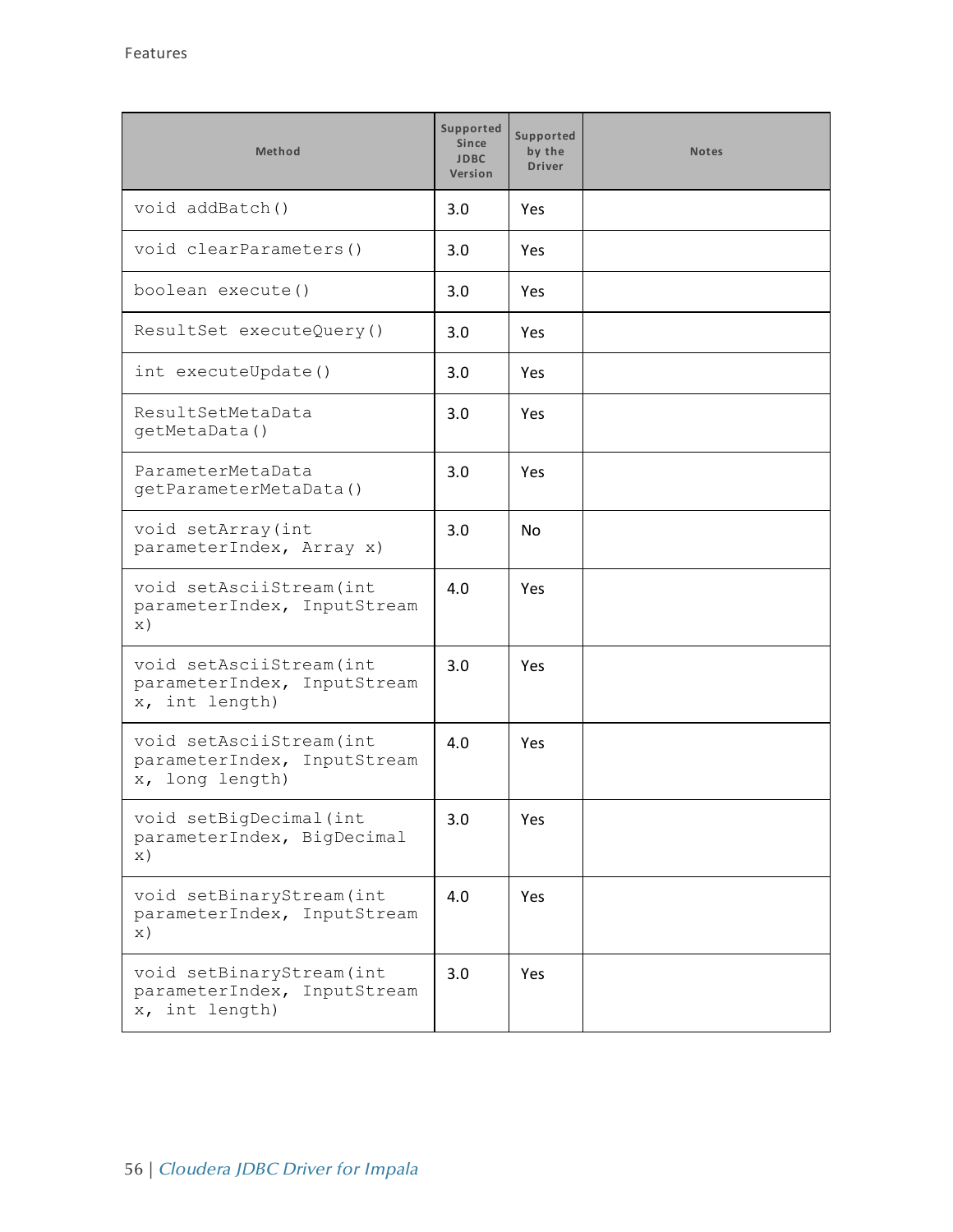| Method | Supported Since JDBC Version | Supported by the Driver | Notes |
|---|---|---|---|
| `void addBatch()` | 3.0 | Yes | |
| `void clearParameters()` | 3.0 | Yes | |
| `boolean execute()` | 3.0 | Yes | |
| `ResultSet executeQuery()` | 3.0 | Yes | |
| `int executeUpdate()` | 3.0 | Yes | |
| `ResultSetMetaData getMetaData()` | 3.0 | Yes | |
| `ParameterMetaData getParameterMetaData()` | 3.0 | Yes | |
| `void setArray(int parameterIndex, Array x)` | 3.0 | No | |
| `void setAsciiStream(int parameterIndex, InputStream x)` | 4.0 | Yes | |
| `void setAsciiStream(int parameterIndex, InputStream x, int length)` | 3.0 | Yes | |
| `void setAsciiStream(int parameterIndex, InputStream x, long length)` | 4.0 | Yes | |
| `void setBigDecimal(int parameterIndex, BigDecimal x)` | 3.0 | Yes | |
| `void setBinaryStream(int parameterIndex, InputStream x)` | 4.0 | Yes | |
| `void setBinaryStream(int parameterIndex, InputStream x, int length)` | 3.0 | Yes | |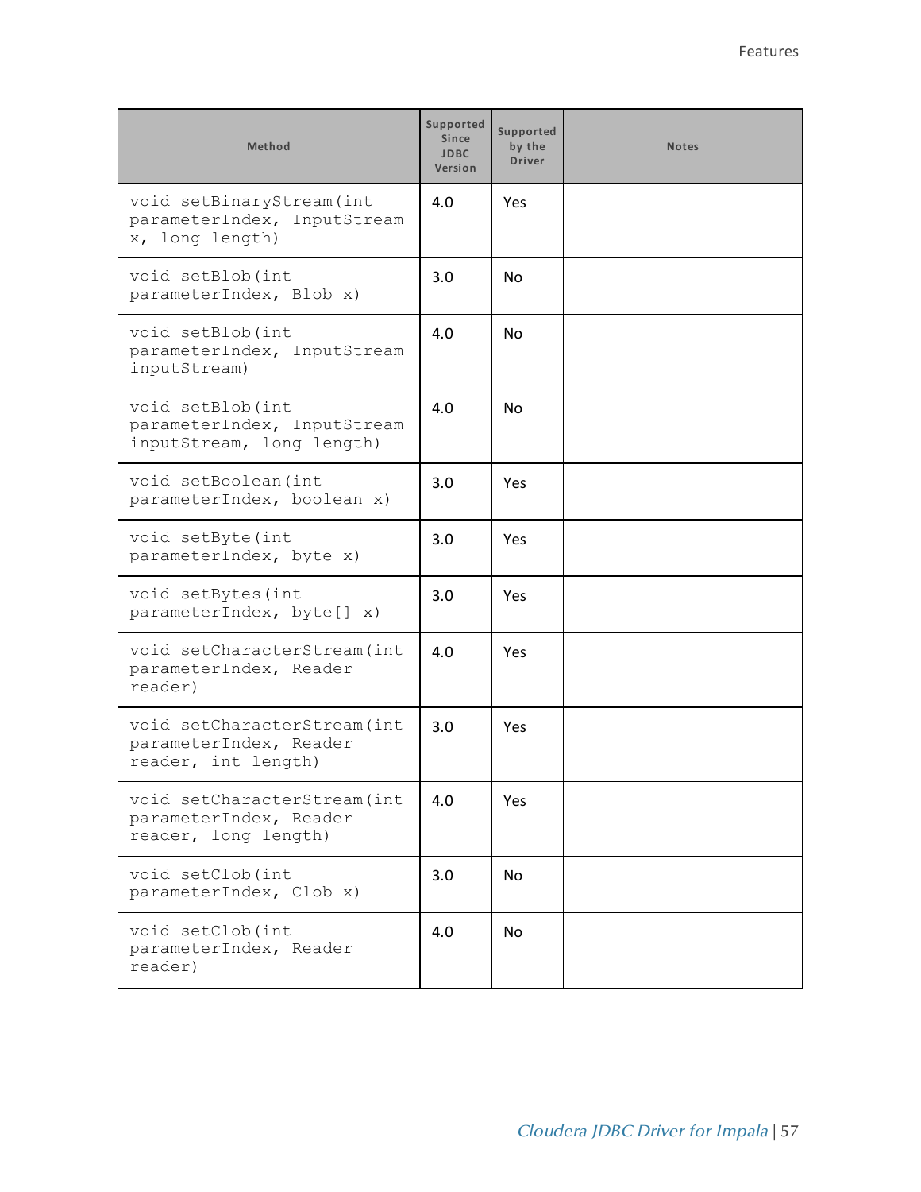| Method | Supported Since JDBC Version | Supported by the Driver | Notes |
|---|---|---|---|
| `void setBinaryStream(int parameterIndex, InputStream x, long length)` | 4.0 | Yes | |
| `void setBlob(int parameterIndex, Blob x)` | 3.0 | No | |
| `void setBlob(int parameterIndex, InputStream inputStream)` | 4.0 | No | |
| `void setBlob(int parameterIndex, InputStream inputStream, long length)` | 4.0 | No | |
| `void setBoolean(int parameterIndex, boolean x)` | 3.0 | Yes | |
| `void setByte(int parameterIndex, byte x)` | 3.0 | Yes | |
| `void setBytes(int parameterIndex, byte[] x)` | 3.0 | Yes | |
| `void setCharacterStream(int parameterIndex, Reader reader)` | 4.0 | Yes | |
| `void setCharacterStream(int parameterIndex, Reader reader, int length)` | 3.0 | Yes | |
| `void setCharacterStream(int parameterIndex, Reader reader, long length)` | 4.0 | Yes | |
| `void setClob(int parameterIndex, Clob x)` | 3.0 | No | |
| `void setClob(int parameterIndex, Reader reader)` | 4.0 | No | |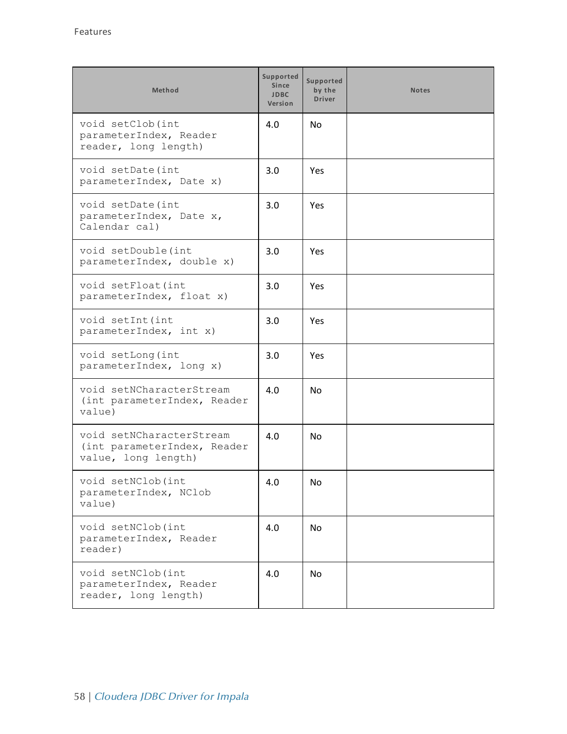| Method | Supported Since JDBC Version | Supported by the Driver | Notes |
|---|---|---|---|
| `void setClob(int parameterIndex, Reader reader, long length)` | 4.0 | No | |
| `void setDate(int parameterIndex, Date x)` | 3.0 | Yes | |
| `void setDate(int parameterIndex, Date x, Calendar cal)` | 3.0 | Yes | |
| `void setDouble(int parameterIndex, double x)` | 3.0 | Yes | |
| `void setFloat(int parameterIndex, float x)` | 3.0 | Yes | |
| `void setInt(int parameterIndex, int x)` | 3.0 | Yes | |
| `void setLong(int parameterIndex, long x)` | 3.0 | Yes | |
| `void setNCharacterStream (int parameterIndex, Reader value)` | 4.0 | No | |
| `void setNCharacterStream (int parameterIndex, Reader value, long length)` | 4.0 | No | |
| `void setNClob(int parameterIndex, NClob value)` | 4.0 | No | |
| `void setNClob(int parameterIndex, Reader reader)` | 4.0 | No | |
| `void setNClob(int parameterIndex, Reader reader, long length)` | 4.0 | No | |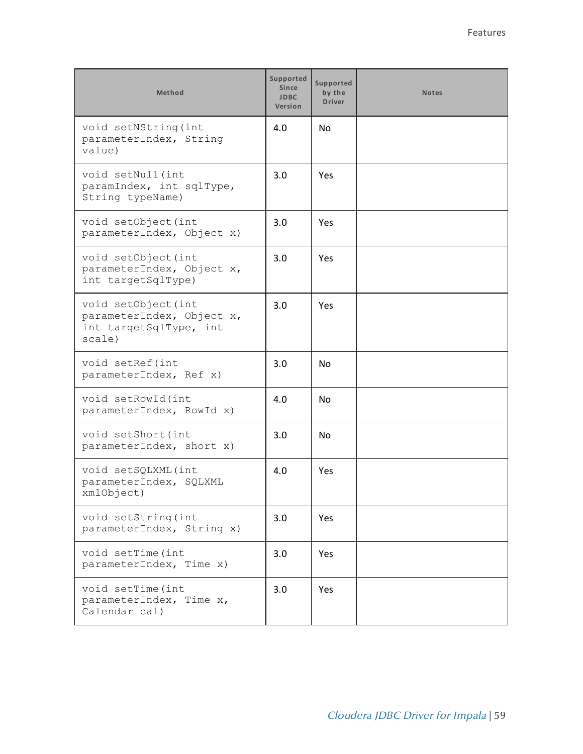| Method | Supported Since JDBC Version | Supported by the Driver | Notes |
|---|---|---|---|
| `void setNString(int parameterIndex, String value)` | 4.0 | No | |
| `void setNull(int paramIndex, int sqlType, String typeName)` | 3.0 | Yes | |
| `void setObject(int parameterIndex, Object x)` | 3.0 | Yes | |
| `void setObject(int parameterIndex, Object x, int targetSqlType)` | 3.0 | Yes | |
| `void setObject(int parameterIndex, Object x, int targetSqlType, int scale)` | 3.0 | Yes | |
| `void setRef(int parameterIndex, Ref x)` | 3.0 | No | |
| `void setRowId(int parameterIndex, RowId x)` | 4.0 | No | |
| `void setShort(int parameterIndex, short x)` | 3.0 | No | |
| `void setSQLXML(int parameterIndex, SQLXML xmlObject)` | 4.0 | Yes | |
| `void setString(int parameterIndex, String x)` | 3.0 | Yes | |
| `void setTime(int parameterIndex, Time x)` | 3.0 | Yes | |
| `void setTime(int parameterIndex, Time x, Calendar cal)` | 3.0 | Yes | |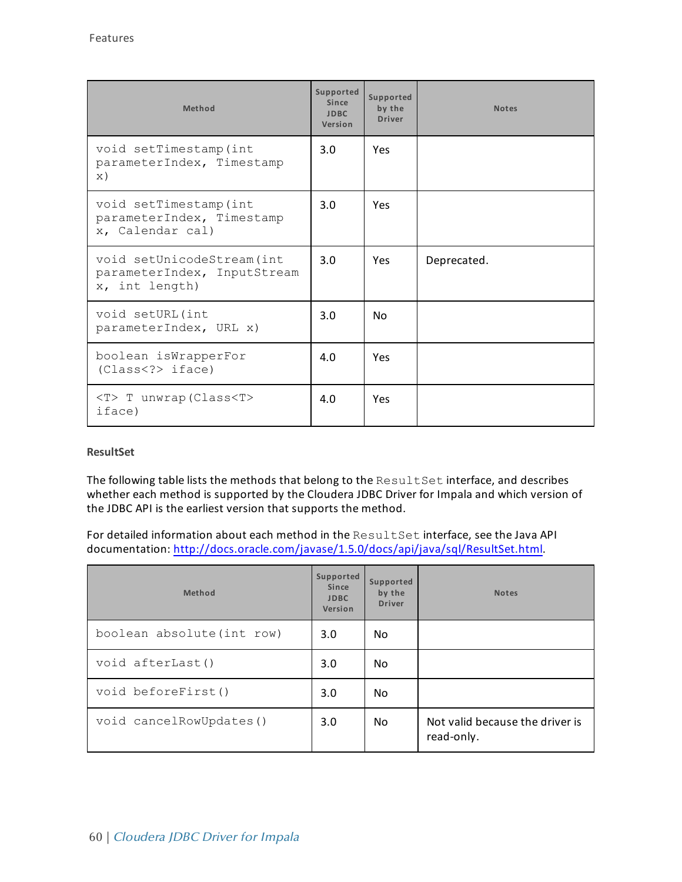| Method | Supported Since JDBC Version | Supported by the Driver | Notes |
|---|---|---|---|
| void setTimestamp(int parameterIndex, Timestamp x) | 3.0 | Yes | |
| void setTimestamp(int parameterIndex, Timestamp x, Calendar cal) | 3.0 | Yes | |
| void setUnicodeStream(int parameterIndex, InputStream x, int length) | 3.0 | Yes | Deprecated. |
| void setURL(int parameterIndex, URL x) | 3.0 | No | |
| boolean isWrapperFor (Class<?> iface) | 4.0 | Yes | |
| <T> T unwrap(Class<T> iface) | 4.0 | Yes | |

#### ResultSet

The following table lists the methods that belong to the `ResultSet` interface, and describes whether each method is supported by the Cloudera JDBC Driver for Impala and which version of the JDBC API is the earliest version that supports the method.

For detailed information about each method in the `ResultSet` interface, see the Java API documentation: http://docs.oracle.com/javase/1.5.0/docs/api/java/sql/ResultSet.html.

| Method | Supported Since JDBC Version | Supported by the Driver | Notes |
|---|---|---|---|
| boolean absolute(int row) | 3.0 | No | |
| void afterLast() | 3.0 | No | |
| void beforeFirst() | 3.0 | No | |
| void cancelRowUpdates() | 3.0 | No | Not valid because the driver is read-only. |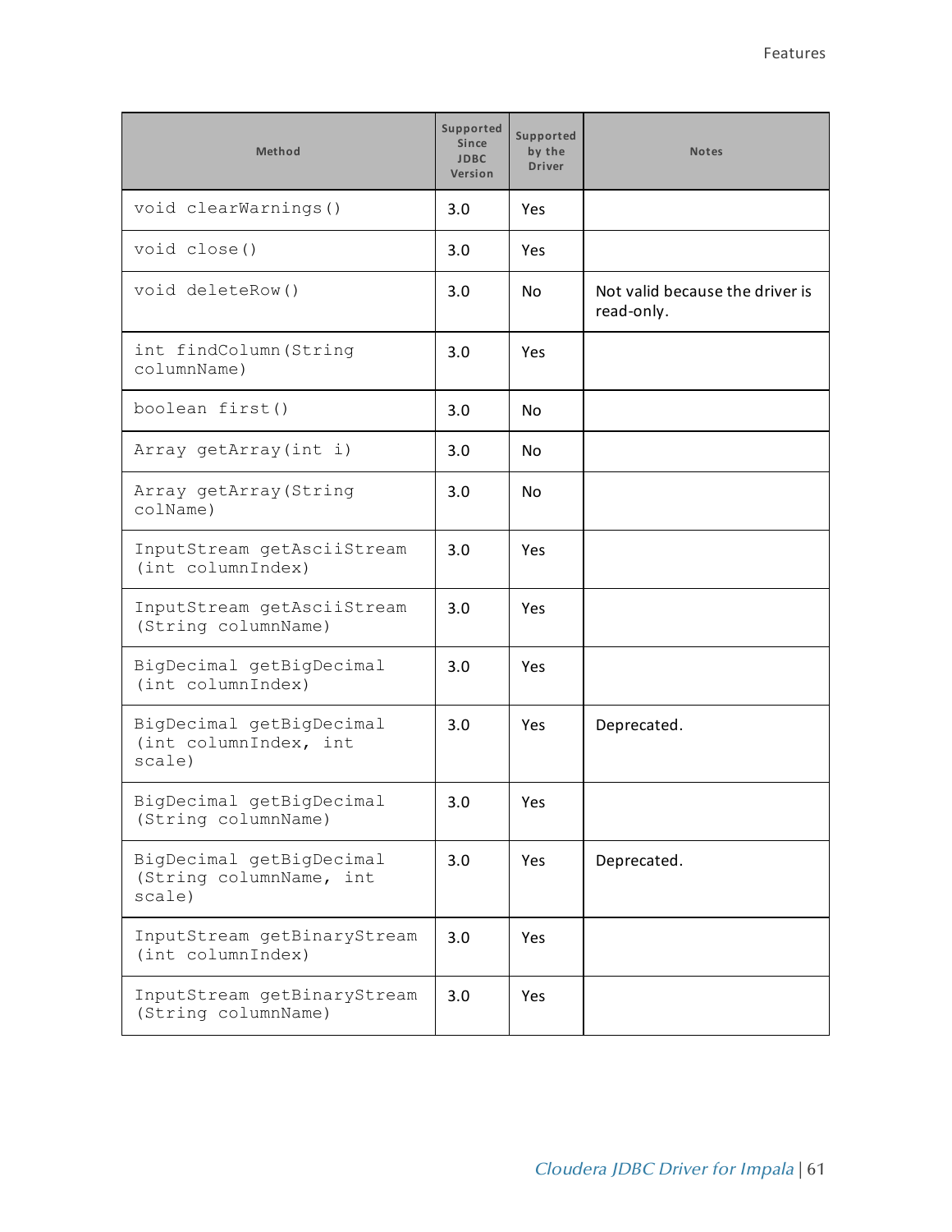| Method | Supported Since JDBC Version | Supported by the Driver | Notes |
|---|---|---|---|
| `void clearWarnings()` | 3.0 | Yes | |
| `void close()` | 3.0 | Yes | |
| `void deleteRow()` | 3.0 | No | Not valid because the driver is read-only. |
| `int findColumn(String columnName)` | 3.0 | Yes | |
| `boolean first()` | 3.0 | No | |
| `Array getArray(int i)` | 3.0 | No | |
| `Array getArray(String colName)` | 3.0 | No | |
| `InputStream getAsciiStream (int columnIndex)` | 3.0 | Yes | |
| `InputStream getAsciiStream (String columnName)` | 3.0 | Yes | |
| `BigDecimal getBigDecimal (int columnIndex)` | 3.0 | Yes | |
| `BigDecimal getBigDecimal (int columnIndex, int scale)` | 3.0 | Yes | Deprecated. |
| `BigDecimal getBigDecimal (String columnName)` | 3.0 | Yes | |
| `BigDecimal getBigDecimal (String columnName, int scale)` | 3.0 | Yes | Deprecated. |
| `InputStream getBinaryStream (int columnIndex)` | 3.0 | Yes | |
| `InputStream getBinaryStream (String columnName)` | 3.0 | Yes | |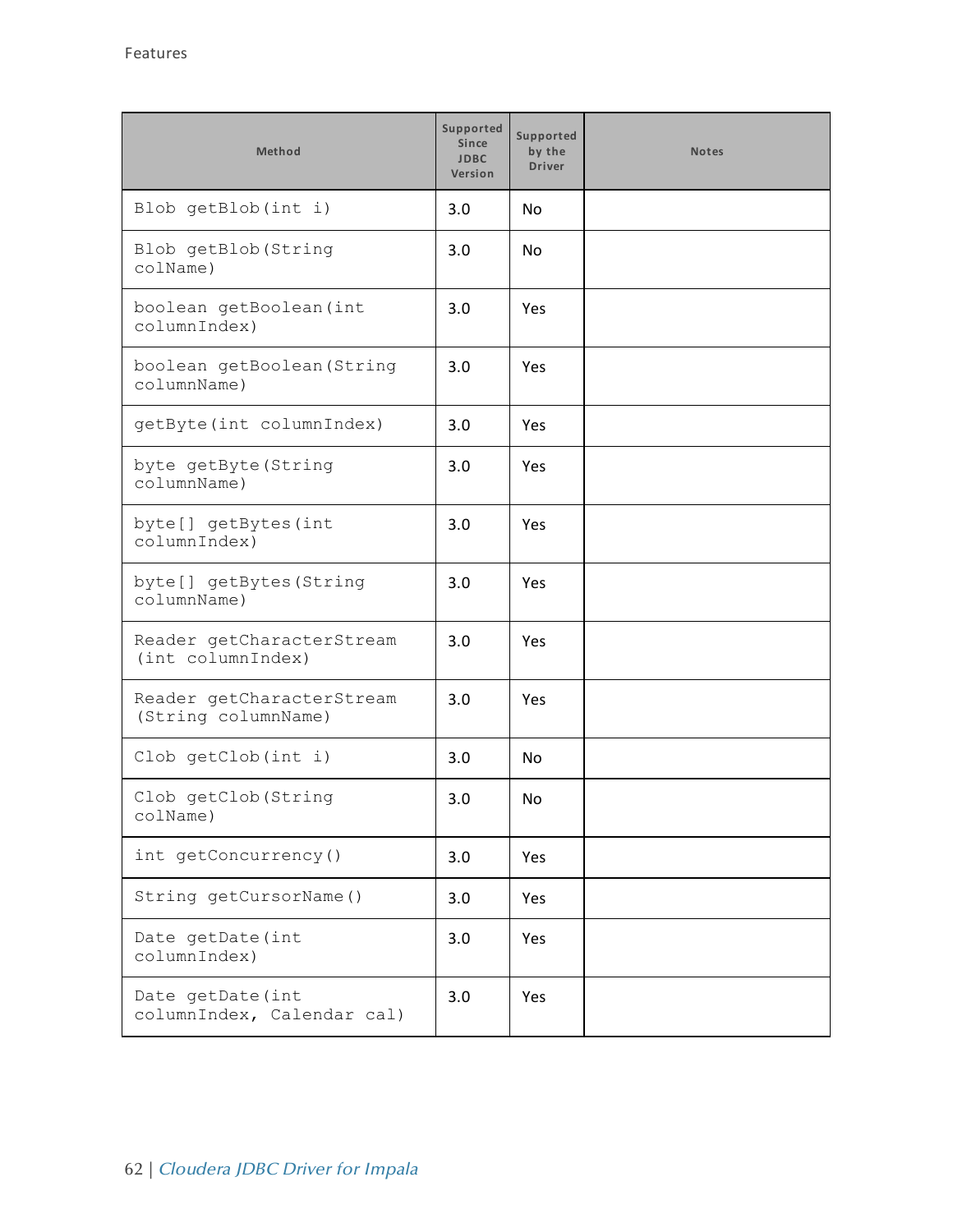| Method | Supported Since JDBC Version | Supported by the Driver | Notes |
|---|---|---|---|
| Blob getBlob(int i) | 3.0 | No | |
| Blob getBlob(String colName) | 3.0 | No | |
| boolean getBoolean(int columnIndex) | 3.0 | Yes | |
| boolean getBoolean(String columnName) | 3.0 | Yes | |
| getByte(int columnIndex) | 3.0 | Yes | |
| byte getByte(String columnName) | 3.0 | Yes | |
| byte[] getBytes(int columnIndex) | 3.0 | Yes | |
| byte[] getBytes(String columnName) | 3.0 | Yes | |
| Reader getCharacterStream (int columnIndex) | 3.0 | Yes | |
| Reader getCharacterStream (String columnName) | 3.0 | Yes | |
| Clob getClob(int i) | 3.0 | No | |
| Clob getClob(String colName) | 3.0 | No | |
| int getConcurrency() | 3.0 | Yes | |
| String getCursorName() | 3.0 | Yes | |
| Date getDate(int columnIndex) | 3.0 | Yes | |
| Date getDate(int columnIndex, Calendar cal) | 3.0 | Yes | |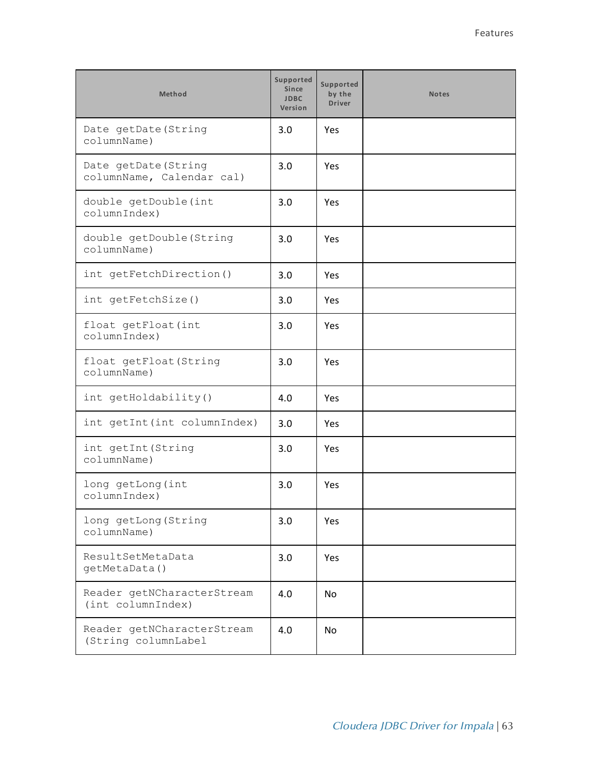| Method | Supported Since JDBC Version | Supported by the Driver | Notes |
|---|---|---|---|
| `Date getDate(String columnName)` | 3.0 | Yes | |
| `Date getDate(String columnName, Calendar cal)` | 3.0 | Yes | |
| `double getDouble(int columnIndex)` | 3.0 | Yes | |
| `double getDouble(String columnName)` | 3.0 | Yes | |
| `int getFetchDirection()` | 3.0 | Yes | |
| `int getFetchSize()` | 3.0 | Yes | |
| `float getFloat(int columnIndex)` | 3.0 | Yes | |
| `float getFloat(String columnName)` | 3.0 | Yes | |
| `int getHoldability()` | 4.0 | Yes | |
| `int getInt(int columnIndex)` | 3.0 | Yes | |
| `int getInt(String columnName)` | 3.0 | Yes | |
| `long getLong(int columnIndex)` | 3.0 | Yes | |
| `long getLong(String columnName)` | 3.0 | Yes | |
| `ResultSetMetaData getMetaData()` | 3.0 | Yes | |
| `Reader getNCharacterStream (int columnIndex)` | 4.0 | No | |
| `Reader getNCharacterStream (String columnLabel` | 4.0 | No | |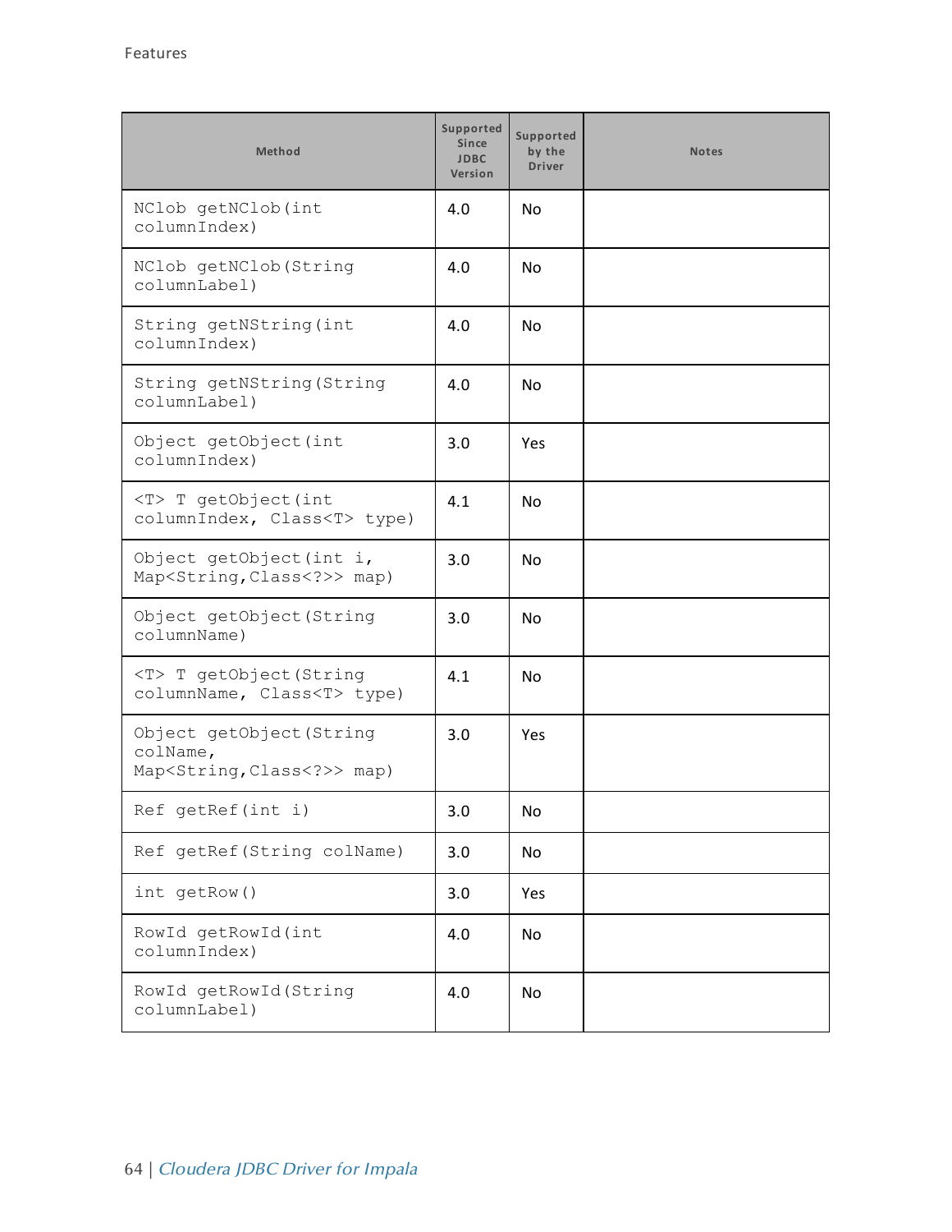| Method | Supported Since JDBC Version | Supported by the Driver | Notes |
|---|---|---|---|
| NClob getNClob(int columnIndex) | 4.0 | No | |
| NClob getNClob(String columnLabel) | 4.0 | No | |
| String getNString(int columnIndex) | 4.0 | No | |
| String getNString(String columnLabel) | 4.0 | No | |
| Object getObject(int columnIndex) | 3.0 | Yes | |
| <T> T getObject(int columnIndex, Class<T> type) | 4.1 | No | |
| Object getObject(int i, Map<String,Class<?>> map) | 3.0 | No | |
| Object getObject(String columnName) | 3.0 | No | |
| <T> T getObject(String columnName, Class<T> type) | 4.1 | No | |
| Object getObject(String colName, Map<String,Class<?>> map) | 3.0 | Yes | |
| Ref getRef(int i) | 3.0 | No | |
| Ref getRef(String colName) | 3.0 | No | |
| int getRow() | 3.0 | Yes | |
| RowId getRowId(int columnIndex) | 4.0 | No | |
| RowId getRowId(String columnLabel) | 4.0 | No | |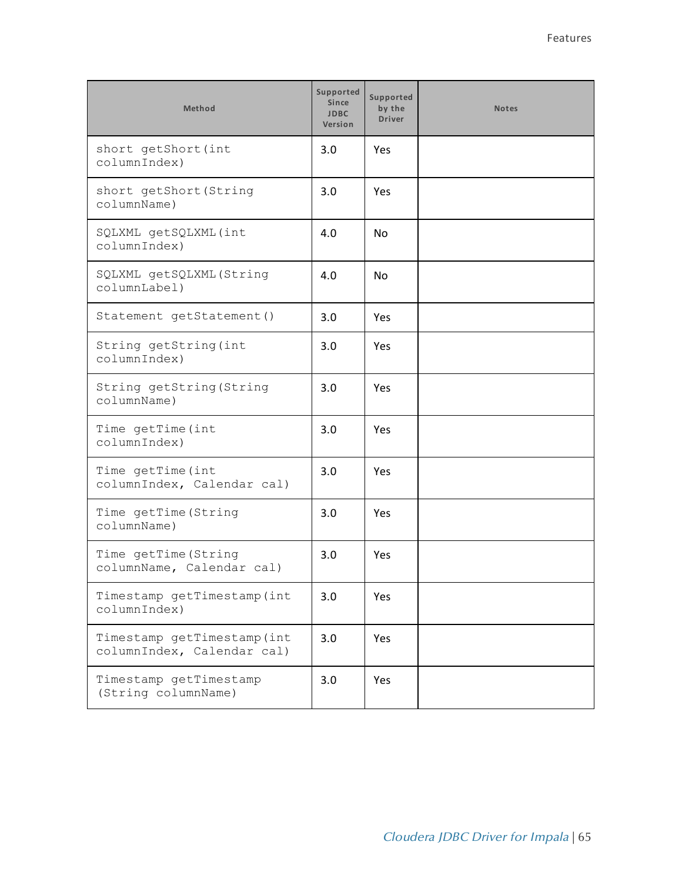| Method | Supported Since JDBC Version | Supported by the Driver | Notes |
|---|---|---|---|
| short getShort(int columnIndex) | 3.0 | Yes | |
| short getShort(String columnName) | 3.0 | Yes | |
| SQLXML getSQLXML(int columnIndex) | 4.0 | No | |
| SQLXML getSQLXML(String columnLabel) | 4.0 | No | |
| Statement getStatement() | 3.0 | Yes | |
| String getString(int columnIndex) | 3.0 | Yes | |
| String getString(String columnName) | 3.0 | Yes | |
| Time getTime(int columnIndex) | 3.0 | Yes | |
| Time getTime(int columnIndex, Calendar cal) | 3.0 | Yes | |
| Time getTime(String columnName) | 3.0 | Yes | |
| Time getTime(String columnName, Calendar cal) | 3.0 | Yes | |
| Timestamp getTimestamp(int columnIndex) | 3.0 | Yes | |
| Timestamp getTimestamp(int columnIndex, Calendar cal) | 3.0 | Yes | |
| Timestamp getTimestamp (String columnName) | 3.0 | Yes | |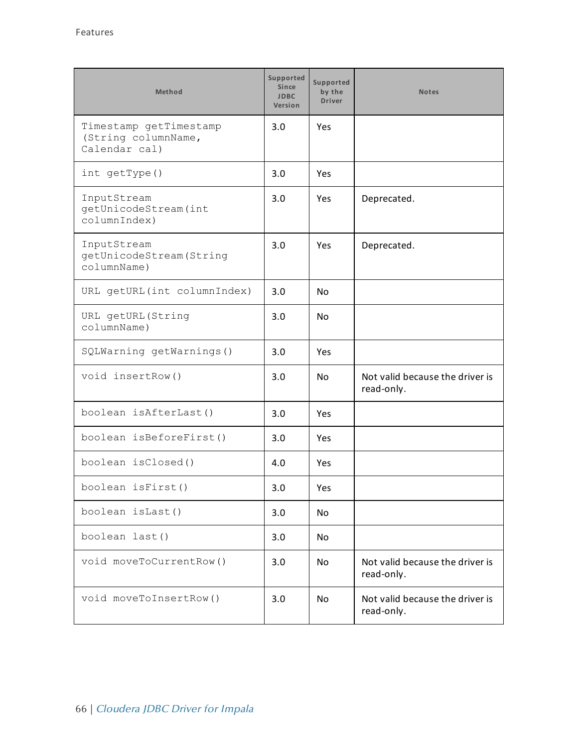| Method | Supported Since JDBC Version | Supported by the Driver | Notes |
|---|---|---|---|
| `Timestamp getTimestamp (String columnName, Calendar cal)` | 3.0 | Yes | |
| `int getType()` | 3.0 | Yes | |
| `InputStream getUnicodeStream(int columnIndex)` | 3.0 | Yes | Deprecated. |
| `InputStream getUnicodeStream(String columnName)` | 3.0 | Yes | Deprecated. |
| `URL getURL(int columnIndex)` | 3.0 | No | |
| `URL getURL(String columnName)` | 3.0 | No | |
| `SQLWarning getWarnings()` | 3.0 | Yes | |
| `void insertRow()` | 3.0 | No | Not valid because the driver is read-only. |
| `boolean isAfterLast()` | 3.0 | Yes | |
| `boolean isBeforeFirst()` | 3.0 | Yes | |
| `boolean isClosed()` | 4.0 | Yes | |
| `boolean isFirst()` | 3.0 | Yes | |
| `boolean isLast()` | 3.0 | No | |
| `boolean last()` | 3.0 | No | |
| `void moveToCurrentRow()` | 3.0 | No | Not valid because the driver is read-only. |
| `void moveToInsertRow()` | 3.0 | No | Not valid because the driver is read-only. |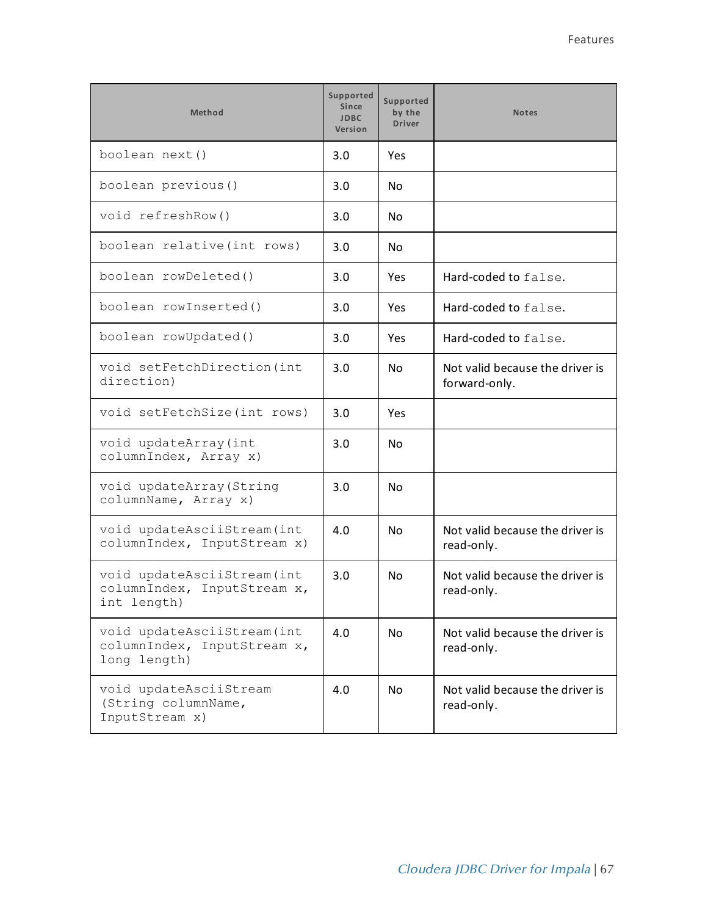| Method | Supported Since JDBC Version | Supported by the Driver | Notes |
|---|---|---|---|
| `boolean next()` | 3.0 | Yes | |
| `boolean previous()` | 3.0 | No | |
| `void refreshRow()` | 3.0 | No | |
| `boolean relative(int rows)` | 3.0 | No | |
| `boolean rowDeleted()` | 3.0 | Yes | Hard-coded to `false`. |
| `boolean rowInserted()` | 3.0 | Yes | Hard-coded to `false`. |
| `boolean rowUpdated()` | 3.0 | Yes | Hard-coded to `false`. |
| `void setFetchDirection(int direction)` | 3.0 | No | Not valid because the driver is forward-only. |
| `void setFetchSize(int rows)` | 3.0 | Yes | |
| `void updateArray(int columnIndex, Array x)` | 3.0 | No | |
| `void updateArray(String columnName, Array x)` | 3.0 | No | |
| `void updateAsciiStream(int columnIndex, InputStream x)` | 4.0 | No | Not valid because the driver is read-only. |
| `void updateAsciiStream(int columnIndex, InputStream x, int length)` | 3.0 | No | Not valid because the driver is read-only. |
| `void updateAsciiStream(int columnIndex, InputStream x, long length)` | 4.0 | No | Not valid because the driver is read-only. |
| `void updateAsciiStream (String columnName, InputStream x)` | 4.0 | No | Not valid because the driver is read-only. |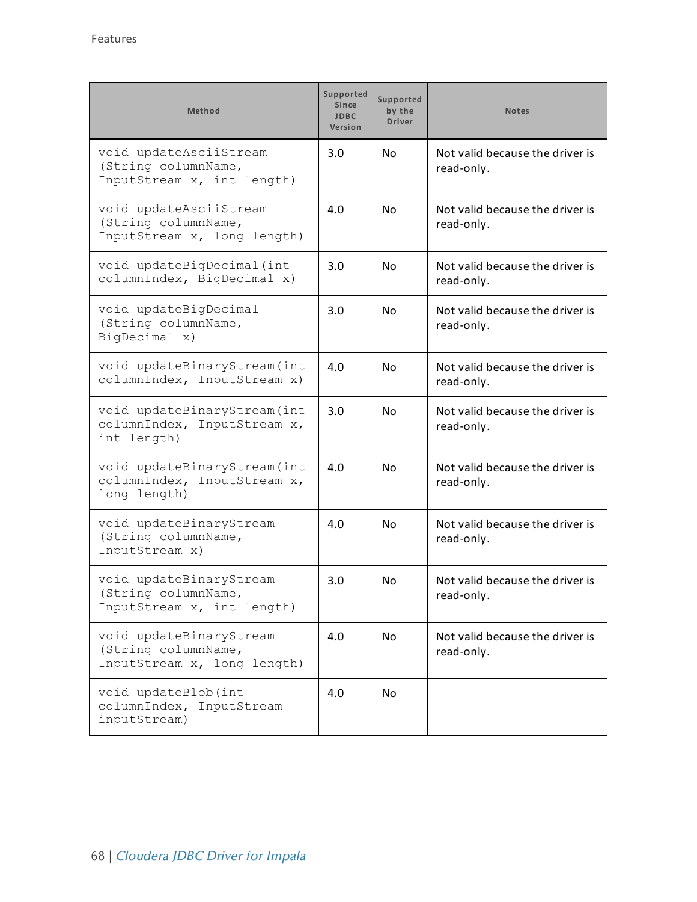| Method | Supported Since JDBC Version | Supported by the Driver | Notes |
|---|---|---|---|
| `void updateAsciiStream (String columnName, InputStream x, int length)` | 3.0 | No | Not valid because the driver is read-only. |
| `void updateAsciiStream (String columnName, InputStream x, long length)` | 4.0 | No | Not valid because the driver is read-only. |
| `void updateBigDecimal(int columnIndex, BigDecimal x)` | 3.0 | No | Not valid because the driver is read-only. |
| `void updateBigDecimal (String columnName, BigDecimal x)` | 3.0 | No | Not valid because the driver is read-only. |
| `void updateBinaryStream(int columnIndex, InputStream x)` | 4.0 | No | Not valid because the driver is read-only. |
| `void updateBinaryStream(int columnIndex, InputStream x, int length)` | 3.0 | No | Not valid because the driver is read-only. |
| `void updateBinaryStream(int columnIndex, InputStream x, long length)` | 4.0 | No | Not valid because the driver is read-only. |
| `void updateBinaryStream (String columnName, InputStream x)` | 4.0 | No | Not valid because the driver is read-only. |
| `void updateBinaryStream (String columnName, InputStream x, int length)` | 3.0 | No | Not valid because the driver is read-only. |
| `void updateBinaryStream (String columnName, InputStream x, long length)` | 4.0 | No | Not valid because the driver is read-only. |
| `void updateBlob(int columnIndex, InputStream inputStream)` | 4.0 | No | |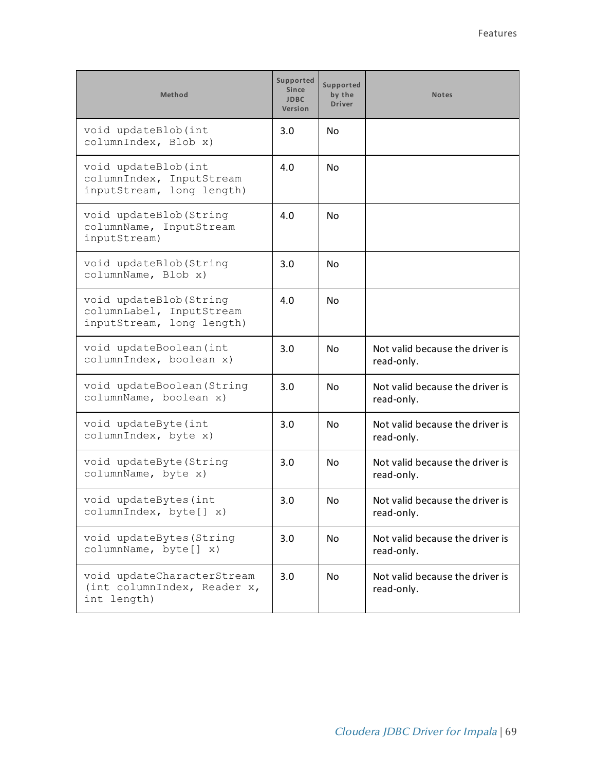| Method | Supported Since JDBC Version | Supported by the Driver | Notes |
|---|---|---|---|
| `void updateBlob(int columnIndex, Blob x)` | 3.0 | No | |
| `void updateBlob(int columnIndex, InputStream inputStream, long length)` | 4.0 | No | |
| `void updateBlob(String columnName, InputStream inputStream)` | 4.0 | No | |
| `void updateBlob(String columnName, Blob x)` | 3.0 | No | |
| `void updateBlob(String columnLabel, InputStream inputStream, long length)` | 4.0 | No | |
| `void updateBoolean(int columnIndex, boolean x)` | 3.0 | No | Not valid because the driver is read-only. |
| `void updateBoolean(String columnName, boolean x)` | 3.0 | No | Not valid because the driver is read-only. |
| `void updateByte(int columnIndex, byte x)` | 3.0 | No | Not valid because the driver is read-only. |
| `void updateByte(String columnName, byte x)` | 3.0 | No | Not valid because the driver is read-only. |
| `void updateBytes(int columnIndex, byte[] x)` | 3.0 | No | Not valid because the driver is read-only. |
| `void updateBytes(String columnName, byte[] x)` | 3.0 | No | Not valid because the driver is read-only. |
| `void updateCharacterStream (int columnIndex, Reader x, int length)` | 3.0 | No | Not valid because the driver is read-only. |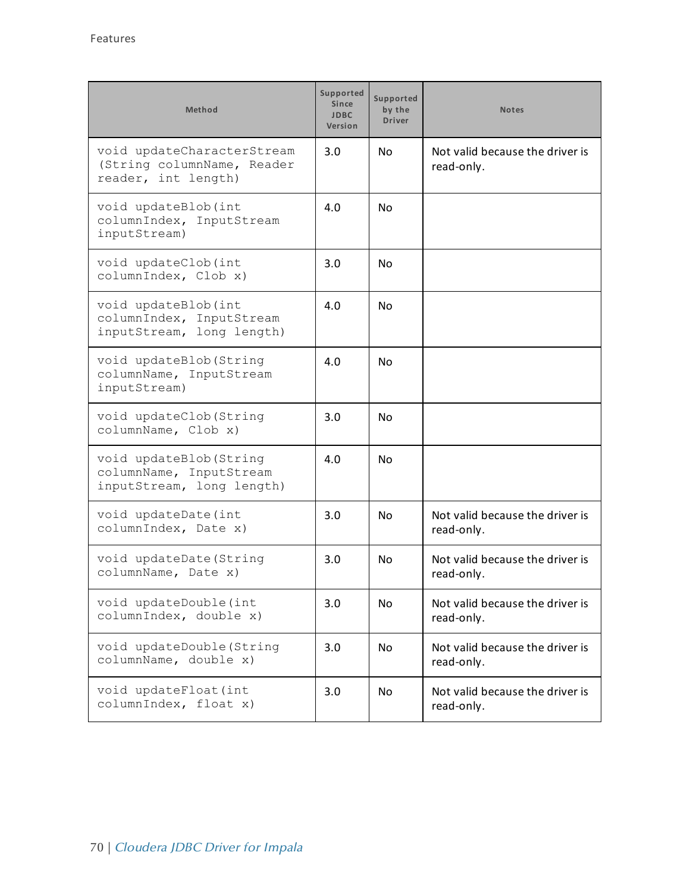| Method | Supported Since JDBC Version | Supported by the Driver | Notes |
|---|---|---|---|
| void updateCharacterStream (String columnName, Reader reader, int length) | 3.0 | No | Not valid because the driver is read-only. |
| void updateBlob(int columnIndex, InputStream inputStream) | 4.0 | No | |
| void updateClob(int columnIndex, Clob x) | 3.0 | No | |
| void updateBlob(int columnIndex, InputStream inputStream, long length) | 4.0 | No | |
| void updateBlob(String columnName, InputStream inputStream) | 4.0 | No | |
| void updateClob(String columnName, Clob x) | 3.0 | No | |
| void updateBlob(String columnName, InputStream inputStream, long length) | 4.0 | No | |
| void updateDate(int columnIndex, Date x) | 3.0 | No | Not valid because the driver is read-only. |
| void updateDate(String columnName, Date x) | 3.0 | No | Not valid because the driver is read-only. |
| void updateDouble(int columnIndex, double x) | 3.0 | No | Not valid because the driver is read-only. |
| void updateDouble(String columnName, double x) | 3.0 | No | Not valid because the driver is read-only. |
| void updateFloat(int columnIndex, float x) | 3.0 | No | Not valid because the driver is read-only. |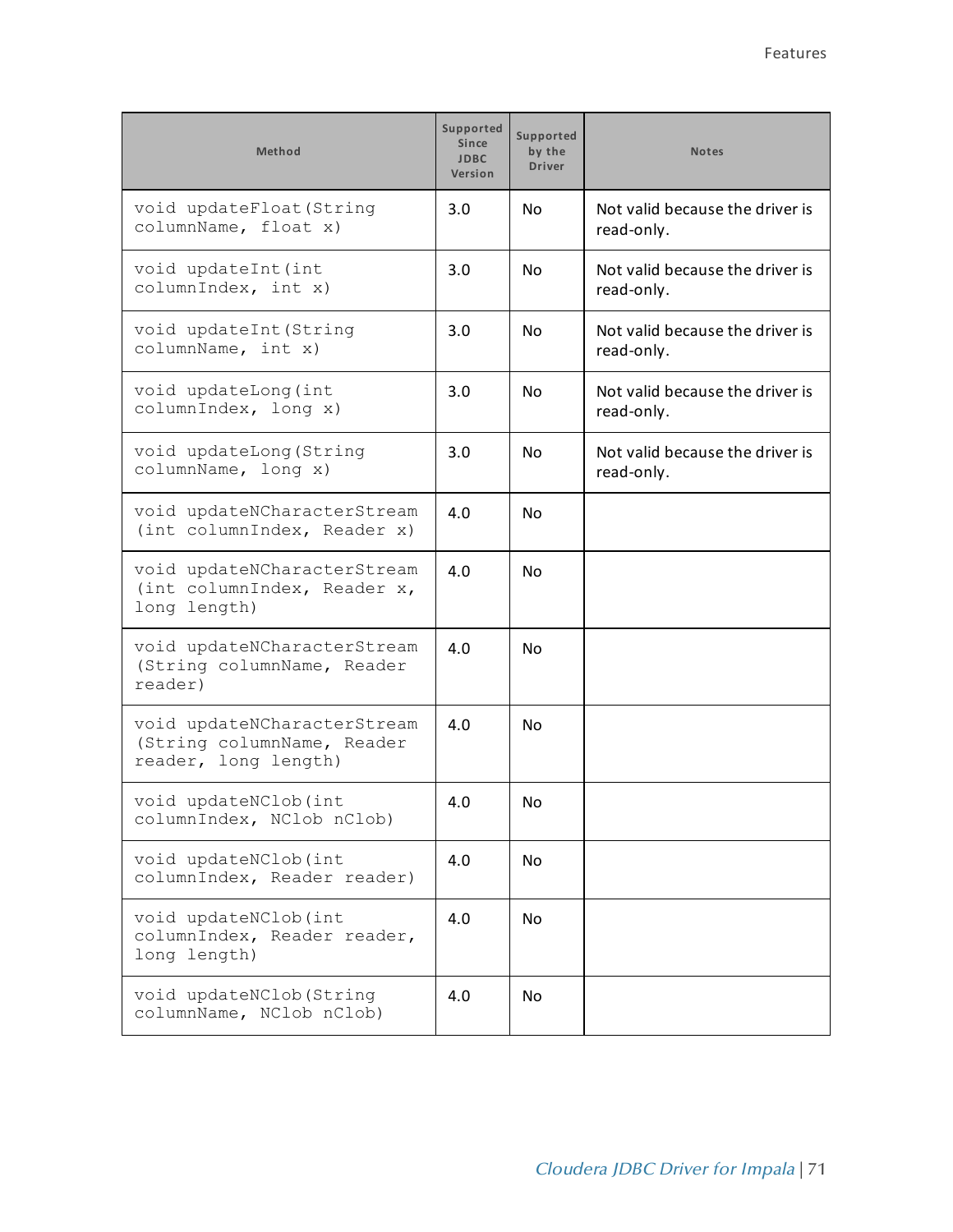| Method | Supported Since JDBC Version | Supported by the Driver | Notes |
|---|---|---|---|
| `void updateFloat(String columnName, float x)` | 3.0 | No | Not valid because the driver is read-only. |
| `void updateInt(int columnIndex, int x)` | 3.0 | No | Not valid because the driver is read-only. |
| `void updateInt(String columnName, int x)` | 3.0 | No | Not valid because the driver is read-only. |
| `void updateLong(int columnIndex, long x)` | 3.0 | No | Not valid because the driver is read-only. |
| `void updateLong(String columnName, long x)` | 3.0 | No | Not valid because the driver is read-only. |
| `void updateNCharacterStream (int columnIndex, Reader x)` | 4.0 | No | |
| `void updateNCharacterStream (int columnIndex, Reader x, long length)` | 4.0 | No | |
| `void updateNCharacterStream (String columnName, Reader reader)` | 4.0 | No | |
| `void updateNCharacterStream (String columnName, Reader reader, long length)` | 4.0 | No | |
| `void updateNClob(int columnIndex, NClob nClob)` | 4.0 | No | |
| `void updateNClob(int columnIndex, Reader reader)` | 4.0 | No | |
| `void updateNClob(int columnIndex, Reader reader, long length)` | 4.0 | No | |
| `void updateNClob(String columnName, NClob nClob)` | 4.0 | No | |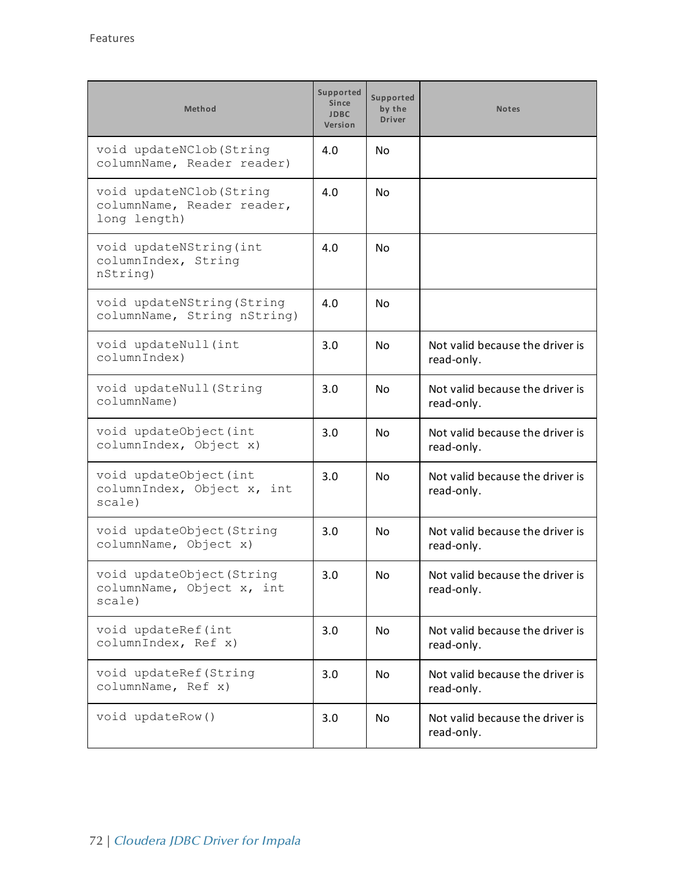| Method | Supported Since JDBC Version | Supported by the Driver | Notes |
| --- | --- | --- | --- |
| `void updateNClob(String columnName, Reader reader)` | 4.0 | No | |
| `void updateNClob(String columnName, Reader reader, long length)` | 4.0 | No | |
| `void updateNString(int columnIndex, String nString)` | 4.0 | No | |
| `void updateNString(String columnName, String nString)` | 4.0 | No | |
| `void updateNull(int columnIndex)` | 3.0 | No | Not valid because the driver is read-only. |
| `void updateNull(String columnName)` | 3.0 | No | Not valid because the driver is read-only. |
| `void updateObject(int columnIndex, Object x)` | 3.0 | No | Not valid because the driver is read-only. |
| `void updateObject(int columnIndex, Object x, int scale)` | 3.0 | No | Not valid because the driver is read-only. |
| `void updateObject(String columnName, Object x)` | 3.0 | No | Not valid because the driver is read-only. |
| `void updateObject(String columnName, Object x, int scale)` | 3.0 | No | Not valid because the driver is read-only. |
| `void updateRef(int columnIndex, Ref x)` | 3.0 | No | Not valid because the driver is read-only. |
| `void updateRef(String columnName, Ref x)` | 3.0 | No | Not valid because the driver is read-only. |
| `void updateRow()` | 3.0 | No | Not valid because the driver is read-only. |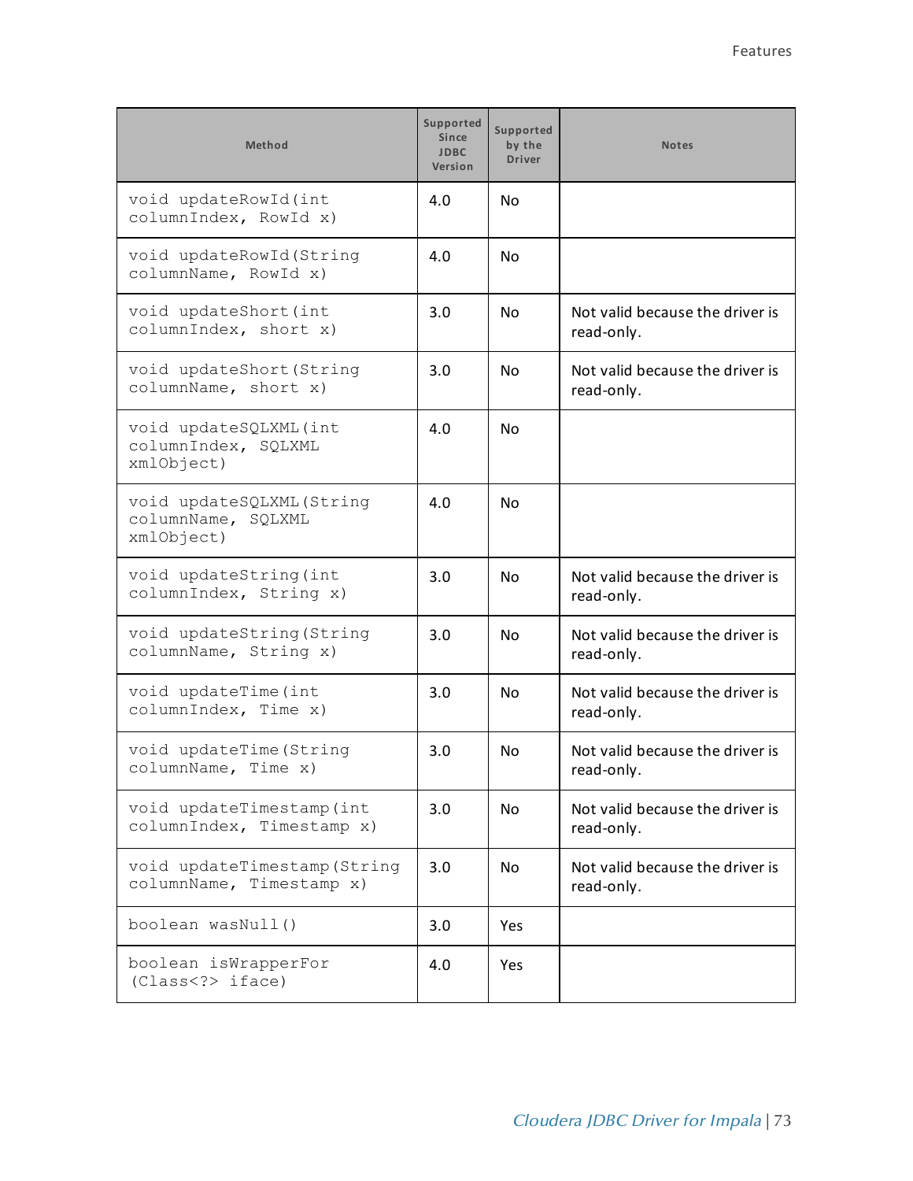| Method | Supported Since JDBC Version | Supported by the Driver | Notes |
|---|---|---|---|
| `void updateRowId(int columnIndex, RowId x)` | 4.0 | No | |
| `void updateRowId(String columnName, RowId x)` | 4.0 | No | |
| `void updateShort(int columnIndex, short x)` | 3.0 | No | Not valid because the driver is read-only. |
| `void updateShort(String columnName, short x)` | 3.0 | No | Not valid because the driver is read-only. |
| `void updateSQLXML(int columnIndex, SQLXML xmlObject)` | 4.0 | No | |
| `void updateSQLXML(String columnName, SQLXML xmlObject)` | 4.0 | No | |
| `void updateString(int columnIndex, String x)` | 3.0 | No | Not valid because the driver is read-only. |
| `void updateString(String columnName, String x)` | 3.0 | No | Not valid because the driver is read-only. |
| `void updateTime(int columnIndex, Time x)` | 3.0 | No | Not valid because the driver is read-only. |
| `void updateTime(String columnName, Time x)` | 3.0 | No | Not valid because the driver is read-only. |
| `void updateTimestamp(int columnIndex, Timestamp x)` | 3.0 | No | Not valid because the driver is read-only. |
| `void updateTimestamp(String columnName, Timestamp x)` | 3.0 | No | Not valid because the driver is read-only. |
| `boolean wasNull()` | 3.0 | Yes | |
| `boolean isWrapperFor (Class<?> iface)` | 4.0 | Yes | |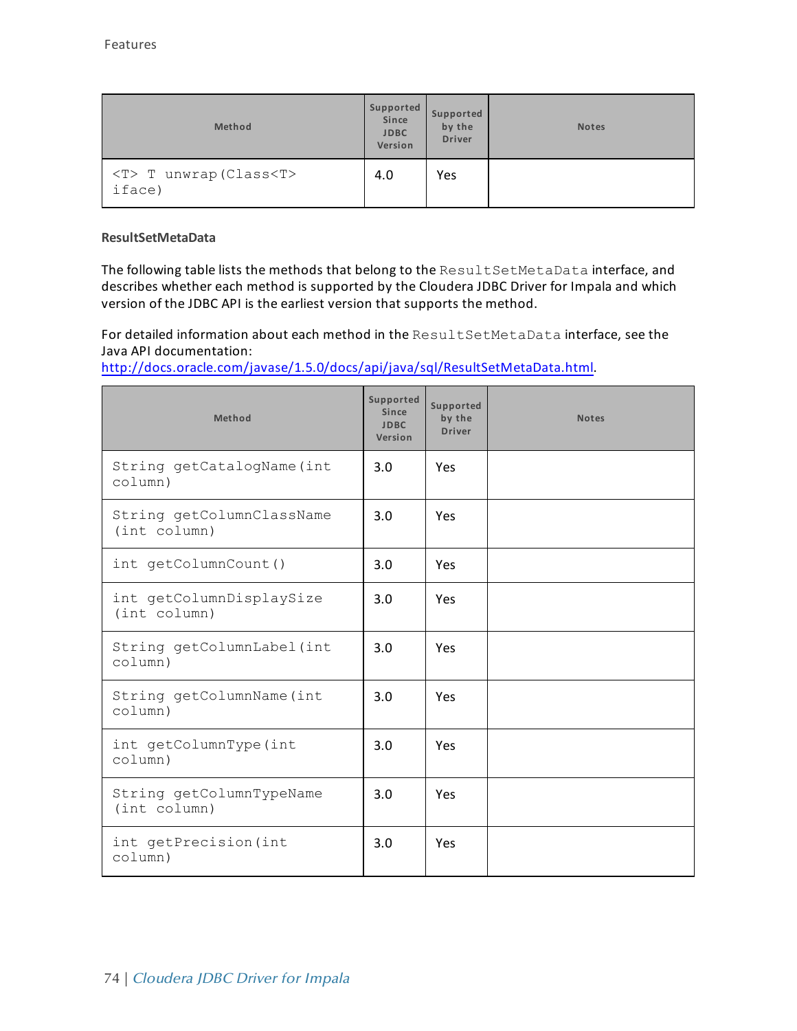| Method | Supported Since JDBC Version | Supported by the Driver | Notes |
|---|---|---|---|
| `<T> T unwrap(Class<T> iface)` | 4.0 | Yes | |

**ResultSetMetaData**

The following table lists the methods that belong to the `ResultSetMetaData` interface, and describes whether each method is supported by the Cloudera JDBC Driver for Impala and which version of the JDBC API is the earliest version that supports the method.

For detailed information about each method in the `ResultSetMetaData` interface, see the Java API documentation:
[http://docs.oracle.com/javase/1.5.0/docs/api/java/sql/ResultSetMetaData.html](http://docs.oracle.com/javase/1.5.0/docs/api/java/sql/ResultSetMetaData.html).

| Method | Supported Since JDBC Version | Supported by the Driver | Notes |
|---|---|---|---|
| `String getCatalogName(int column)` | 3.0 | Yes | |
| `String getColumnClassName(int column)` | 3.0 | Yes | |
| `int getColumnCount()` | 3.0 | Yes | |
| `int getColumnDisplaySize(int column)` | 3.0 | Yes | |
| `String getColumnLabel(int column)` | 3.0 | Yes | |
| `String getColumnName(int column)` | 3.0 | Yes | |
| `int getColumnType(int column)` | 3.0 | Yes | |
| `String getColumnTypeName(int column)` | 3.0 | Yes | |
| `int getPrecision(int column)` | 3.0 | Yes | |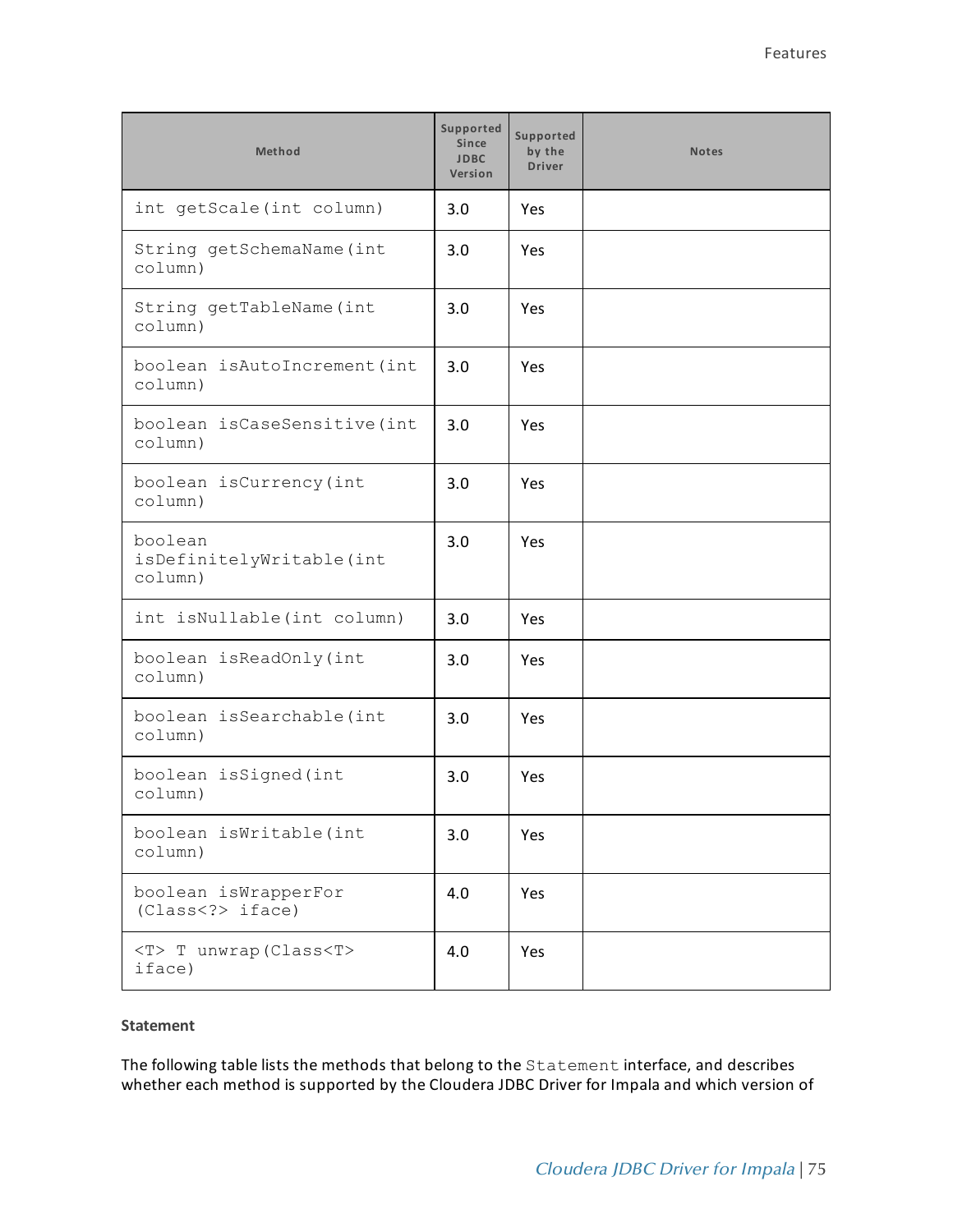| Method | Supported Since JDBC Version | Supported by the Driver | Notes |
|---|---|---|---|
| `int getScale(int column)` | 3.0 | Yes | |
| `String getSchemaName(int column)` | 3.0 | Yes | |
| `String getTableName(int column)` | 3.0 | Yes | |
| `boolean isAutoIncrement(int column)` | 3.0 | Yes | |
| `boolean isCaseSensitive(int column)` | 3.0 | Yes | |
| `boolean isCurrency(int column)` | 3.0 | Yes | |
| `boolean isDefinitelyWritable(int column)` | 3.0 | Yes | |
| `int isNullable(int column)` | 3.0 | Yes | |
| `boolean isReadOnly(int column)` | 3.0 | Yes | |
| `boolean isSearchable(int column)` | 3.0 | Yes | |
| `boolean isSigned(int column)` | 3.0 | Yes | |
| `boolean isWritable(int column)` | 3.0 | Yes | |
| `boolean isWrapperFor (Class<?> iface)` | 4.0 | Yes | |
| `<T> T unwrap(Class<T> iface)` | 4.0 | Yes | |

**Statement**

The following table lists the methods that belong to the `Statement` interface, and describes whether each method is supported by the Cloudera JDBC Driver for Impala and which version of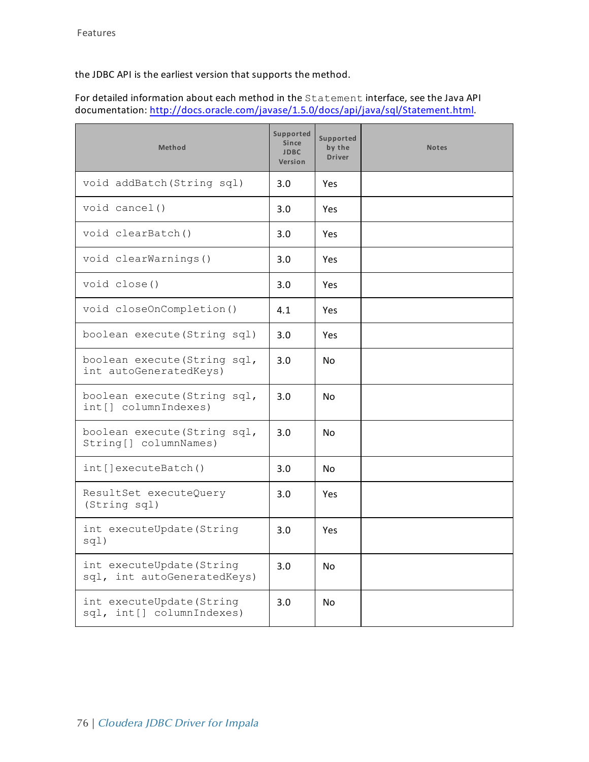the JDBC API is the earliest version that supports the method.

For detailed information about each method in the `Statement` interface, see the Java API documentation: http://docs.oracle.com/javase/1.5.0/docs/api/java/sql/Statement.html.

| Method | Supported Since JDBC Version | Supported by the Driver | Notes |
|---|---|---|---|
| `void addBatch(String sql)` | 3.0 | Yes | |
| `void cancel()` | 3.0 | Yes | |
| `void clearBatch()` | 3.0 | Yes | |
| `void clearWarnings()` | 3.0 | Yes | |
| `void close()` | 3.0 | Yes | |
| `void closeOnCompletion()` | 4.1 | Yes | |
| `boolean execute(String sql)` | 3.0 | Yes | |
| `boolean execute(String sql, int autoGeneratedKeys)` | 3.0 | No | |
| `boolean execute(String sql, int[] columnIndexes)` | 3.0 | No | |
| `boolean execute(String sql, String[] columnNames)` | 3.0 | No | |
| `int[]executeBatch()` | 3.0 | No | |
| `ResultSet executeQuery (String sql)` | 3.0 | Yes | |
| `int executeUpdate(String sql)` | 3.0 | Yes | |
| `int executeUpdate(String sql, int autoGeneratedKeys)` | 3.0 | No | |
| `int executeUpdate(String sql, int[] columnIndexes)` | 3.0 | No | |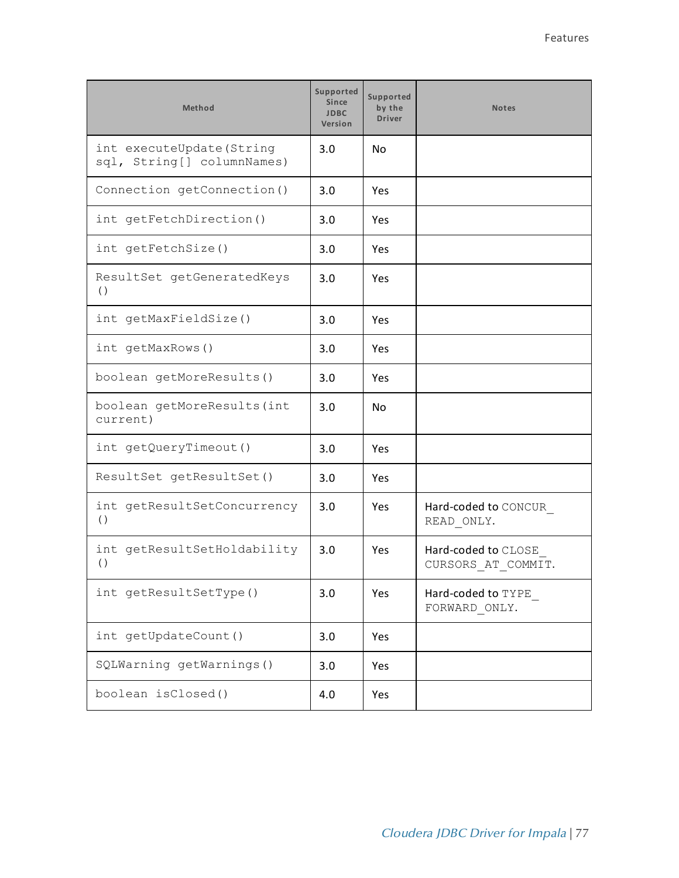| Method | Supported Since JDBC Version | Supported by the Driver | Notes |
|---|---|---|---|
| int executeUpdate(String sql, String[] columnNames) | 3.0 | No | |
| Connection getConnection() | 3.0 | Yes | |
| int getFetchDirection() | 3.0 | Yes | |
| int getFetchSize() | 3.0 | Yes | |
| ResultSet getGeneratedKeys() | 3.0 | Yes | |
| int getMaxFieldSize() | 3.0 | Yes | |
| int getMaxRows() | 3.0 | Yes | |
| boolean getMoreResults() | 3.0 | Yes | |
| boolean getMoreResults(int current) | 3.0 | No | |
| int getQueryTimeout() | 3.0 | Yes | |
| ResultSet getResultSet() | 3.0 | Yes | |
| int getResultSetConcurrency() | 3.0 | Yes | Hard-coded to CONCUR_READ_ONLY. |
| int getResultSetHoldability() | 3.0 | Yes | Hard-coded to CLOSE_CURSORS_AT_COMMIT. |
| int getResultSetType() | 3.0 | Yes | Hard-coded to TYPE_FORWARD_ONLY. |
| int getUpdateCount() | 3.0 | Yes | |
| SQLWarning getWarnings() | 3.0 | Yes | |
| boolean isClosed() | 4.0 | Yes | |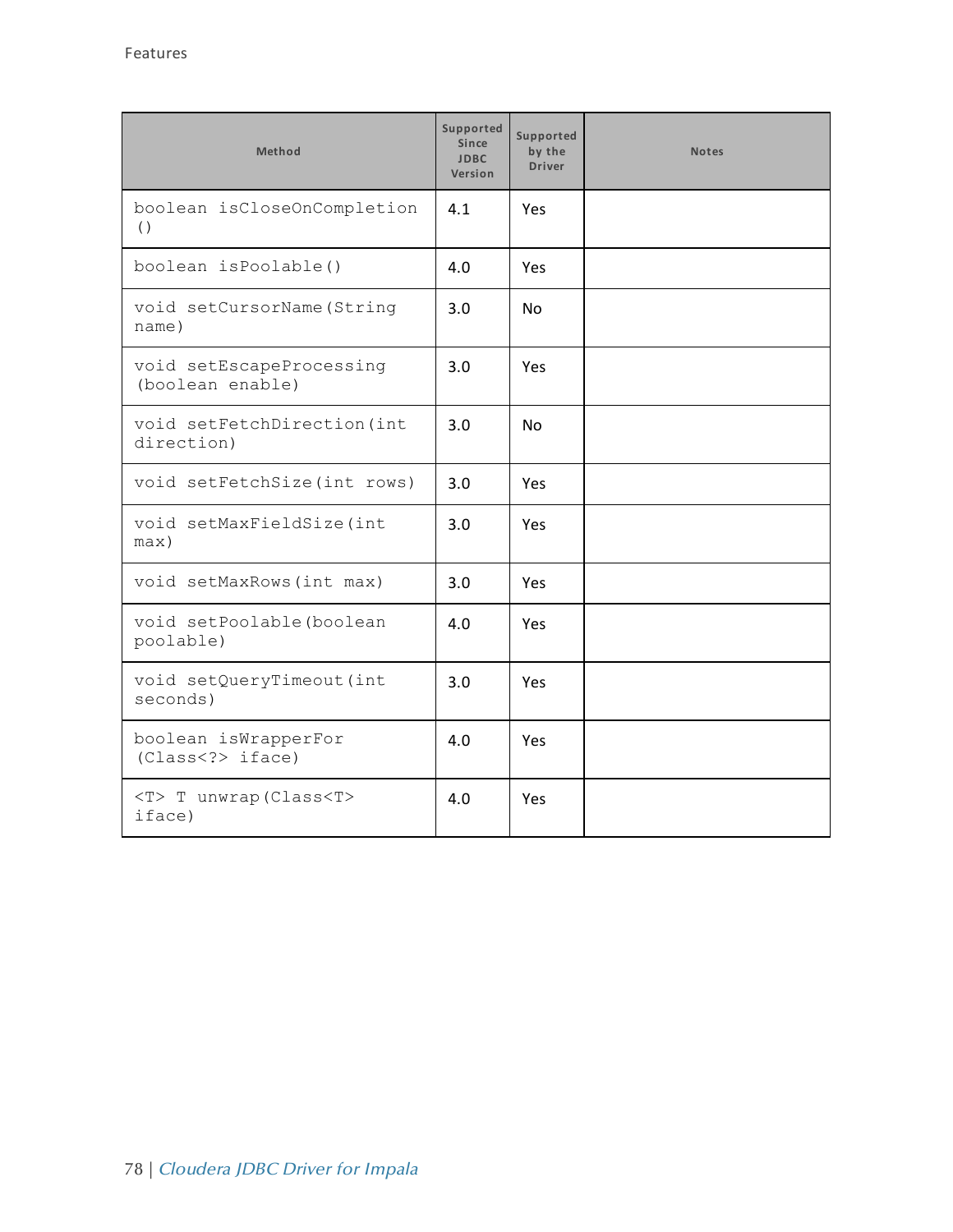| Method | Supported Since JDBC Version | Supported by the Driver | Notes |
| --- | --- | --- | --- |
| boolean isCloseOnCompletion () | 4.1 | Yes | |
| boolean isPoolable() | 4.0 | Yes | |
| void setCursorName(String name) | 3.0 | No | |
| void setEscapeProcessing (boolean enable) | 3.0 | Yes | |
| void setFetchDirection(int direction) | 3.0 | No | |
| void setFetchSize(int rows) | 3.0 | Yes | |
| void setMaxFieldSize(int max) | 3.0 | Yes | |
| void setMaxRows(int max) | 3.0 | Yes | |
| void setPoolable(boolean poolable) | 4.0 | Yes | |
| void setQueryTimeout(int seconds) | 3.0 | Yes | |
| boolean isWrapperFor (Class<?> iface) | 4.0 | Yes | |
| <T> T unwrap(Class<T> iface) | 4.0 | Yes | |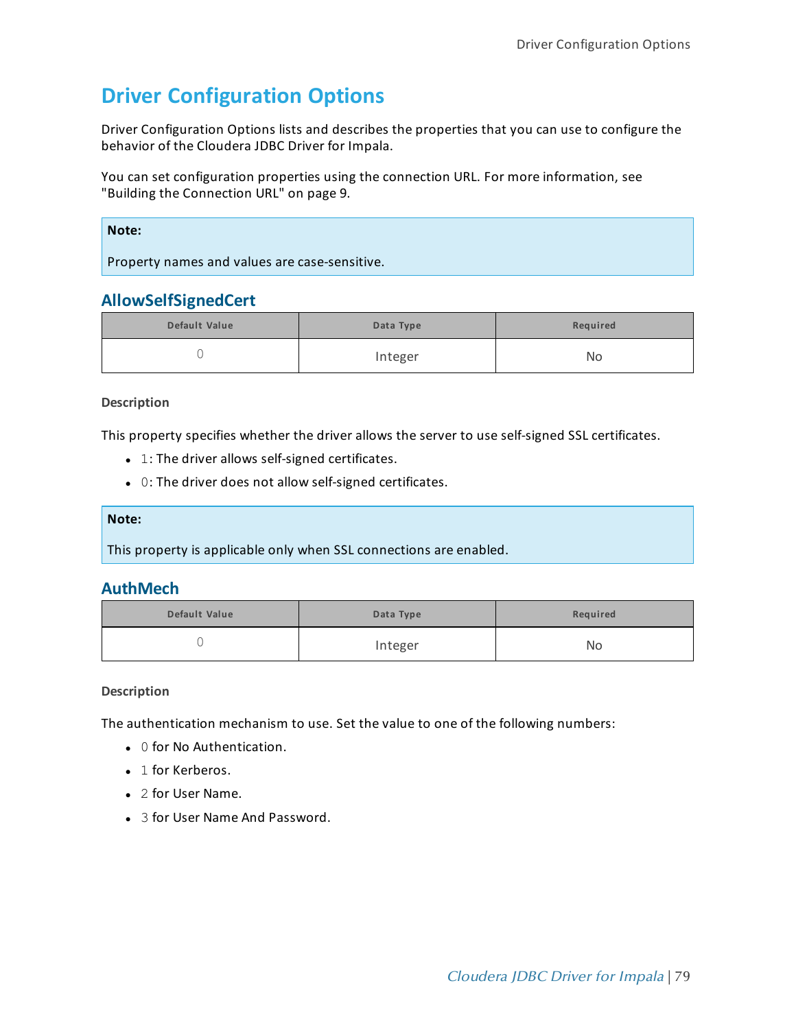# Driver Configuration Options

Driver Configuration Options lists and describes the properties that you can use to configure the behavior of the Cloudera JDBC Driver for Impala.

You can set configuration properties using the connection URL. For more information, see "Building the Connection URL" on page 9.

> **Note:**
>
> Property names and values are case-sensitive.

## AllowSelfSignedCert

| Default Value | Data Type | Required |
|---|---|---|
| 0 | Integer | No |

**Description**

This property specifies whether the driver allows the server to use self-signed SSL certificates.

- `1`: The driver allows self-signed certificates.
- `0`: The driver does not allow self-signed certificates.

> **Note:**
>
> This property is applicable only when SSL connections are enabled.

## AuthMech

| Default Value | Data Type | Required |
|---|---|---|
| 0 | Integer | No |

**Description**

The authentication mechanism to use. Set the value to one of the following numbers:

- `0` for No Authentication.
- `1` for Kerberos.
- `2` for User Name.
- `3` for User Name And Password.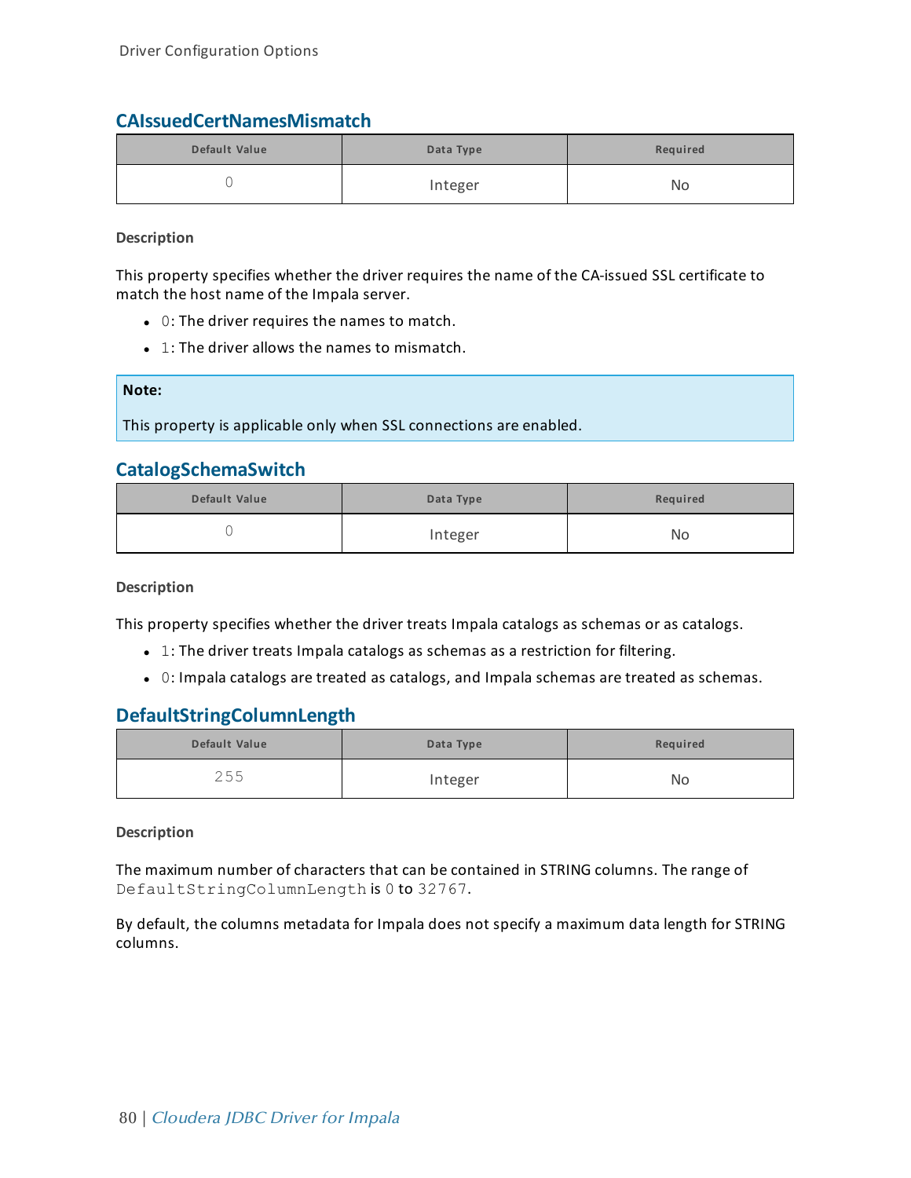### CAIssuedCertNamesMismatch

| Default Value | Data Type | Required |
|---|---|---|
| 0 | Integer | No |

**Description**

This property specifies whether the driver requires the name of the CA-issued SSL certificate to match the host name of the Impala server.

- `0`: The driver requires the names to match.
- `1`: The driver allows the names to mismatch.

> **Note:**
>
> This property is applicable only when SSL connections are enabled.

### CatalogSchemaSwitch

| Default Value | Data Type | Required |
|---|---|---|
| 0 | Integer | No |

**Description**

This property specifies whether the driver treats Impala catalogs as schemas or as catalogs.

- `1`: The driver treats Impala catalogs as schemas as a restriction for filtering.
- `0`: Impala catalogs are treated as catalogs, and Impala schemas are treated as schemas.

### DefaultStringColumnLength

| Default Value | Data Type | Required |
|---|---|---|
| 255 | Integer | No |

**Description**

The maximum number of characters that can be contained in STRING columns. The range of `DefaultStringColumnLength` is `0` to `32767`.

By default, the columns metadata for Impala does not specify a maximum data length for STRING columns.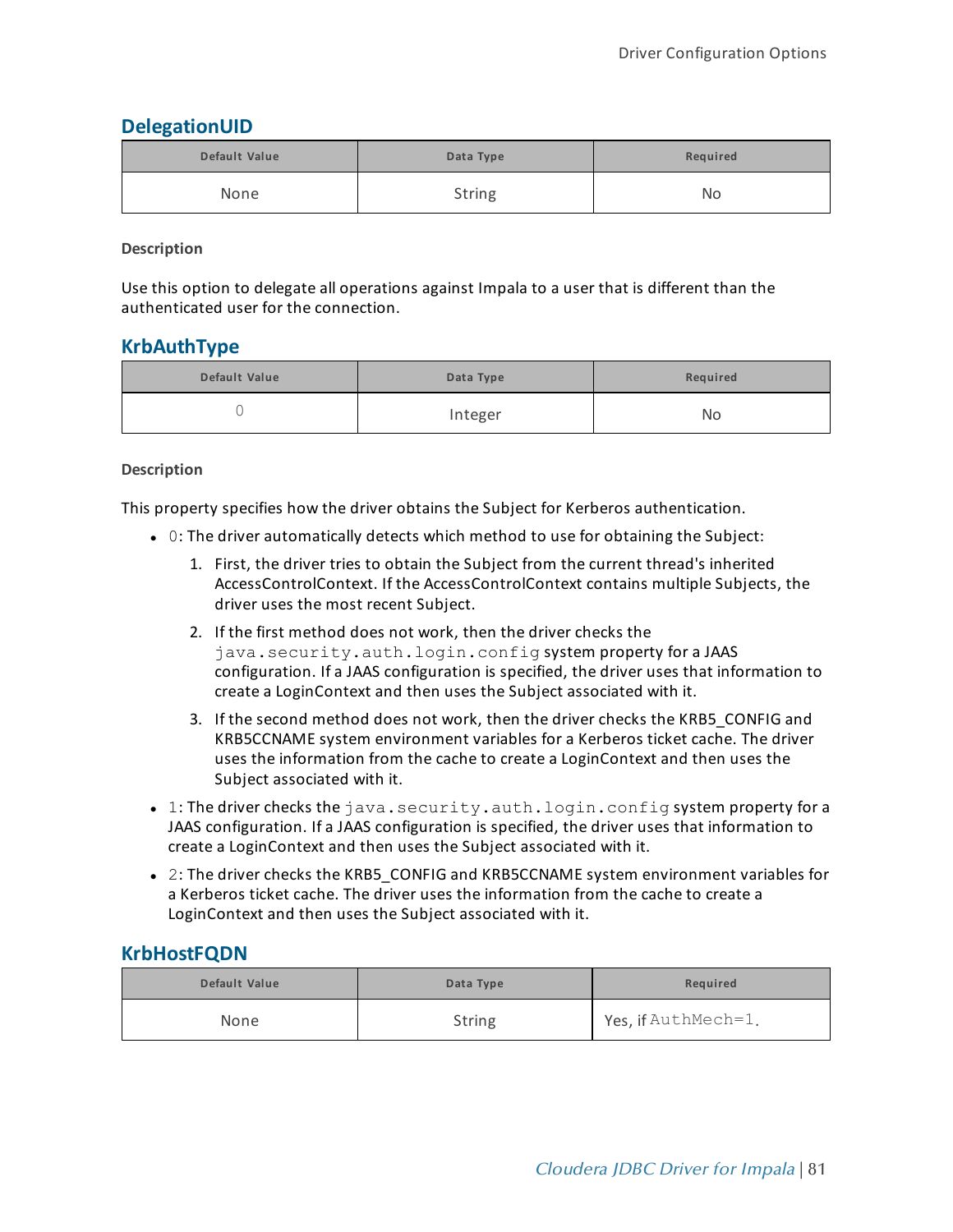## DelegationUID

| Default Value | Data Type | Required |
| --- | --- | --- |
| None | String | No |

**Description**

Use this option to delegate all operations against Impala to a user that is different than the authenticated user for the connection.

## KrbAuthType

| Default Value | Data Type | Required |
| --- | --- | --- |
| 0 | Integer | No |

**Description**

This property specifies how the driver obtains the Subject for Kerberos authentication.

- `0`: The driver automatically detects which method to use for obtaining the Subject:
    1. First, the driver tries to obtain the Subject from the current thread's inherited AccessControlContext. If the AccessControlContext contains multiple Subjects, the driver uses the most recent Subject.
    2. If the first method does not work, then the driver checks the `java.security.auth.login.config` system property for a JAAS configuration. If a JAAS configuration is specified, the driver uses that information to create a LoginContext and then uses the Subject associated with it.
    3. If the second method does not work, then the driver checks the KRB5_CONFIG and KRB5CCNAME system environment variables for a Kerberos ticket cache. The driver uses the information from the cache to create a LoginContext and then uses the Subject associated with it.
- `1`: The driver checks the `java.security.auth.login.config` system property for a JAAS configuration. If a JAAS configuration is specified, the driver uses that information to create a LoginContext and then uses the Subject associated with it.
- `2`: The driver checks the KRB5_CONFIG and KRB5CCNAME system environment variables for a Kerberos ticket cache. The driver uses the information from the cache to create a LoginContext and then uses the Subject associated with it.

## KrbHostFQDN

| Default Value | Data Type | Required |
| --- | --- | --- |
| None | String | Yes, if `AuthMech=1`. |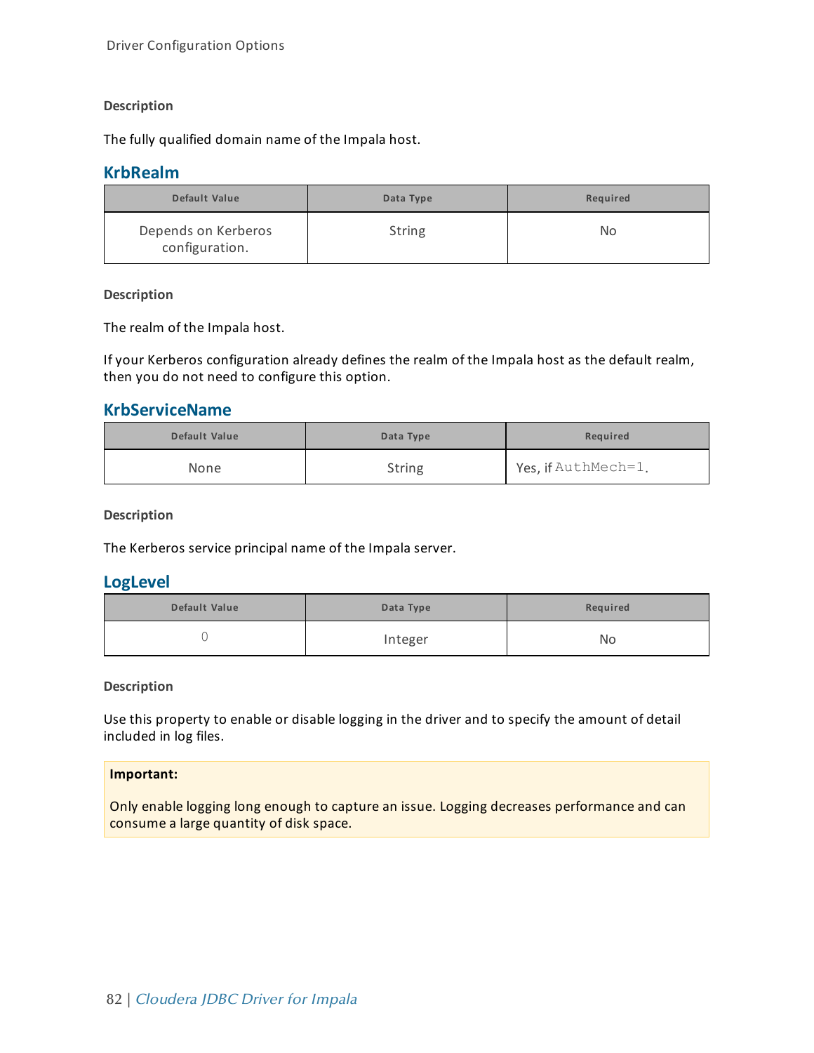#### Description

The fully qualified domain name of the Impala host.

## KrbRealm

| Default Value | Data Type | Required |
| --- | --- | --- |
| Depends on Kerberos configuration. | String | No |

#### Description

The realm of the Impala host.

If your Kerberos configuration already defines the realm of the Impala host as the default realm, then you do not need to configure this option.

## KrbServiceName

| Default Value | Data Type | Required |
| --- | --- | --- |
| None | String | Yes, if `AuthMech=1`. |

#### Description

The Kerberos service principal name of the Impala server.

## LogLevel

| Default Value | Data Type | Required |
| --- | --- | --- |
| 0 | Integer | No |

#### Description

Use this property to enable or disable logging in the driver and to specify the amount of detail included in log files.

> **Important:**
>
> Only enable logging long enough to capture an issue. Logging decreases performance and can consume a large quantity of disk space.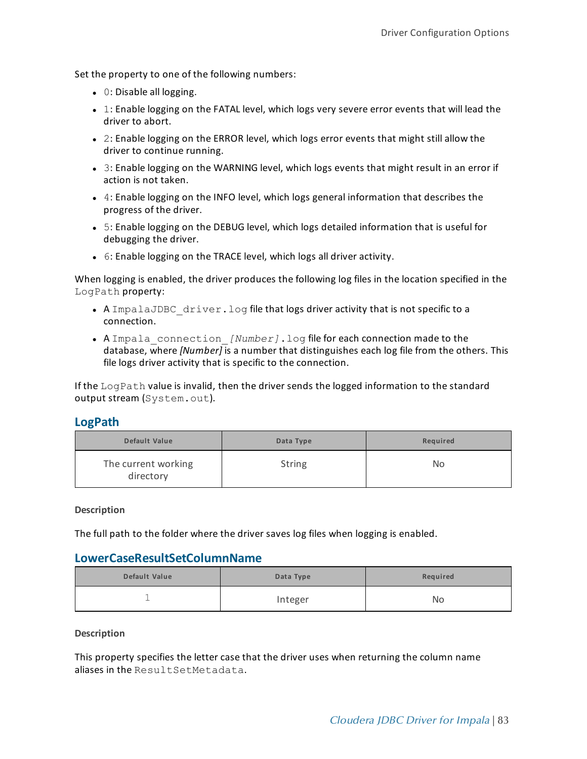Set the property to one of the following numbers:

- `0`: Disable all logging.
- `1`: Enable logging on the FATAL level, which logs very severe error events that will lead the driver to abort.
- `2`: Enable logging on the ERROR level, which logs error events that might still allow the driver to continue running.
- `3`: Enable logging on the WARNING level, which logs events that might result in an error if action is not taken.
- `4`: Enable logging on the INFO level, which logs general information that describes the progress of the driver.
- `5`: Enable logging on the DEBUG level, which logs detailed information that is useful for debugging the driver.
- `6`: Enable logging on the TRACE level, which logs all driver activity.

When logging is enabled, the driver produces the following log files in the location specified in the `LogPath` property:

- A `ImpalaJDBC_driver.log` file that logs driver activity that is not specific to a connection.
- A `Impala_connection_[Number].log` file for each connection made to the database, where *[Number]* is a number that distinguishes each log file from the others. This file logs driver activity that is specific to the connection.

If the `LogPath` value is invalid, then the driver sends the logged information to the standard output stream (`System.out`).

## LogPath

| Default Value | Data Type | Required |
|---|---|---|
| The current working directory | String | No |

**Description**

The full path to the folder where the driver saves log files when logging is enabled.

## LowerCaseResultSetColumnName

| Default Value | Data Type | Required |
|---|---|---|
| `1` | Integer | No |

**Description**

This property specifies the letter case that the driver uses when returning the column name aliases in the `ResultSetMetadata`.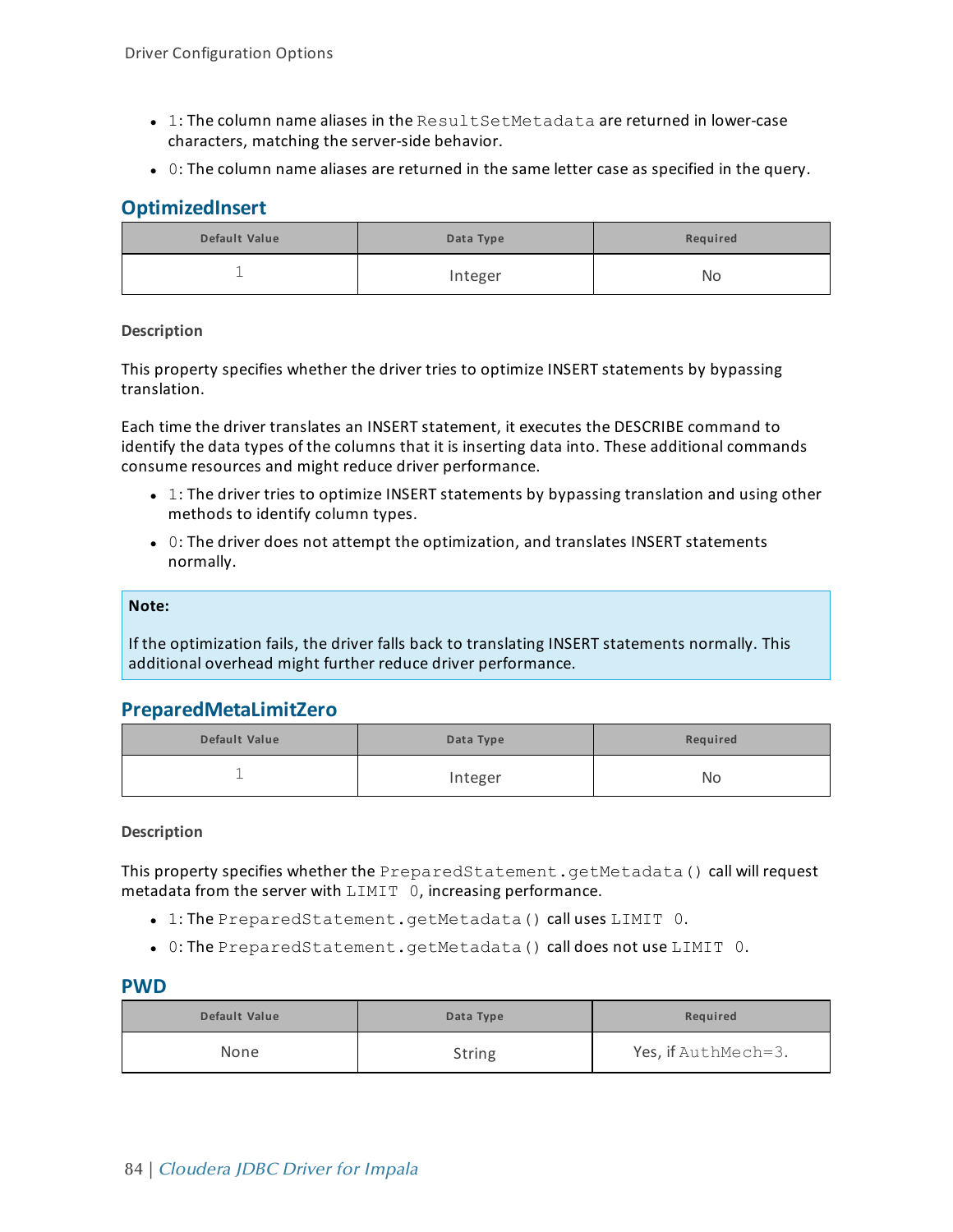- `1`: The column name aliases in the `ResultSetMetadata` are returned in lower-case characters, matching the server-side behavior.
- `0`: The column name aliases are returned in the same letter case as specified in the query.

## OptimizedInsert

| Default Value | Data Type | Required |
|---|---|---|
| `1` | Integer | No |

**Description**

This property specifies whether the driver tries to optimize INSERT statements by bypassing translation.

Each time the driver translates an INSERT statement, it executes the DESCRIBE command to identify the data types of the columns that it is inserting data into. These additional commands consume resources and might reduce driver performance.

- `1`: The driver tries to optimize INSERT statements by bypassing translation and using other methods to identify column types.
- `0`: The driver does not attempt the optimization, and translates INSERT statements normally.

> **Note:**
>
> If the optimization fails, the driver falls back to translating INSERT statements normally. This additional overhead might further reduce driver performance.

## PreparedMetaLimitZero

| Default Value | Data Type | Required |
|---|---|---|
| `1` | Integer | No |

**Description**

This property specifies whether the `PreparedStatement.getMetadata()` call will request metadata from the server with `LIMIT 0`, increasing performance.

- `1`: The `PreparedStatement.getMetadata()` call uses `LIMIT 0`.
- `0`: The `PreparedStatement.getMetadata()` call does not use `LIMIT 0`.

## PWD

| Default Value | Data Type | Required |
|---|---|---|
| None | String | Yes, if `AuthMech=3`. |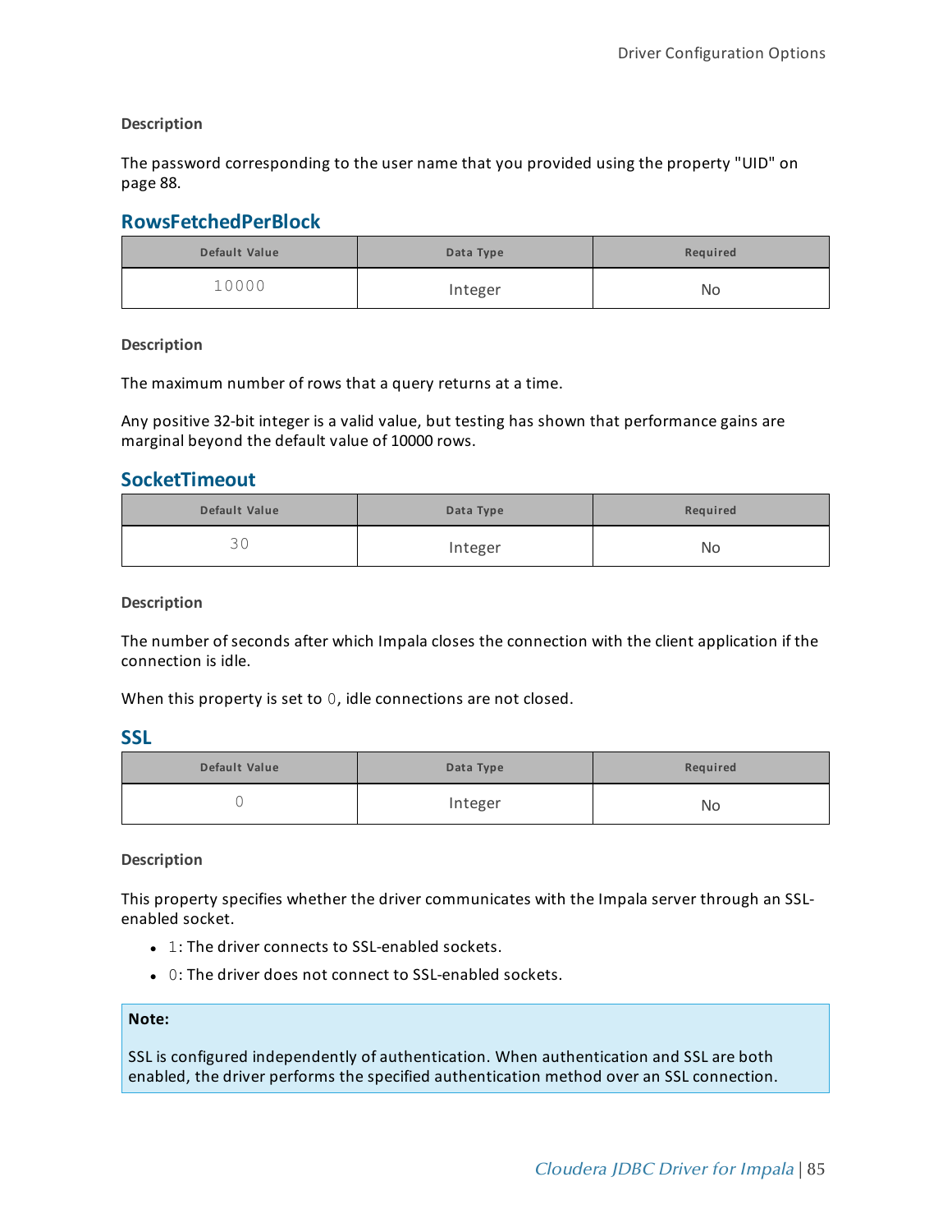**Description**

The password corresponding to the user name that you provided using the property "UID" on page 88.

## RowsFetchedPerBlock

| Default Value | Data Type | Required |
| --- | --- | --- |
| 10000 | Integer | No |

**Description**

The maximum number of rows that a query returns at a time.

Any positive 32-bit integer is a valid value, but testing has shown that performance gains are marginal beyond the default value of 10000 rows.

## SocketTimeout

| Default Value | Data Type | Required |
| --- | --- | --- |
| 30 | Integer | No |

**Description**

The number of seconds after which Impala closes the connection with the client application if the connection is idle.

When this property is set to `0`, idle connections are not closed.

## SSL

| Default Value | Data Type | Required |
| --- | --- | --- |
| 0 | Integer | No |

**Description**

This property specifies whether the driver communicates with the Impala server through an SSL-enabled socket.

- `1`: The driver connects to SSL-enabled sockets.
- `0`: The driver does not connect to SSL-enabled sockets.

> **Note:**
>
> SSL is configured independently of authentication. When authentication and SSL are both enabled, the driver performs the specified authentication method over an SSL connection.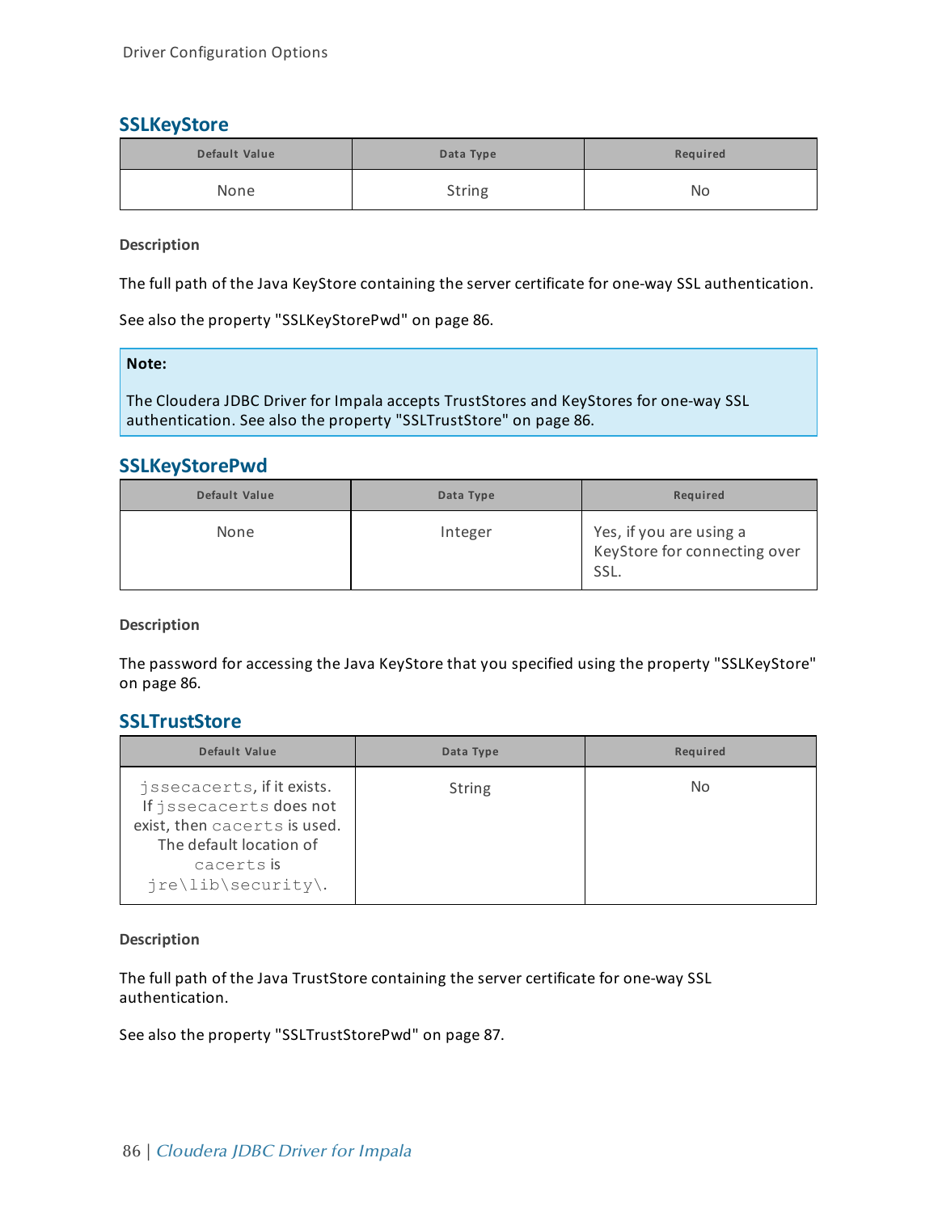## SSLKeyStore

| Default Value | Data Type | Required |
|---|---|---|
| None | String | No |

**Description**

The full path of the Java KeyStore containing the server certificate for one-way SSL authentication.

See also the property "SSLKeyStorePwd" on page 86.

> **Note:**
>
> The Cloudera JDBC Driver for Impala accepts TrustStores and KeyStores for one-way SSL authentication. See also the property "SSLTrustStore" on page 86.

## SSLKeyStorePwd

| Default Value | Data Type | Required |
|---|---|---|
| None | Integer | Yes, if you are using a KeyStore for connecting over SSL. |

**Description**

The password for accessing the Java KeyStore that you specified using the property "SSLKeyStore" on page 86.

## SSLTrustStore

| Default Value | Data Type | Required |
|---|---|---|
| `jssecacerts`, if it exists. If `jssecacerts` does not exist, then `cacerts` is used. The default location of `cacerts` is `jre\lib\security\`. | String | No |

**Description**

The full path of the Java TrustStore containing the server certificate for one-way SSL authentication.

See also the property "SSLTrustStorePwd" on page 87.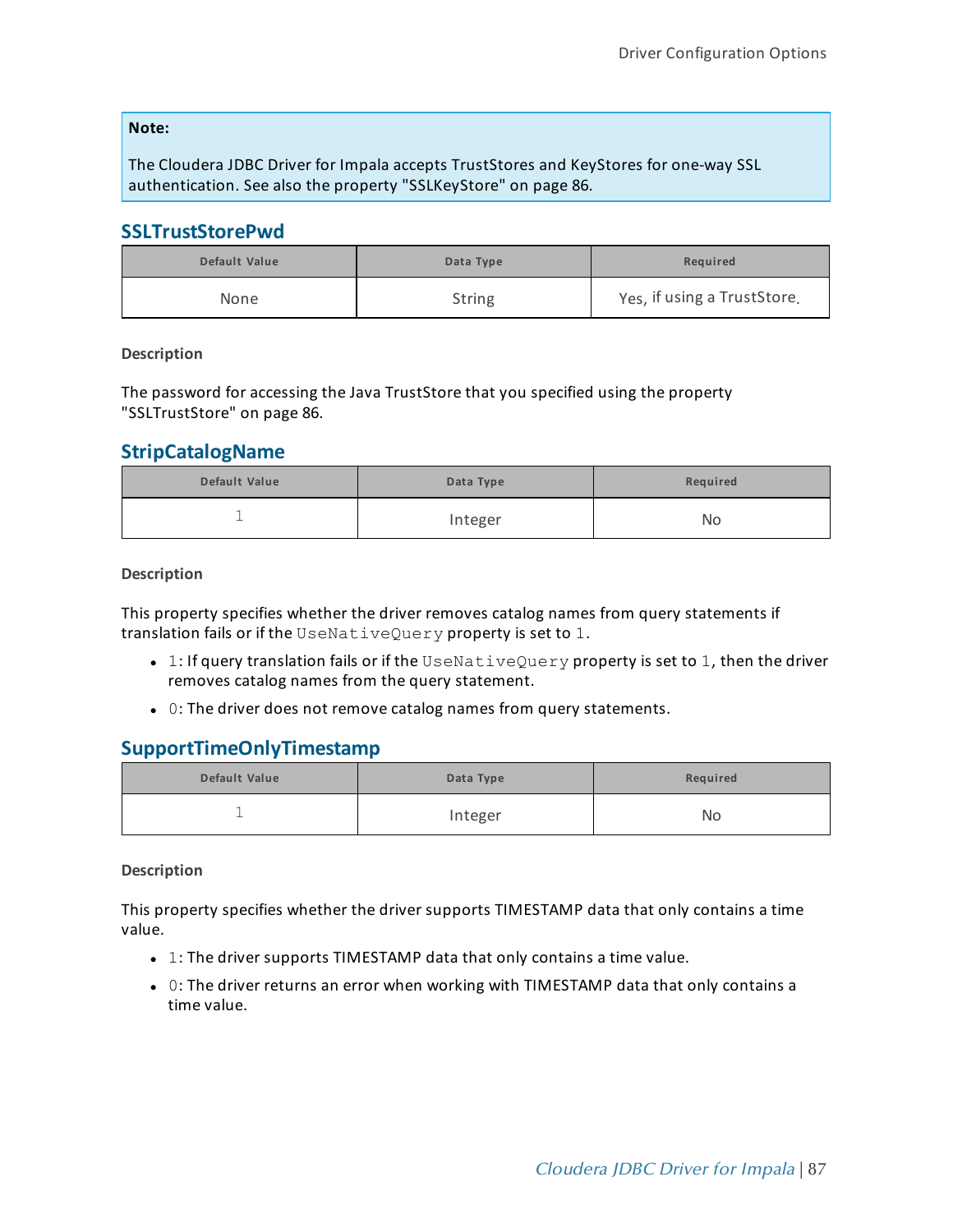> **Note:**
>
> The Cloudera JDBC Driver for Impala accepts TrustStores and KeyStores for one-way SSL authentication. See also the property "SSLKeyStore" on page 86.

## SSLTrustStorePwd

| Default Value | Data Type | Required |
| --- | --- | --- |
| None | String | Yes, if using a TrustStore. |

**Description**

The password for accessing the Java TrustStore that you specified using the property "SSLTrustStore" on page 86.

## StripCatalogName

| Default Value | Data Type | Required |
| --- | --- | --- |
| `1` | Integer | No |

**Description**

This property specifies whether the driver removes catalog names from query statements if translation fails or if the `UseNativeQuery` property is set to `1`.

- `1`: If query translation fails or if the `UseNativeQuery` property is set to `1`, then the driver removes catalog names from the query statement.
- `0`: The driver does not remove catalog names from query statements.

## SupportTimeOnlyTimestamp

| Default Value | Data Type | Required |
| --- | --- | --- |
| `1` | Integer | No |

**Description**

This property specifies whether the driver supports TIMESTAMP data that only contains a time value.

- `1`: The driver supports TIMESTAMP data that only contains a time value.
- `0`: The driver returns an error when working with TIMESTAMP data that only contains a time value.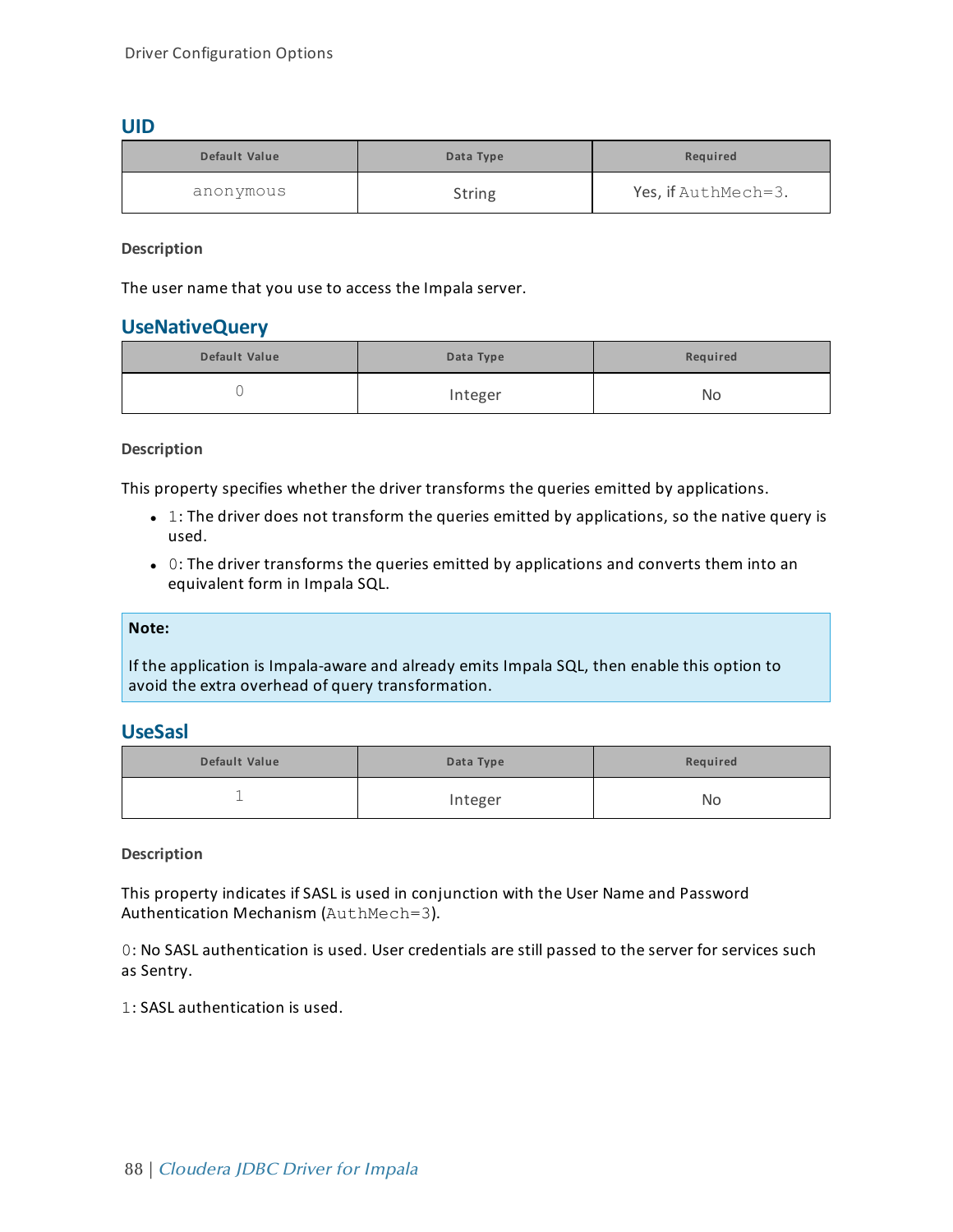### UID

| Default Value | Data Type | Required |
|---|---|---|
| anonymous | String | Yes, if AuthMech=3. |

**Description**

The user name that you use to access the Impala server.

### UseNativeQuery

| Default Value | Data Type | Required |
|---|---|---|
| 0 | Integer | No |

**Description**

This property specifies whether the driver transforms the queries emitted by applications.

- 1: The driver does not transform the queries emitted by applications, so the native query is used.
- 0: The driver transforms the queries emitted by applications and converts them into an equivalent form in Impala SQL.

> **Note:**
>
> If the application is Impala-aware and already emits Impala SQL, then enable this option to avoid the extra overhead of query transformation.

### UseSasl

| Default Value | Data Type | Required |
|---|---|---|
| 1 | Integer | No |

**Description**

This property indicates if SASL is used in conjunction with the User Name and Password Authentication Mechanism (AuthMech=3).

0: No SASL authentication is used. User credentials are still passed to the server for services such as Sentry.

1: SASL authentication is used.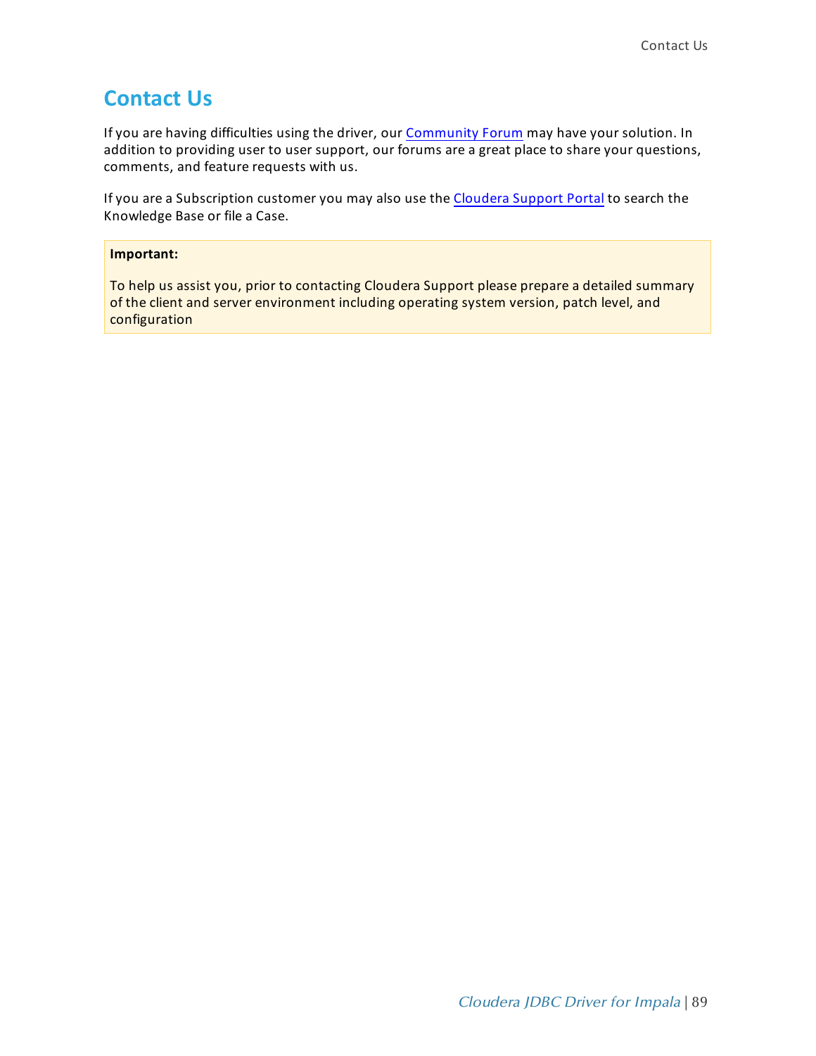# Contact Us

If you are having difficulties using the driver, our Community Forum may have your solution. In addition to providing user to user support, our forums are a great place to share your questions, comments, and feature requests with us.

If you are a Subscription customer you may also use the Cloudera Support Portal to search the Knowledge Base or file a Case.

> **Important:**
>
> To help us assist you, prior to contacting Cloudera Support please prepare a detailed summary of the client and server environment including operating system version, patch level, and configuration